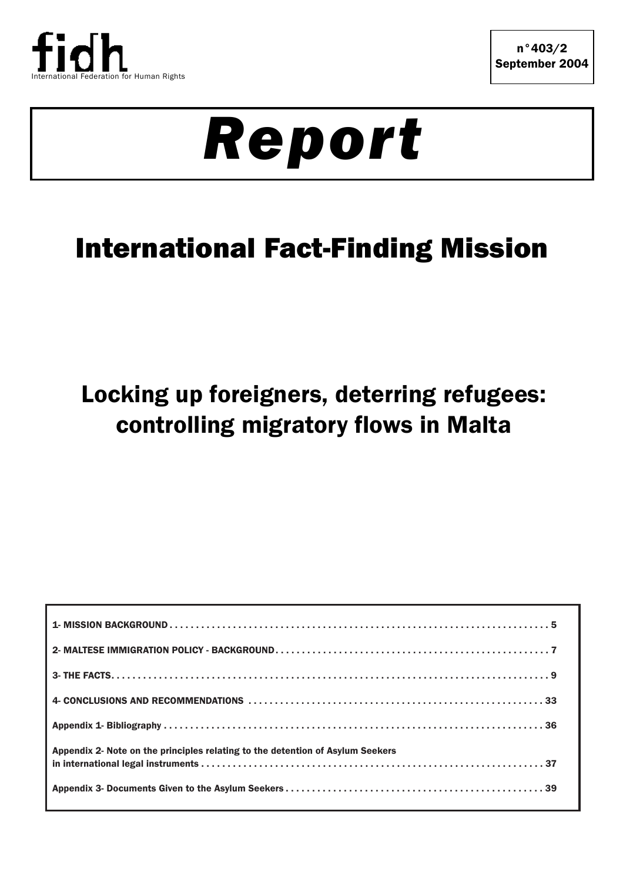fidh

International Federation for Human Rights

n°403/2
September 2004

# Report

## International Fact-Finding Mission

## Locking up foreigners, deterring refugees: controlling migratory flows in Malta

| | |
|---|---|
| 1- MISSION BACKGROUND | 5 |
| 2- MALTESE IMMIGRATION POLICY - BACKGROUND | 7 |
| 3- THE FACTS | 9 |
| 4- CONCLUSIONS AND RECOMMENDATIONS | 33 |
| Appendix 1- Bibliography | 36 |
| Appendix 2- Note on the principles relating to the detention of Asylum Seekers in international legal instruments | 37 |
| Appendix 3- Documents Given to the Asylum Seekers | 39 |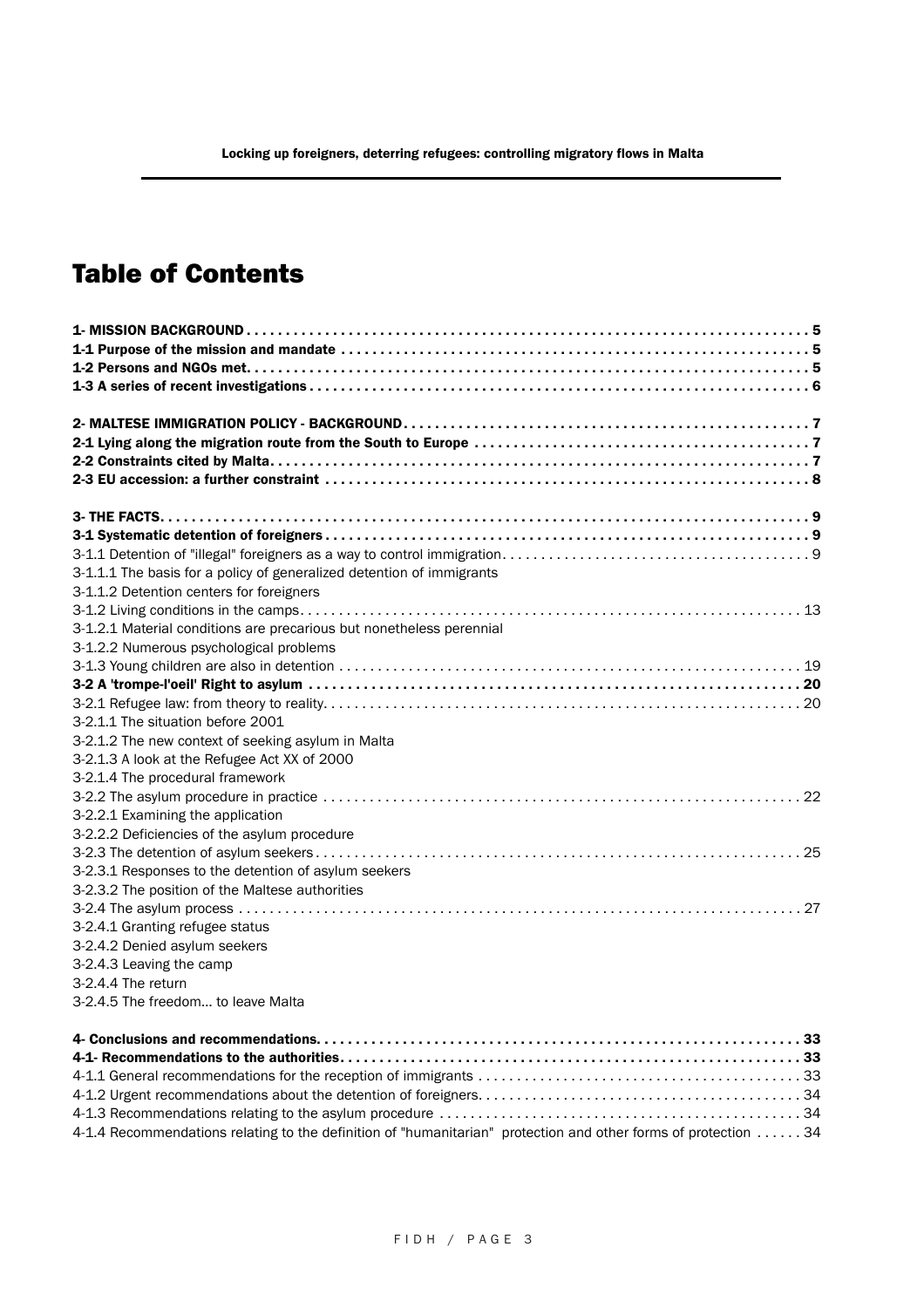# Table of Contents

**1- MISSION BACKGROUND . . . . . . . . . . 5**
**1-1 Purpose of the mission and mandate . . . . . . . . . . 5**
**1-2 Persons and NGOs met. . . . . . . . . . 5**
**1-3 A series of recent investigations . . . . . . . . . . 6**

**2- MALTESE IMMIGRATION POLICY - BACKGROUND. . . . . . . . . . 7**
**2-1 Lying along the migration route from the South to Europe . . . . . . . . . . 7**
**2-2 Constraints cited by Malta. . . . . . . . . . 7**
**2-3 EU accession: a further constraint . . . . . . . . . . 8**

**3- THE FACTS. . . . . . . . . . 9**
**3-1 Systematic detention of foreigners . . . . . . . . . . 9**
3-1.1 Detention of "illegal" foreigners as a way to control immigration. . . . . . . . . . 9
3-1.1.1 The basis for a policy of generalized detention of immigrants
3-1.1.2 Detention centers for foreigners
3-1.2 Living conditions in the camps. . . . . . . . . . 13
3-1.2.1 Material conditions are precarious but nonetheless perennial
3-1.2.2 Numerous psychological problems
3-1.3 Young children are also in detention . . . . . . . . . . 19
**3-2 A 'trompe-l'oeil' Right to asylum . . . . . . . . . . 20**
3-2.1 Refugee law: from theory to reality. . . . . . . . . . 20
3-2.1.1 The situation before 2001
3-2.1.2 The new context of seeking asylum in Malta
3-2.1.3 A look at the Refugee Act XX of 2000
3-2.1.4 The procedural framework
3-2.2 The asylum procedure in practice . . . . . . . . . . 22
3-2.2.1 Examining the application
3-2.2.2 Deficiencies of the asylum procedure
3-2.3 The detention of asylum seekers . . . . . . . . . . 25
3-2.3.1 Responses to the detention of asylum seekers
3-2.3.2 The position of the Maltese authorities
3-2.4 The asylum process . . . . . . . . . . 27
3-2.4.1 Granting refugee status
3-2.4.2 Denied asylum seekers
3-2.4.3 Leaving the camp
3-2.4.4 The return
3-2.4.5 The freedom... to leave Malta

**4- Conclusions and recommendations. . . . . . . . . . 33**
**4-1- Recommendations to the authorities. . . . . . . . . . 33**
4-1.1 General recommendations for the reception of immigrants . . . . . . . . . . 33
4-1.2 Urgent recommendations about the detention of foreigners. . . . . . . . . . 34
4-1.3 Recommendations relating to the asylum procedure . . . . . . . . . . 34
4-1.4 Recommendations relating to the definition of "humanitarian" protection and other forms of protection . . . . . . 34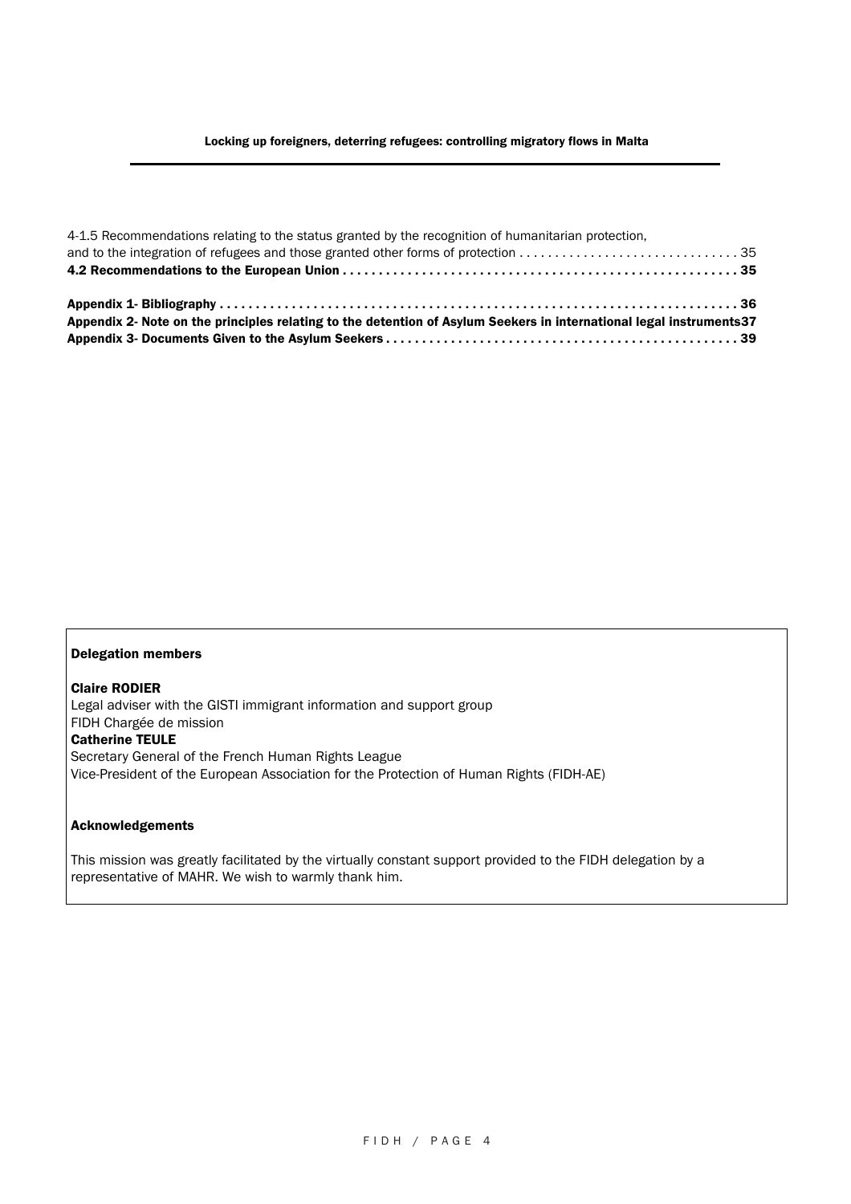4-1.5 Recommendations relating to the status granted by the recognition of humanitarian protection, and to the integration of refugees and those granted other forms of protection . . . . . . . . . . . . . . . . . . . . . . . . . . . . . . . 35

**4.2 Recommendations to the European Union . . . . . . . . . . . . . . . . . . . . . . . . . . . . . . . . . . . . . . . . . . . . . . . . . . . . . 35**

**Appendix 1- Bibliography . . . . . . . . . . . . . . . . . . . . . . . . . . . . . . . . . . . . . . . . . . . . . . . . . . . . . . . . . . . . . . . . . . . . . . 36**

**Appendix 2- Note on the principles relating to the detention of Asylum Seekers in international legal instruments 37**

**Appendix 3- Documents Given to the Asylum Seekers . . . . . . . . . . . . . . . . . . . . . . . . . . . . . . . . . . . . . . . . . . . . . . . . . 39**

**Delegation members**

**Claire RODIER**
Legal adviser with the GISTI immigrant information and support group
FIDH Chargée de mission

**Catherine TEULE**
Secretary General of the French Human Rights League
Vice-President of the European Association for the Protection of Human Rights (FIDH-AE)

**Acknowledgements**

This mission was greatly facilitated by the virtually constant support provided to the FIDH delegation by a representative of MAHR. We wish to warmly thank him.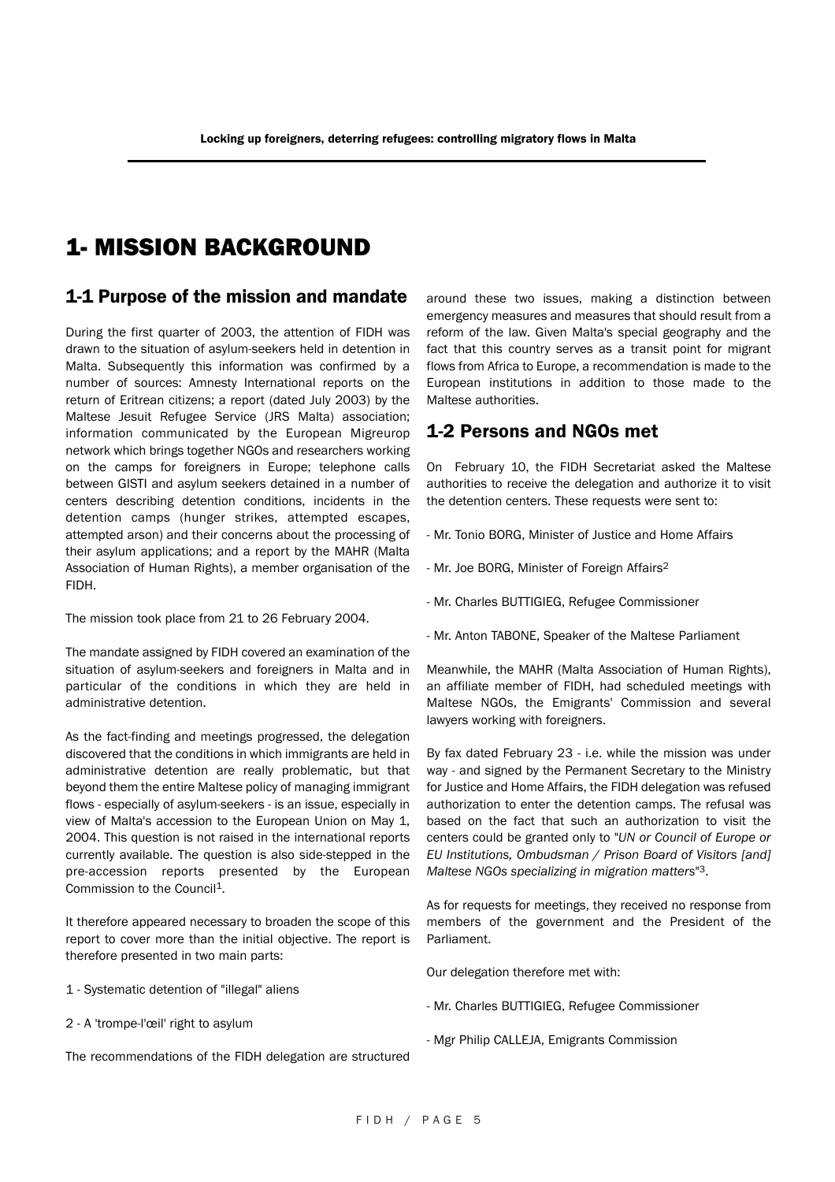# 1- MISSION BACKGROUND

## 1-1 Purpose of the mission and mandate

During the first quarter of 2003, the attention of FIDH was drawn to the situation of asylum-seekers held in detention in Malta. Subsequently this information was confirmed by a number of sources: Amnesty International reports on the return of Eritrean citizens; a report (dated July 2003) by the Maltese Jesuit Refugee Service (JRS Malta) association; information communicated by the European Migreurop network which brings together NGOs and researchers working on the camps for foreigners in Europe; telephone calls between GISTI and asylum seekers detained in a number of centers describing detention conditions, incidents in the detention camps (hunger strikes, attempted escapes, attempted arson) and their concerns about the processing of their asylum applications; and a report by the MAHR (Malta Association of Human Rights), a member organisation of the FIDH.

The mission took place from 21 to 26 February 2004.

The mandate assigned by FIDH covered an examination of the situation of asylum-seekers and foreigners in Malta and in particular of the conditions in which they are held in administrative detention.

As the fact-finding and meetings progressed, the delegation discovered that the conditions in which immigrants are held in administrative detention are really problematic, but that beyond them the entire Maltese policy of managing immigrant flows - especially of asylum-seekers - is an issue, especially in view of Malta's accession to the European Union on May 1, 2004. This question is not raised in the international reports currently available. The question is also side-stepped in the pre-accession reports presented by the European Commission to the Council[1].

It therefore appeared necessary to broaden the scope of this report to cover more than the initial objective. The report is therefore presented in two main parts:

1 - Systematic detention of "illegal" aliens

2 - A 'trompe-l'œil' right to asylum

The recommendations of the FIDH delegation are structured around these two issues, making a distinction between emergency measures and measures that should result from a reform of the law. Given Malta's special geography and the fact that this country serves as a transit point for migrant flows from Africa to Europe, a recommendation is made to the European institutions in addition to those made to the Maltese authorities.

## 1-2 Persons and NGOs met

On February 10, the FIDH Secretariat asked the Maltese authorities to receive the delegation and authorize it to visit the detention centers. These requests were sent to:

- Mr. Tonio BORG, Minister of Justice and Home Affairs

- Mr. Joe BORG, Minister of Foreign Affairs[2]

- Mr. Charles BUTTIGIEG, Refugee Commissioner

- Mr. Anton TABONE, Speaker of the Maltese Parliament

Meanwhile, the MAHR (Malta Association of Human Rights), an affiliate member of FIDH, had scheduled meetings with Maltese NGOs, the Emigrants' Commission and several lawyers working with foreigners.

By fax dated February 23 - i.e. while the mission was under way - and signed by the Permanent Secretary to the Ministry for Justice and Home Affairs, the FIDH delegation was refused authorization to enter the detention camps. The refusal was based on the fact that such an authorization to visit the centers could be granted only to "*UN or Council of Europe or EU Institutions, Ombudsman / Prison Board of Visitors [and] Maltese NGOs specializing in migration matters*"[3].

As for requests for meetings, they received no response from members of the government and the President of the Parliament.

Our delegation therefore met with:

- Mr. Charles BUTTIGIEG, Refugee Commissioner

- Mgr Philip CALLEJA, Emigrants Commission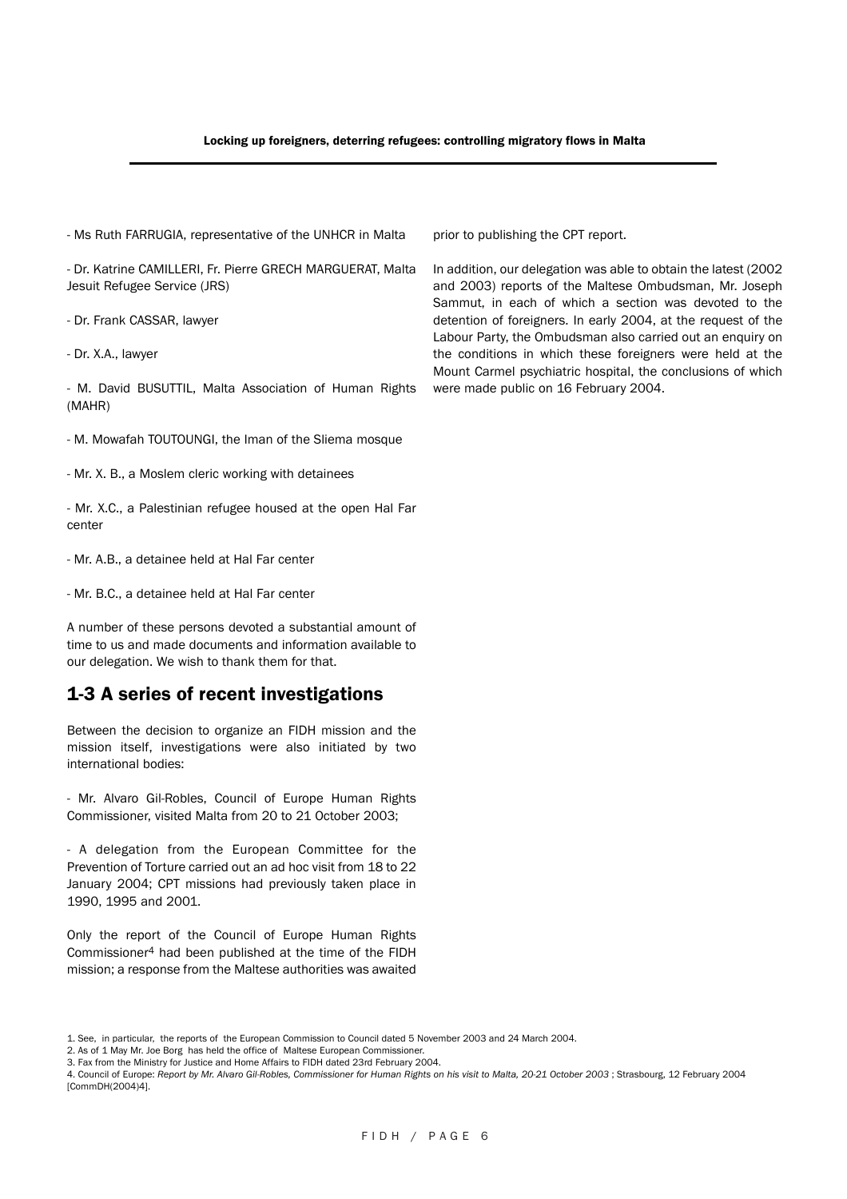- Ms Ruth FARRUGIA, representative of the UNHCR in Malta

- Dr. Katrine CAMILLERI, Fr. Pierre GRECH MARGUERAT, Malta Jesuit Refugee Service (JRS)

- Dr. Frank CASSAR, lawyer

- Dr. X.A., lawyer

- M. David BUSUTTIL, Malta Association of Human Rights (MAHR)

- M. Mowafah TOUTOUNGI, the Iman of the Sliema mosque

- Mr. X. B., a Moslem cleric working with detainees

- Mr. X.C., a Palestinian refugee housed at the open Hal Far center

- Mr. A.B., a detainee held at Hal Far center

- Mr. B.C., a detainee held at Hal Far center

A number of these persons devoted a substantial amount of time to us and made documents and information available to our delegation. We wish to thank them for that.

## 1-3 A series of recent investigations

Between the decision to organize an FIDH mission and the mission itself, investigations were also initiated by two international bodies:

- Mr. Alvaro Gil-Robles, Council of Europe Human Rights Commissioner, visited Malta from 20 to 21 October 2003;

- A delegation from the European Committee for the Prevention of Torture carried out an ad hoc visit from 18 to 22 January 2004; CPT missions had previously taken place in 1990, 1995 and 2001.

Only the report of the Council of Europe Human Rights Commissioner[4] had been published at the time of the FIDH mission; a response from the Maltese authorities was awaited prior to publishing the CPT report.

In addition, our delegation was able to obtain the latest (2002 and 2003) reports of the Maltese Ombudsman, Mr. Joseph Sammut, in each of which a section was devoted to the detention of foreigners. In early 2004, at the request of the Labour Party, the Ombudsman also carried out an enquiry on the conditions in which these foreigners were held at the Mount Carmel psychiatric hospital, the conclusions of which were made public on 16 February 2004.

1. See, in particular, the reports of the European Commission to Council dated 5 November 2003 and 24 March 2004.

2. As of 1 May Mr. Joe Borg has held the office of Maltese European Commissioner.

3. Fax from the Ministry for Justice and Home Affairs to FIDH dated 23rd February 2004.

4. Council of Europe: *Report by Mr. Alvaro Gil-Robles, Commissioner for Human Rights on his visit to Malta, 20-21 October 2003* ; Strasbourg, 12 February 2004 [CommDH(2004)4].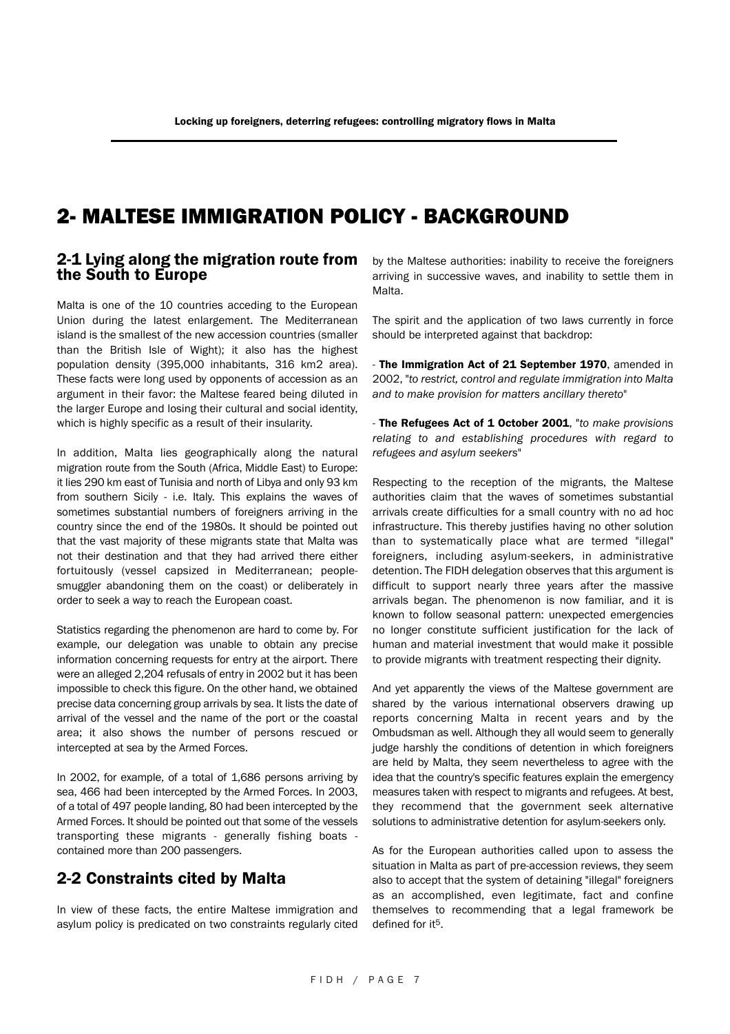# 2- MALTESE IMMIGRATION POLICY - BACKGROUND

## 2-1 Lying along the migration route from the South to Europe

Malta is one of the 10 countries acceding to the European Union during the latest enlargement. The Mediterranean island is the smallest of the new accession countries (smaller than the British Isle of Wight); it also has the highest population density (395,000 inhabitants, 316 km2 area). These facts were long used by opponents of accession as an argument in their favor: the Maltese feared being diluted in the larger Europe and losing their cultural and social identity, which is highly specific as a result of their insularity.

In addition, Malta lies geographically along the natural migration route from the South (Africa, Middle East) to Europe: it lies 290 km east of Tunisia and north of Libya and only 93 km from southern Sicily - i.e. Italy. This explains the waves of sometimes substantial numbers of foreigners arriving in the country since the end of the 1980s. It should be pointed out that the vast majority of these migrants state that Malta was not their destination and that they had arrived there either fortuitously (vessel capsized in Mediterranean; people-smuggler abandoning them on the coast) or deliberately in order to seek a way to reach the European coast.

Statistics regarding the phenomenon are hard to come by. For example, our delegation was unable to obtain any precise information concerning requests for entry at the airport. There were an alleged 2,204 refusals of entry in 2002 but it has been impossible to check this figure. On the other hand, we obtained precise data concerning group arrivals by sea. It lists the date of arrival of the vessel and the name of the port or the coastal area; it also shows the number of persons rescued or intercepted at sea by the Armed Forces.

In 2002, for example, of a total of 1,686 persons arriving by sea, 466 had been intercepted by the Armed Forces. In 2003, of a total of 497 people landing, 80 had been intercepted by the Armed Forces. It should be pointed out that some of the vessels transporting these migrants - generally fishing boats - contained more than 200 passengers.

## 2-2 Constraints cited by Malta

In view of these facts, the entire Maltese immigration and asylum policy is predicated on two constraints regularly cited by the Maltese authorities: inability to receive the foreigners arriving in successive waves, and inability to settle them in Malta.

The spirit and the application of two laws currently in force should be interpreted against that backdrop:

- **The Immigration Act of 21 September 1970**, amended in 2002, "*to restrict, control and regulate immigration into Malta and to make provision for matters ancillary thereto*"

- **The Refugees Act of 1 October 2001**, "*to make provisions relating to and establishing procedures with regard to refugees and asylum seekers*"

Respecting to the reception of the migrants, the Maltese authorities claim that the waves of sometimes substantial arrivals create difficulties for a small country with no ad hoc infrastructure. This thereby justifies having no other solution than to systematically place what are termed "illegal" foreigners, including asylum-seekers, in administrative detention. The FIDH delegation observes that this argument is difficult to support nearly three years after the massive arrivals began. The phenomenon is now familiar, and it is known to follow seasonal pattern: unexpected emergencies no longer constitute sufficient justification for the lack of human and material investment that would make it possible to provide migrants with treatment respecting their dignity.

And yet apparently the views of the Maltese government are shared by the various international observers drawing up reports concerning Malta in recent years and by the Ombudsman as well. Although they all would seem to generally judge harshly the conditions of detention in which foreigners are held by Malta, they seem nevertheless to agree with the idea that the country's specific features explain the emergency measures taken with respect to migrants and refugees. At best, they recommend that the government seek alternative solutions to administrative detention for asylum-seekers only.

As for the European authorities called upon to assess the situation in Malta as part of pre-accession reviews, they seem also to accept that the system of detaining "illegal" foreigners as an accomplished, even legitimate, fact and confine themselves to recommending that a legal framework be defined for it[5].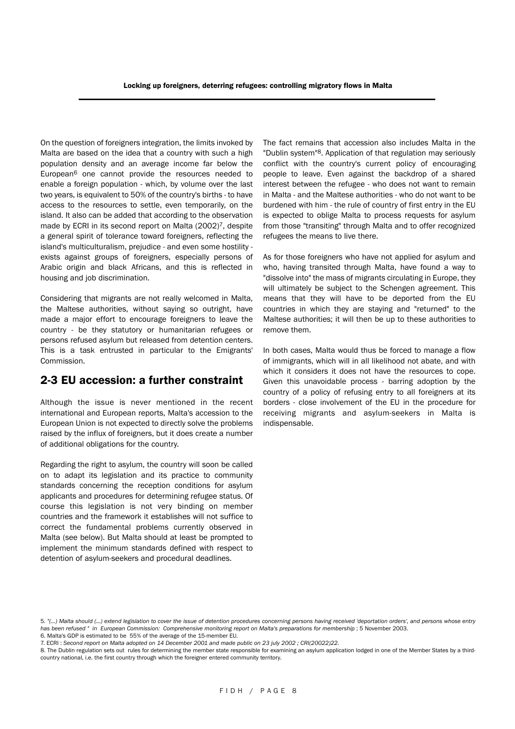On the question of foreigners integration, the limits invoked by Malta are based on the idea that a country with such a high population density and an average income far below the European[6] one cannot provide the resources needed to enable a foreign population - which, by volume over the last two years, is equivalent to 50% of the country's births - to have access to the resources to settle, even temporarily, on the island. It also can be added that according to the observation made by ECRI in its second report on Malta (2002)[7], despite a general spirit of tolerance toward foreigners, reflecting the island's multiculturalism, prejudice - and even some hostility - exists against groups of foreigners, especially persons of Arabic origin and black Africans, and this is reflected in housing and job discrimination.

Considering that migrants are not really welcomed in Malta, the Maltese authorities, without saying so outright, have made a major effort to encourage foreigners to leave the country - be they statutory or humanitarian refugees or persons refused asylum but released from detention centers. This is a task entrusted in particular to the Emigrants' Commission.

## 2-3 EU accession: a further constraint

Although the issue is never mentioned in the recent international and European reports, Malta's accession to the European Union is not expected to directly solve the problems raised by the influx of foreigners, but it does create a number of additional obligations for the country.

Regarding the right to asylum, the country will soon be called on to adapt its legislation and its practice to community standards concerning the reception conditions for asylum applicants and procedures for determining refugee status. Of course this legislation is not very binding on member countries and the framework it establishes will not suffice to correct the fundamental problems currently observed in Malta (see below). But Malta should at least be prompted to implement the minimum standards defined with respect to detention of asylum-seekers and procedural deadlines.

The fact remains that accession also includes Malta in the "Dublin system"[8]. Application of that regulation may seriously conflict with the country's current policy of encouraging people to leave. Even against the backdrop of a shared interest between the refugee - who does not want to remain in Malta - and the Maltese authorities - who do not want to be burdened with him - the rule of country of first entry in the EU is expected to oblige Malta to process requests for asylum from those "transiting" through Malta and to offer recognized refugees the means to live there.

As for those foreigners who have not applied for asylum and who, having transited through Malta, have found a way to "dissolve into" the mass of migrants circulating in Europe, they will ultimately be subject to the Schengen agreement. This means that they will have to be deported from the EU countries in which they are staying and "returned" to the Maltese authorities; it will then be up to these authorities to remove them.

In both cases, Malta would thus be forced to manage a flow of immigrants, which will in all likelihood not abate, and with which it considers it does not have the resources to cope. Given this unavoidable process - barring adoption by the country of a policy of refusing entry to all foreigners at its borders - close involvement of the EU in the procedure for receiving migrants and asylum-seekers in Malta is indispensable.

---

5. *"(...) Malta should (...) extend legislation to cover the issue of detention procedures concerning persons having received 'deportation orders', and persons whose entry has been refused " in European Commission: Comprehensive monitoring report on Malta's preparations for membership* ; 5 November 2003.

6. Malta's GDP is estimated to be 55% of the average of the 15-member EU.

7. ECRI : *Second report on Malta adopted on 14 December 2001 and made public on 23 july 2002 ; CRI(20022)22.*

8. The Dublin regulation sets out rules for determining the member state responsible for examining an asylum application lodged in one of the Member States by a third-country national, i.e. the first country through which the foreigner entered community territory.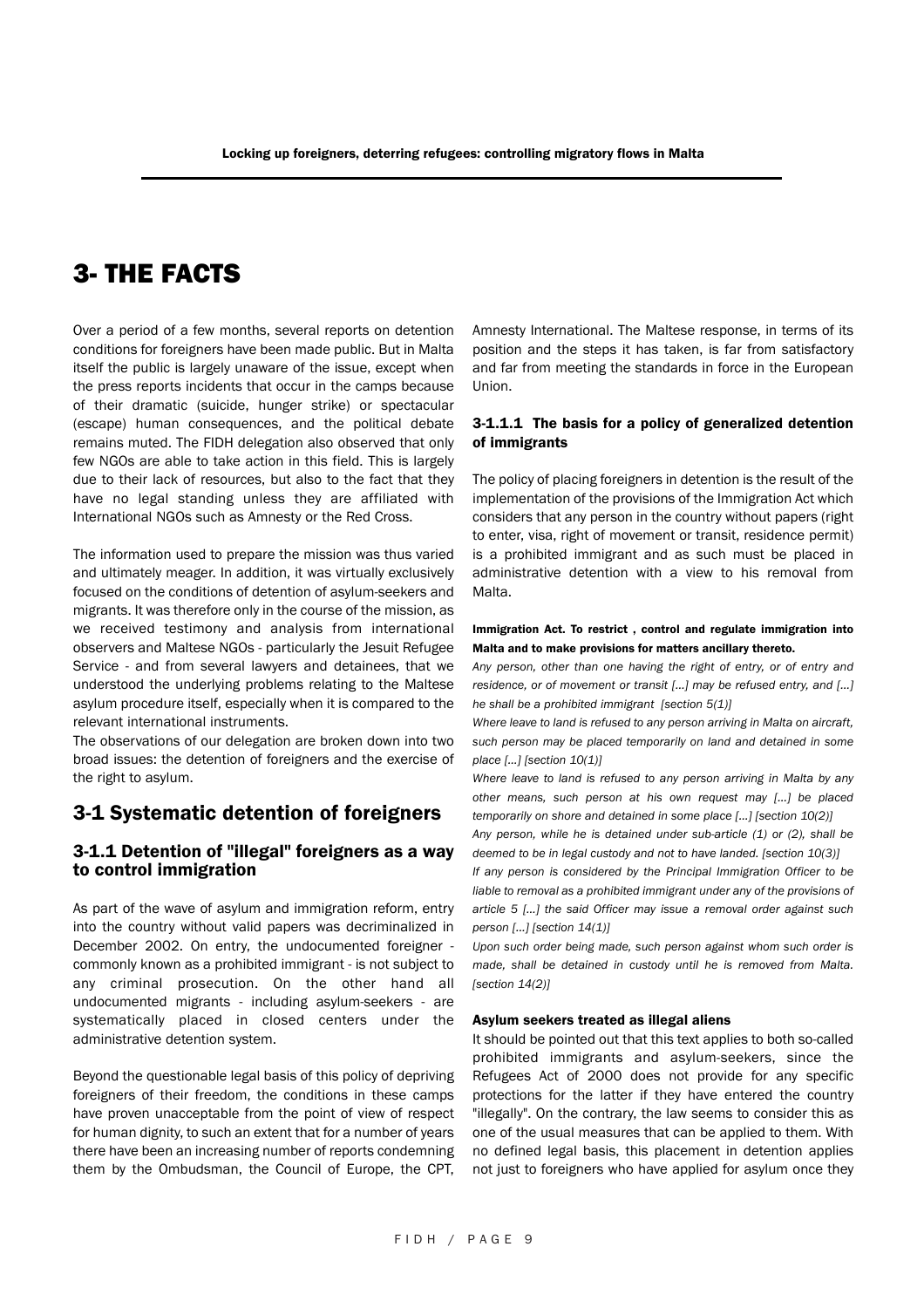# 3- THE FACTS

Over a period of a few months, several reports on detention conditions for foreigners have been made public. But in Malta itself the public is largely unaware of the issue, except when the press reports incidents that occur in the camps because of their dramatic (suicide, hunger strike) or spectacular (escape) human consequences, and the political debate remains muted. The FIDH delegation also observed that only few NGOs are able to take action in this field. This is largely due to their lack of resources, but also to the fact that they have no legal standing unless they are affiliated with International NGOs such as Amnesty or the Red Cross.

The information used to prepare the mission was thus varied and ultimately meager. In addition, it was virtually exclusively focused on the conditions of detention of asylum-seekers and migrants. It was therefore only in the course of the mission, as we received testimony and analysis from international observers and Maltese NGOs - particularly the Jesuit Refugee Service - and from several lawyers and detainees, that we understood the underlying problems relating to the Maltese asylum procedure itself, especially when it is compared to the relevant international instruments.

The observations of our delegation are broken down into two broad issues: the detention of foreigners and the exercise of the right to asylum.

## 3-1 Systematic detention of foreigners

### 3-1.1 Detention of "illegal" foreigners as a way to control immigration

As part of the wave of asylum and immigration reform, entry into the country without valid papers was decriminalized in December 2002. On entry, the undocumented foreigner - commonly known as a prohibited immigrant - is not subject to any criminal prosecution. On the other hand all undocumented migrants - including asylum-seekers - are systematically placed in closed centers under the administrative detention system.

Beyond the questionable legal basis of this policy of depriving foreigners of their freedom, the conditions in these camps have proven unacceptable from the point of view of respect for human dignity, to such an extent that for a number of years there have been an increasing number of reports condemning them by the Ombudsman, the Council of Europe, the CPT, Amnesty International. The Maltese response, in terms of its position and the steps it has taken, is far from satisfactory and far from meeting the standards in force in the European Union.

#### 3-1.1.1 The basis for a policy of generalized detention of immigrants

The policy of placing foreigners in detention is the result of the implementation of the provisions of the Immigration Act which considers that any person in the country without papers (right to enter, visa, right of movement or transit, residence permit) is a prohibited immigrant and as such must be placed in administrative detention with a view to his removal from Malta.

**Immigration Act. To restrict , control and regulate immigration into Malta and to make provisions for matters ancillary thereto.**

*Any person, other than one having the right of entry, or of entry and residence, or of movement or transit [...] may be refused entry, and [...] he shall be a prohibited immigrant [section 5(1)]*

*Where leave to land is refused to any person arriving in Malta on aircraft, such person may be placed temporarily on land and detained in some place [...] [section 10(1)]*

*Where leave to land is refused to any person arriving in Malta by any other means, such person at his own request may [...] be placed temporarily on shore and detained in some place [...] [section 10(2)]*

*Any person, while he is detained under sub-article (1) or (2), shall be deemed to be in legal custody and not to have landed. [section 10(3)]*

*If any person is considered by the Principal Immigration Officer to be liable to removal as a prohibited immigrant under any of the provisions of article 5 [...] the said Officer may issue a removal order against such person [...] [section 14(1)]*

*Upon such order being made, such person against whom such order is made, shall be detained in custody until he is removed from Malta. [section 14(2)]*

**Asylum seekers treated as illegal aliens**

It should be pointed out that this text applies to both so-called prohibited immigrants and asylum-seekers, since the Refugees Act of 2000 does not provide for any specific protections for the latter if they have entered the country "illegally". On the contrary, the law seems to consider this as one of the usual measures that can be applied to them. With no defined legal basis, this placement in detention applies not just to foreigners who have applied for asylum once they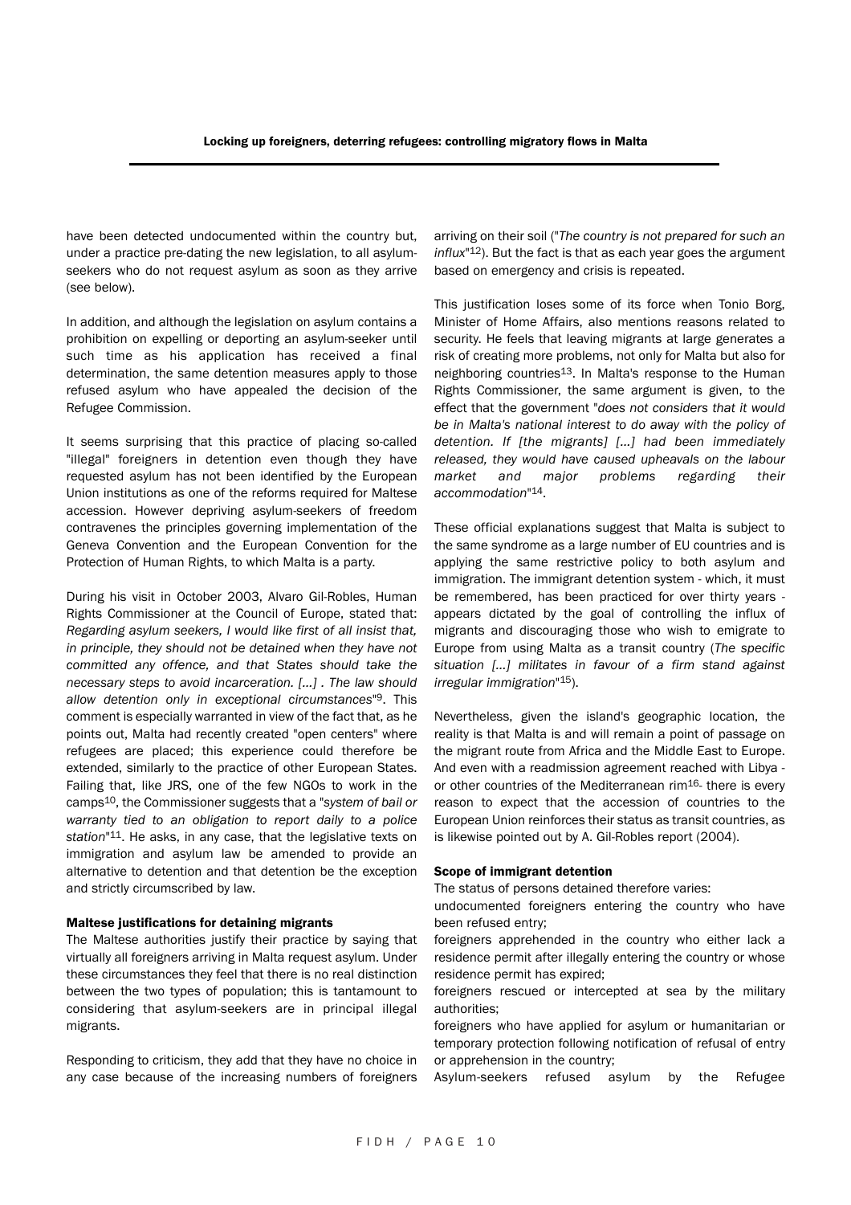have been detected undocumented within the country but, under a practice pre-dating the new legislation, to all asylum-seekers who do not request asylum as soon as they arrive (see below).

In addition, and although the legislation on asylum contains a prohibition on expelling or deporting an asylum-seeker until such time as his application has received a final determination, the same detention measures apply to those refused asylum who have appealed the decision of the Refugee Commission.

It seems surprising that this practice of placing so-called "illegal" foreigners in detention even though they have requested asylum has not been identified by the European Union institutions as one of the reforms required for Maltese accession. However depriving asylum-seekers of freedom contravenes the principles governing implementation of the Geneva Convention and the European Convention for the Protection of Human Rights, to which Malta is a party.

During his visit in October 2003, Alvaro Gil-Robles, Human Rights Commissioner at the Council of Europe, stated that: *Regarding asylum seekers, I would like first of all insist that, in principle, they should not be detained when they have not committed any offence, and that States should take the necessary steps to avoid incarceration. [...] . The law should allow detention only in exceptional circumstances*"[9]. This comment is especially warranted in view of the fact that, as he points out, Malta had recently created "open centers" where refugees are placed; this experience could therefore be extended, similarly to the practice of other European States. Failing that, like JRS, one of the few NGOs to work in the camps[10], the Commissioner suggests that a "*system of bail or warranty tied to an obligation to report daily to a police station*"[11]. He asks, in any case, that the legislative texts on immigration and asylum law be amended to provide an alternative to detention and that detention be the exception and strictly circumscribed by law.

### Maltese justifications for detaining migrants

The Maltese authorities justify their practice by saying that virtually all foreigners arriving in Malta request asylum. Under these circumstances they feel that there is no real distinction between the two types of population; this is tantamount to considering that asylum-seekers are in principal illegal migrants.

Responding to criticism, they add that they have no choice in any case because of the increasing numbers of foreigners arriving on their soil ("*The country is not prepared for such an influx*"[12]). But the fact is that as each year goes the argument based on emergency and crisis is repeated.

This justification loses some of its force when Tonio Borg, Minister of Home Affairs, also mentions reasons related to security. He feels that leaving migrants at large generates a risk of creating more problems, not only for Malta but also for neighboring countries[13]. In Malta's response to the Human Rights Commissioner, the same argument is given, to the effect that the government "*does not considers that it would be in Malta's national interest to do away with the policy of detention. If [the migrants] [...] had been immediately released, they would have caused upheavals on the labour market and major problems regarding their accommodation*"[14].

These official explanations suggest that Malta is subject to the same syndrome as a large number of EU countries and is applying the same restrictive policy to both asylum and immigration. The immigrant detention system - which, it must be remembered, has been practiced for over thirty years - appears dictated by the goal of controlling the influx of migrants and discouraging those who wish to emigrate to Europe from using Malta as a transit country (*The specific situation [...] militates in favour of a firm stand against irregular immigration*"[15]).

Nevertheless, given the island's geographic location, the reality is that Malta is and will remain a point of passage on the migrant route from Africa and the Middle East to Europe. And even with a readmission agreement reached with Libya - or other countries of the Mediterranean rim[16]- there is every reason to expect that the accession of countries to the European Union reinforces their status as transit countries, as is likewise pointed out by A. Gil-Robles report (2004).

### Scope of immigrant detention

The status of persons detained therefore varies:

undocumented foreigners entering the country who have been refused entry;

foreigners apprehended in the country who either lack a residence permit after illegally entering the country or whose residence permit has expired;

foreigners rescued or intercepted at sea by the military authorities;

foreigners who have applied for asylum or humanitarian or temporary protection following notification of refusal of entry or apprehension in the country;

Asylum-seekers refused asylum by the Refugee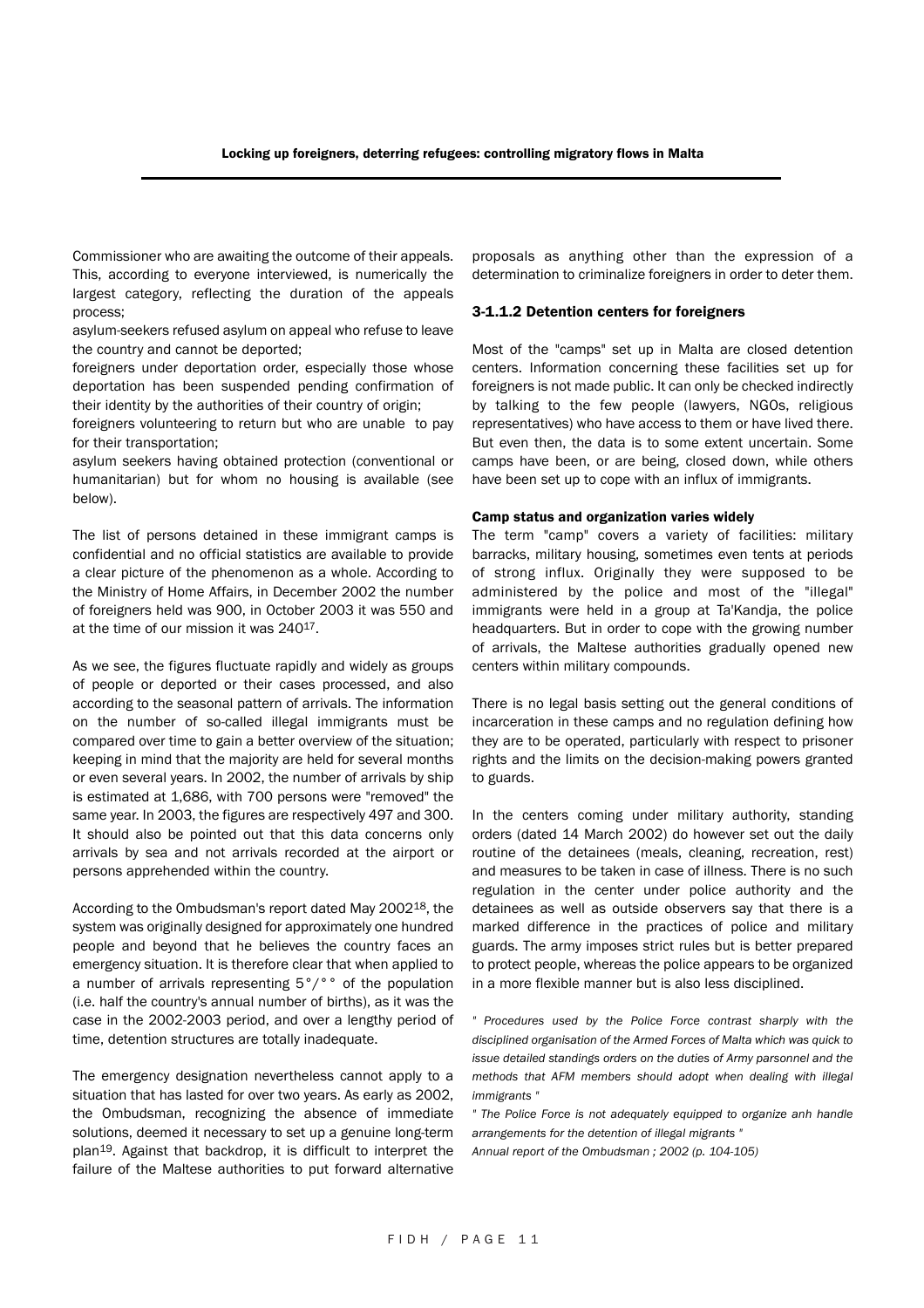Commissioner who are awaiting the outcome of their appeals. This, according to everyone interviewed, is numerically the largest category, reflecting the duration of the appeals process;

asylum-seekers refused asylum on appeal who refuse to leave the country and cannot be deported;

foreigners under deportation order, especially those whose deportation has been suspended pending confirmation of their identity by the authorities of their country of origin;

foreigners volunteering to return but who are unable to pay for their transportation;

asylum seekers having obtained protection (conventional or humanitarian) but for whom no housing is available (see below).

The list of persons detained in these immigrant camps is confidential and no official statistics are available to provide a clear picture of the phenomenon as a whole. According to the Ministry of Home Affairs, in December 2002 the number of foreigners held was 900, in October 2003 it was 550 and at the time of our mission it was 240[17].

As we see, the figures fluctuate rapidly and widely as groups of people or deported or their cases processed, and also according to the seasonal pattern of arrivals. The information on the number of so-called illegal immigrants must be compared over time to gain a better overview of the situation; keeping in mind that the majority are held for several months or even several years. In 2002, the number of arrivals by ship is estimated at 1,686, with 700 persons were "removed" the same year. In 2003, the figures are respectively 497 and 300. It should also be pointed out that this data concerns only arrivals by sea and not arrivals recorded at the airport or persons apprehended within the country.

According to the Ombudsman's report dated May 2002[18], the system was originally designed for approximately one hundred people and beyond that he believes the country faces an emergency situation. It is therefore clear that when applied to a number of arrivals representing 5°/°° of the population (i.e. half the country's annual number of births), as it was the case in the 2002-2003 period, and over a lengthy period of time, detention structures are totally inadequate.

The emergency designation nevertheless cannot apply to a situation that has lasted for over two years. As early as 2002, the Ombudsman, recognizing the absence of immediate solutions, deemed it necessary to set up a genuine long-term plan[19]. Against that backdrop, it is difficult to interpret the failure of the Maltese authorities to put forward alternative proposals as anything other than the expression of a determination to criminalize foreigners in order to deter them.

### 3-1.1.2 Detention centers for foreigners

Most of the "camps" set up in Malta are closed detention centers. Information concerning these facilities set up for foreigners is not made public. It can only be checked indirectly by talking to the few people (lawyers, NGOs, religious representatives) who have access to them or have lived there. But even then, the data is to some extent uncertain. Some camps have been, or are being, closed down, while others have been set up to cope with an influx of immigrants.

#### Camp status and organization varies widely

The term "camp" covers a variety of facilities: military barracks, military housing, sometimes even tents at periods of strong influx. Originally they were supposed to be administered by the police and most of the "illegal" immigrants were held in a group at Ta'Kandja, the police headquarters. But in order to cope with the growing number of arrivals, the Maltese authorities gradually opened new centers within military compounds.

There is no legal basis setting out the general conditions of incarceration in these camps and no regulation defining how they are to be operated, particularly with respect to prisoner rights and the limits on the decision-making powers granted to guards.

In the centers coming under military authority, standing orders (dated 14 March 2002) do however set out the daily routine of the detainees (meals, cleaning, recreation, rest) and measures to be taken in case of illness. There is no such regulation in the center under police authority and the detainees as well as outside observers say that there is a marked difference in the practices of police and military guards. The army imposes strict rules but is better prepared to protect people, whereas the police appears to be organized in a more flexible manner but is also less disciplined.

*" Procedures used by the Police Force contrast sharply with the disciplined organisation of the Armed Forces of Malta which was quick to issue detailed standings orders on the duties of Army parsonnel and the methods that AFM members should adopt when dealing with illegal immigrants "*

*" The Police Force is not adequately equipped to organize anh handle arrangements for the detention of illegal migrants "*

*Annual report of the Ombudsman ; 2002 (p. 104-105)*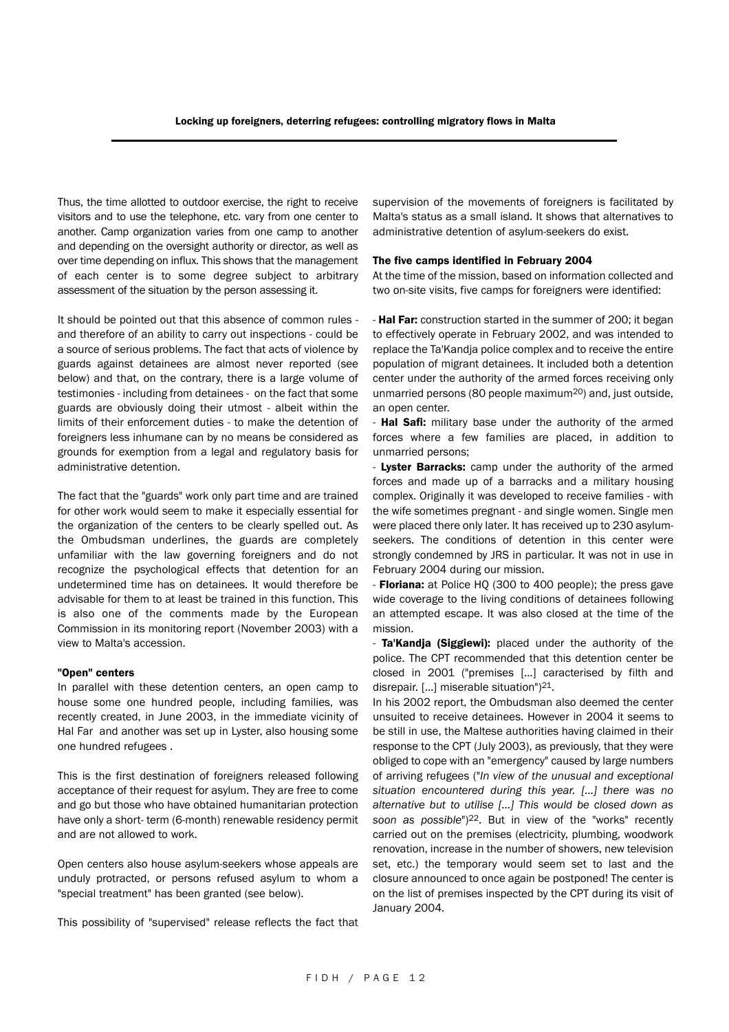Thus, the time allotted to outdoor exercise, the right to receive visitors and to use the telephone, etc. vary from one center to another. Camp organization varies from one camp to another and depending on the oversight authority or director, as well as over time depending on influx. This shows that the management of each center is to some degree subject to arbitrary assessment of the situation by the person assessing it.

It should be pointed out that this absence of common rules - and therefore of an ability to carry out inspections - could be a source of serious problems. The fact that acts of violence by guards against detainees are almost never reported (see below) and that, on the contrary, there is a large volume of testimonies - including from detainees - on the fact that some guards are obviously doing their utmost - albeit within the limits of their enforcement duties - to make the detention of foreigners less inhumane can by no means be considered as grounds for exemption from a legal and regulatory basis for administrative detention.

The fact that the "guards" work only part time and are trained for other work would seem to make it especially essential for the organization of the centers to be clearly spelled out. As the Ombudsman underlines, the guards are completely unfamiliar with the law governing foreigners and do not recognize the psychological effects that detention for an undetermined time has on detainees. It would therefore be advisable for them to at least be trained in this function. This is also one of the comments made by the European Commission in its monitoring report (November 2003) with a view to Malta's accession.

**"Open" centers**

In parallel with these detention centers, an open camp to house some one hundred people, including families, was recently created, in June 2003, in the immediate vicinity of Hal Far and another was set up in Lyster, also housing some one hundred refugees .

This is the first destination of foreigners released following acceptance of their request for asylum. They are free to come and go but those who have obtained humanitarian protection have only a short- term (6-month) renewable residency permit and are not allowed to work.

Open centers also house asylum-seekers whose appeals are unduly protracted, or persons refused asylum to whom a "special treatment" has been granted (see below).

This possibility of "supervised" release reflects the fact that supervision of the movements of foreigners is facilitated by Malta's status as a small island. It shows that alternatives to administrative detention of asylum-seekers do exist.

**The five camps identified in February 2004**

At the time of the mission, based on information collected and two on-site visits, five camps for foreigners were identified:

- **Hal Far:** construction started in the summer of 200; it began to effectively operate in February 2002, and was intended to replace the Ta'Kandja police complex and to receive the entire population of migrant detainees. It included both a detention center under the authority of the armed forces receiving only unmarried persons (80 people maximum[20]) and, just outside, an open center.
- **Hal Safi:** military base under the authority of the armed forces where a few families are placed, in addition to unmarried persons;
- **Lyster Barracks:** camp under the authority of the armed forces and made up of a barracks and a military housing complex. Originally it was developed to receive families - with the wife sometimes pregnant - and single women. Single men were placed there only later. It has received up to 230 asylum-seekers. The conditions of detention in this center were strongly condemned by JRS in particular. It was not in use in February 2004 during our mission.
- **Floriana:** at Police HQ (300 to 400 people); the press gave wide coverage to the living conditions of detainees following an attempted escape. It was also closed at the time of the mission.
- **Ta'Kandja (Siggiewi):** placed under the authority of the police. The CPT recommended that this detention center be closed in 2001 ("premises [...] caracterised by filth and disrepair. [...] miserable situation")[21].

In his 2002 report, the Ombudsman also deemed the center unsuited to receive detainees. However in 2004 it seems to be still in use, the Maltese authorities having claimed in their response to the CPT (July 2003), as previously, that they were obliged to cope with an "emergency" caused by large numbers of arriving refugees ("*In view of the unusual and exceptional situation encountered during this year. [...] there was no alternative but to utilise [...] This would be closed down as soon as possible*")[22]. But in view of the "works" recently carried out on the premises (electricity, plumbing, woodwork renovation, increase in the number of showers, new television set, etc.) the temporary would seem set to last and the closure announced to once again be postponed! The center is on the list of premises inspected by the CPT during its visit of January 2004.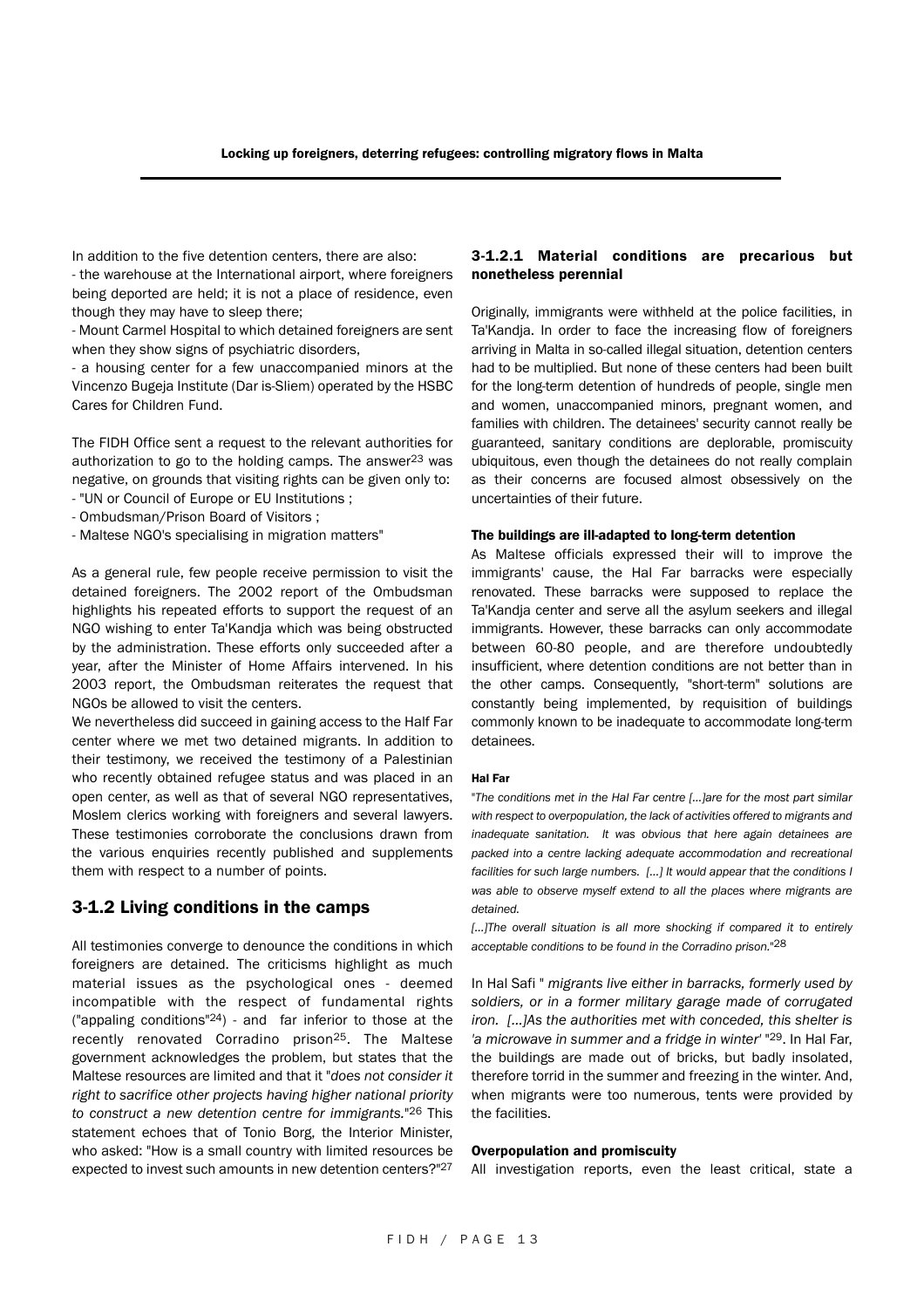In addition to the five detention centers, there are also:

- the warehouse at the International airport, where foreigners being deported are held; it is not a place of residence, even though they may have to sleep there;
- Mount Carmel Hospital to which detained foreigners are sent when they show signs of psychiatric disorders,
- a housing center for a few unaccompanied minors at the Vincenzo Bugeja Institute (Dar is-Sliem) operated by the HSBC Cares for Children Fund.

The FIDH Office sent a request to the relevant authorities for authorization to go to the holding camps. The answer[23] was negative, on grounds that visiting rights can be given only to:

- "UN or Council of Europe or EU Institutions ;
- Ombudsman/Prison Board of Visitors ;
- Maltese NGO's specialising in migration matters"

As a general rule, few people receive permission to visit the detained foreigners. The 2002 report of the Ombudsman highlights his repeated efforts to support the request of an NGO wishing to enter Ta'Kandja which was being obstructed by the administration. These efforts only succeeded after a year, after the Minister of Home Affairs intervened. In his 2003 report, the Ombudsman reiterates the request that NGOs be allowed to visit the centers.

We nevertheless did succeed in gaining access to the Half Far center where we met two detained migrants. In addition to their testimony, we received the testimony of a Palestinian who recently obtained refugee status and was placed in an open center, as well as that of several NGO representatives, Moslem clerics working with foreigners and several lawyers. These testimonies corroborate the conclusions drawn from the various enquiries recently published and supplements them with respect to a number of points.

## 3-1.2 Living conditions in the camps

All testimonies converge to denounce the conditions in which foreigners are detained. The criticisms highlight as much material issues as the psychological ones - deemed incompatible with the respect of fundamental rights ("appaling conditions"[24]) - and far inferior to those at the recently renovated Corradino prison[25]. The Maltese government acknowledges the problem, but states that the Maltese resources are limited and that it "*does not consider it right to sacrifice other projects having higher national priority to construct a new detention centre for immigrants.*"[26] This statement echoes that of Tonio Borg, the Interior Minister, who asked: "How is a small country with limited resources be expected to invest such amounts in new detention centers?"[27]

### 3-1.2.1 Material conditions are precarious but nonetheless perennial

Originally, immigrants were withheld at the police facilities, in Ta'Kandja. In order to face the increasing flow of foreigners arriving in Malta in so-called illegal situation, detention centers had to be multiplied. But none of these centers had been built for the long-term detention of hundreds of people, single men and women, unaccompanied minors, pregnant women, and families with children. The detainees' security cannot really be guaranteed, sanitary conditions are deplorable, promiscuity ubiquitous, even though the detainees do not really complain as their concerns are focused almost obsessively on the uncertainties of their future.

#### The buildings are ill-adapted to long-term detention

As Maltese officials expressed their will to improve the immigrants' cause, the Hal Far barracks were especially renovated. These barracks were supposed to replace the Ta'Kandja center and serve all the asylum seekers and illegal immigrants. However, these barracks can only accommodate between 60-80 people, and are therefore undoubtedly insufficient, where detention conditions are not better than in the other camps. Consequently, "short-term" solutions are constantly being implemented, by requisition of buildings commonly known to be inadequate to accommodate long-term detainees.

**Hal Far**

"*The conditions met in the Hal Far centre [...]are for the most part similar with respect to overpopulation, the lack of activities offered to migrants and inadequate sanitation. It was obvious that here again detainees are packed into a centre lacking adequate accommodation and recreational facilities for such large numbers. [...] It would appear that the conditions I was able to observe myself extend to all the places where migrants are detained.*

*[...]The overall situation is all more shocking if compared it to entirely acceptable conditions to be found in the Corradino prison.*"[28]

In Hal Safi " *migrants live either in barracks, formerly used by soldiers, or in a former military garage made of corrugated iron. [...]As the authorities met with conceded, this shelter is 'a microwave in summer and a fridge in winter'* "[29]. In Hal Far, the buildings are made out of bricks, but badly insolated, therefore torrid in the summer and freezing in the winter. And, when migrants were too numerous, tents were provided by the facilities.

#### Overpopulation and promiscuity

All investigation reports, even the least critical, state a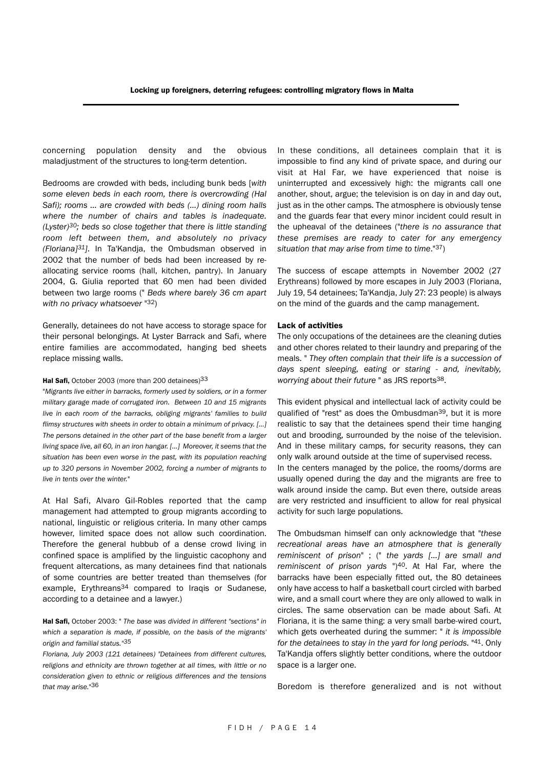concerning population density and the obvious maladjustment of the structures to long-term detention.

Bedrooms are crowded with beds, including bunk beds [*with some eleven beds in each room, there is overcrowding (Hal Safi); rooms ... are crowded with beds (...) dining room halls where the number of chairs and tables is inadequate. (Lyster)*[30]*; beds so close together that there is little standing room left between them, and absolutely no privacy (Floriana]*[31]*]*. In Ta'Kandja, the Ombudsman observed in 2002 that the number of beds had been increased by re-allocating service rooms (hall, kitchen, pantry). In January 2004, G. Giulia reported that 60 men had been divided between two large rooms (" *Beds where barely 36 cm apart with no privacy whatsoever* "[32])

Generally, detainees do not have access to storage space for their personal belongings. At Lyster Barrack and Safi, where entire families are accommodated, hanging bed sheets replace missing walls.

**Hal Safi,** October 2003 (more than 200 detainees)[33]

*"Migrants live either in barracks, formerly used by soldiers, or in a former military garage made of corrugated iron. Between 10 and 15 migrants live in each room of the barracks, obliging migrants' families to build flimsy structures with sheets in order to obtain a minimum of privacy. [...] The persons detained in the other part of the base benefit from a larger living space live, all 60, in an iron hangar. [...] Moreover, it seems that the situation has been even worse in the past, with its population reaching up to 320 persons in November 2002, forcing a number of migrants to live in tents over the winter."*

At Hal Safi, Alvaro Gil-Robles reported that the camp management had attempted to group migrants according to national, linguistic or religious criteria. In many other camps however, limited space does not allow such coordination. Therefore the general hubbub of a dense crowd living in confined space is amplified by the linguistic cacophony and frequent altercations, as many detainees find that nationals of some countries are better treated than themselves (for example, Erythreans[34] compared to Iraqis or Sudanese, according to a detainee and a lawyer.)

**Hal Safi,** October 2003: " *The base was divided in different "sections" in which a separation is made, if possible, on the basis of the migrants' origin and familial status."*[35]

*Floriana, July 2003 (121 detainees) "Detainees from different cultures, religions and ethnicity are thrown together at all times, with little or no consideration given to ethnic or religious differences and the tensions that may arise."*[36]

In these conditions, all detainees complain that it is impossible to find any kind of private space, and during our visit at Hal Far, we have experienced that noise is uninterrupted and excessively high: the migrants call one another, shout, argue; the television is on day in and day out, just as in the other camps. The atmosphere is obviously tense and the guards fear that every minor incident could result in the upheaval of the detainees ("*there is no assurance that these premises are ready to cater for any emergency situation that may arise from time to time*."[37])

The success of escape attempts in November 2002 (27 Erythreans) followed by more escapes in July 2003 (Floriana, July 19, 54 detainees; Ta'Kandja, July 27: 23 people) is always on the mind of the guards and the camp management.

#### Lack of activities

The only occupations of the detainees are the cleaning duties and other chores related to their laundry and preparing of the meals. " *They often complain that their life is a succession of days spent sleeping, eating or staring - and, inevitably, worrying about their future* " as JRS reports[38].

This evident physical and intellectual lack of activity could be qualified of "rest" as does the Ombudsman[39], but it is more realistic to say that the detainees spend their time hanging out and brooding, surrounded by the noise of the television. And in these military camps, for security reasons, they can only walk around outside at the time of supervised recess.
In the centers managed by the police, the rooms/dorms are usually opened during the day and the migrants are free to walk around inside the camp. But even there, outside areas are very restricted and insufficient to allow for real physical activity for such large populations.

The Ombudsman himself can only acknowledge that "*these recreational areas have an atmosphere that is generally reminiscent of prison*" ; (" *the yards [...] are small and reminiscent of prison yards* ")[40]. At Hal Far, where the barracks have been especially fitted out, the 80 detainees only have access to half a basketball court circled with barbed wire, and a small court where they are only allowed to walk in circles. The same observation can be made about Safi. At Floriana, it is the same thing: a very small barbe-wired court, which gets overheated during the summer: " *it is impossible for the detainees to stay in the yard for long periods.* "[41]. Only Ta'Kandja offers slightly better conditions, where the outdoor space is a larger one.

Boredom is therefore generalized and is not without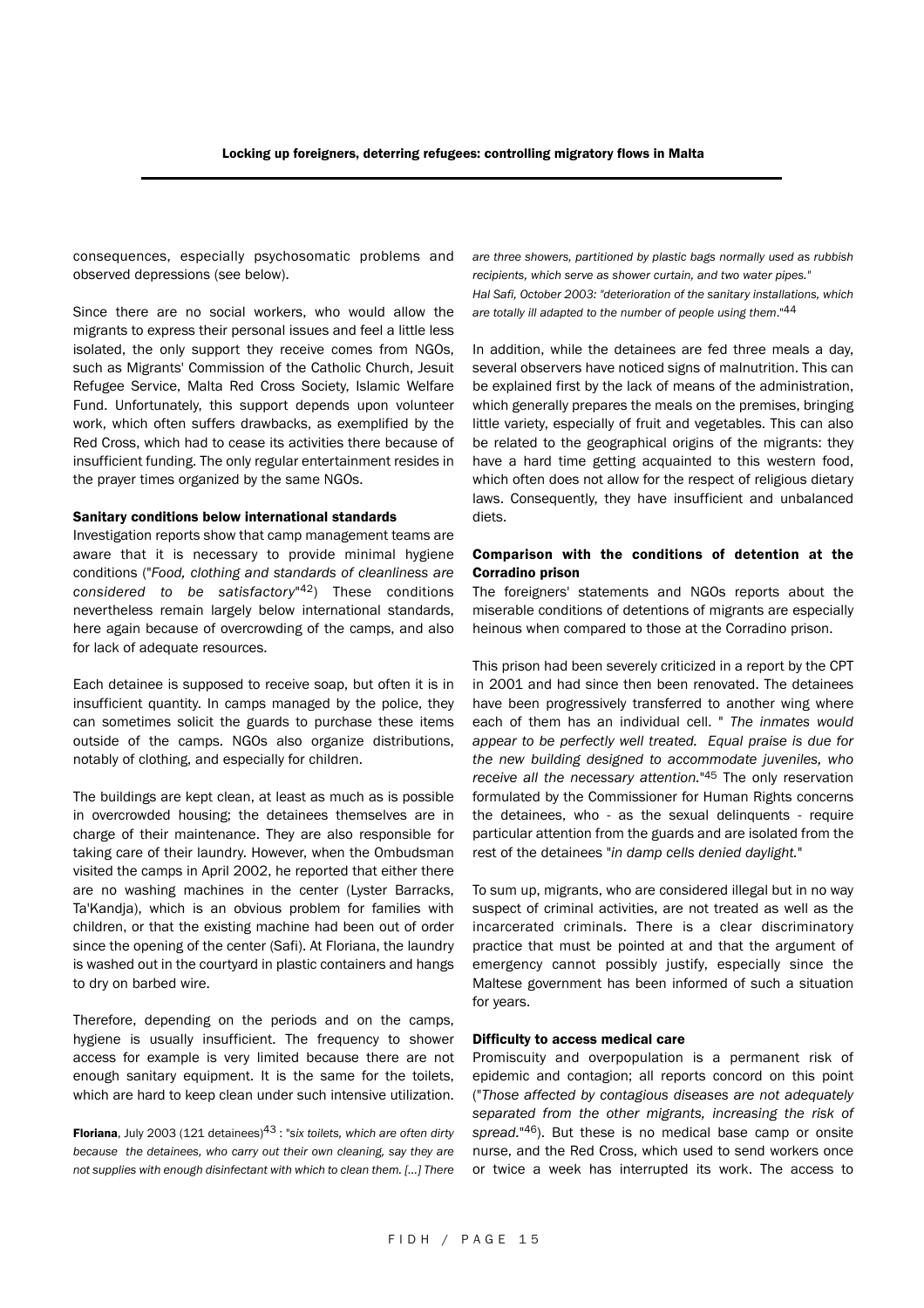consequences, especially psychosomatic problems and observed depressions (see below).

Since there are no social workers, who would allow the migrants to express their personal issues and feel a little less isolated, the only support they receive comes from NGOs, such as Migrants' Commission of the Catholic Church, Jesuit Refugee Service, Malta Red Cross Society, Islamic Welfare Fund. Unfortunately, this support depends upon volunteer work, which often suffers drawbacks, as exemplified by the Red Cross, which had to cease its activities there because of insufficient funding. The only regular entertainment resides in the prayer times organized by the same NGOs.

### Sanitary conditions below international standards

Investigation reports show that camp management teams are aware that it is necessary to provide minimal hygiene conditions ("*Food, clothing and standards of cleanliness are considered to be satisfactory*"[42]) These conditions nevertheless remain largely below international standards, here again because of overcrowding of the camps, and also for lack of adequate resources.

Each detainee is supposed to receive soap, but often it is in insufficient quantity. In camps managed by the police, they can sometimes solicit the guards to purchase these items outside of the camps. NGOs also organize distributions, notably of clothing, and especially for children.

The buildings are kept clean, at least as much as is possible in overcrowded housing; the detainees themselves are in charge of their maintenance. They are also responsible for taking care of their laundry. However, when the Ombudsman visited the camps in April 2002, he reported that either there are no washing machines in the center (Lyster Barracks, Ta'Kandja), which is an obvious problem for families with children, or that the existing machine had been out of order since the opening of the center (Safi). At Floriana, the laundry is washed out in the courtyard in plastic containers and hangs to dry on barbed wire.

Therefore, depending on the periods and on the camps, hygiene is usually insufficient. The frequency to shower access for example is very limited because there are not enough sanitary equipment. It is the same for the toilets, which are hard to keep clean under such intensive utilization.

**Floriana**, July 2003 (121 detainees)[43] : "*six toilets, which are often dirty because the detainees, who carry out their own cleaning, say they are not supplies with enough disinfectant with which to clean them. [...] There are three showers, partitioned by plastic bags normally used as rubbish recipients, which serve as shower curtain, and two water pipes.*"
*Hal Safi, October 2003: "deterioration of the sanitary installations, which are totally ill adapted to the number of people using them."*[44]

In addition, while the detainees are fed three meals a day, several observers have noticed signs of malnutrition. This can be explained first by the lack of means of the administration, which generally prepares the meals on the premises, bringing little variety, especially of fruit and vegetables. This can also be related to the geographical origins of the migrants: they have a hard time getting acquainted to this western food, which often does not allow for the respect of religious dietary laws. Consequently, they have insufficient and unbalanced diets.

### Comparison with the conditions of detention at the Corradino prison

The foreigners' statements and NGOs reports about the miserable conditions of detentions of migrants are especially heinous when compared to those at the Corradino prison.

This prison had been severely criticized in a report by the CPT in 2001 and had since then been renovated. The detainees have been progressively transferred to another wing where each of them has an individual cell. " *The inmates would appear to be perfectly well treated. Equal praise is due for the new building designed to accommodate juveniles, who receive all the necessary attention.*"[45] The only reservation formulated by the Commissioner for Human Rights concerns the detainees, who - as the sexual delinquents - require particular attention from the guards and are isolated from the rest of the detainees "*in damp cells denied daylight.*"

To sum up, migrants, who are considered illegal but in no way suspect of criminal activities, are not treated as well as the incarcerated criminals. There is a clear discriminatory practice that must be pointed at and that the argument of emergency cannot possibly justify, especially since the Maltese government has been informed of such a situation for years.

### Difficulty to access medical care

Promiscuity and overpopulation is a permanent risk of epidemic and contagion; all reports concord on this point ("*Those affected by contagious diseases are not adequately separated from the other migrants, increasing the risk of spread.*"[46]). But these is no medical base camp or onsite nurse, and the Red Cross, which used to send workers once or twice a week has interrupted its work. The access to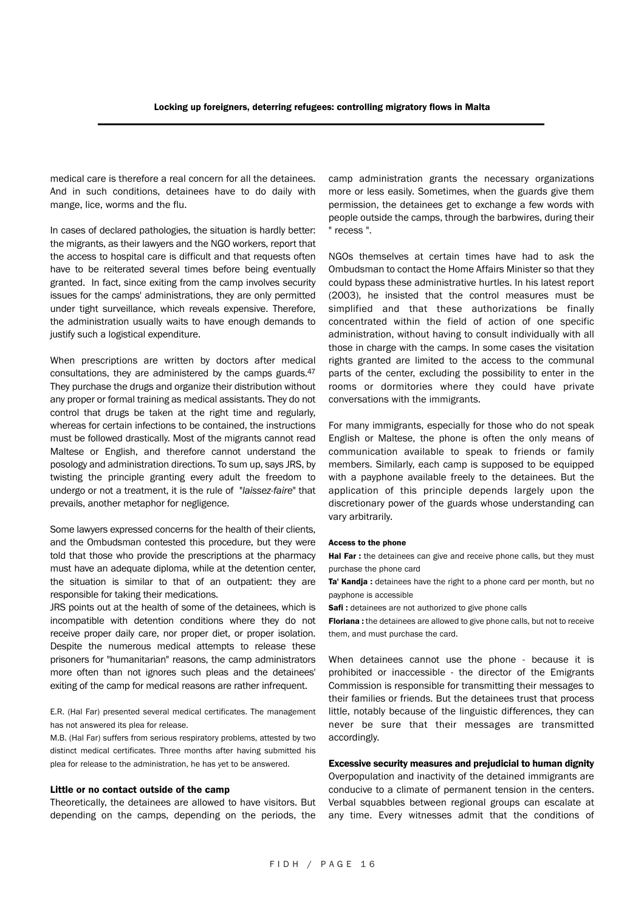medical care is therefore a real concern for all the detainees. And in such conditions, detainees have to do daily with mange, lice, worms and the flu.

In cases of declared pathologies, the situation is hardly better: the migrants, as their lawyers and the NGO workers, report that the access to hospital care is difficult and that requests often have to be reiterated several times before being eventually granted. In fact, since exiting from the camp involves security issues for the camps' administrations, they are only permitted under tight surveillance, which reveals expensive. Therefore, the administration usually waits to have enough demands to justify such a logistical expenditure.

When prescriptions are written by doctors after medical consultations, they are administered by the camps guards.[47] They purchase the drugs and organize their distribution without any proper or formal training as medical assistants. They do not control that drugs be taken at the right time and regularly, whereas for certain infections to be contained, the instructions must be followed drastically. Most of the migrants cannot read Maltese or English, and therefore cannot understand the posology and administration directions. To sum up, says JRS, by twisting the principle granting every adult the freedom to undergo or not a treatment, it is the rule of "*laissez-faire*" that prevails, another metaphor for negligence.

Some lawyers expressed concerns for the health of their clients, and the Ombudsman contested this procedure, but they were told that those who provide the prescriptions at the pharmacy must have an adequate diploma, while at the detention center, the situation is similar to that of an outpatient: they are responsible for taking their medications.

JRS points out at the health of some of the detainees, which is incompatible with detention conditions where they do not receive proper daily care, nor proper diet, or proper isolation. Despite the numerous medical attempts to release these prisoners for "humanitarian" reasons, the camp administrators more often than not ignores such pleas and the detainees' exiting of the camp for medical reasons are rather infrequent.

E.R. (Hal Far) presented several medical certificates. The management has not answered its plea for release.

M.B. (Hal Far) suffers from serious respiratory problems, attested by two distinct medical certificates. Three months after having submitted his plea for release to the administration, he has yet to be answered.

#### Little or no contact outside of the camp

Theoretically, the detainees are allowed to have visitors. But depending on the camps, depending on the periods, the camp administration grants the necessary organizations more or less easily. Sometimes, when the guards give them permission, the detainees get to exchange a few words with people outside the camps, through the barbwires, during their " recess ".

NGOs themselves at certain times have had to ask the Ombudsman to contact the Home Affairs Minister so that they could bypass these administrative hurtles. In his latest report (2003), he insisted that the control measures must be simplified and that these authorizations be finally concentrated within the field of action of one specific administration, without having to consult individually with all those in charge with the camps. In some cases the visitation rights granted are limited to the access to the communal parts of the center, excluding the possibility to enter in the rooms or dormitories where they could have private conversations with the immigrants.

For many immigrants, especially for those who do not speak English or Maltese, the phone is often the only means of communication available to speak to friends or family members. Similarly, each camp is supposed to be equipped with a payphone available freely to the detainees. But the application of this principle depends largely upon the discretionary power of the guards whose understanding can vary arbitrarily.

**Access to the phone**

**Hal Far :** the detainees can give and receive phone calls, but they must purchase the phone card

**Ta' Kandja :** detainees have the right to a phone card per month, but no payphone is accessible

**Safi :** detainees are not authorized to give phone calls

**Floriana :** the detainees are allowed to give phone calls, but not to receive them, and must purchase the card.

When detainees cannot use the phone - because it is prohibited or inaccessible - the director of the Emigrants Commission is responsible for transmitting their messages to their families or friends. But the detainees trust that process little, notably because of the linguistic differences, they can never be sure that their messages are transmitted accordingly.

#### Excessive security measures and prejudicial to human dignity

Overpopulation and inactivity of the detained immigrants are conducive to a climate of permanent tension in the centers. Verbal squabbles between regional groups can escalate at any time. Every witnesses admit that the conditions of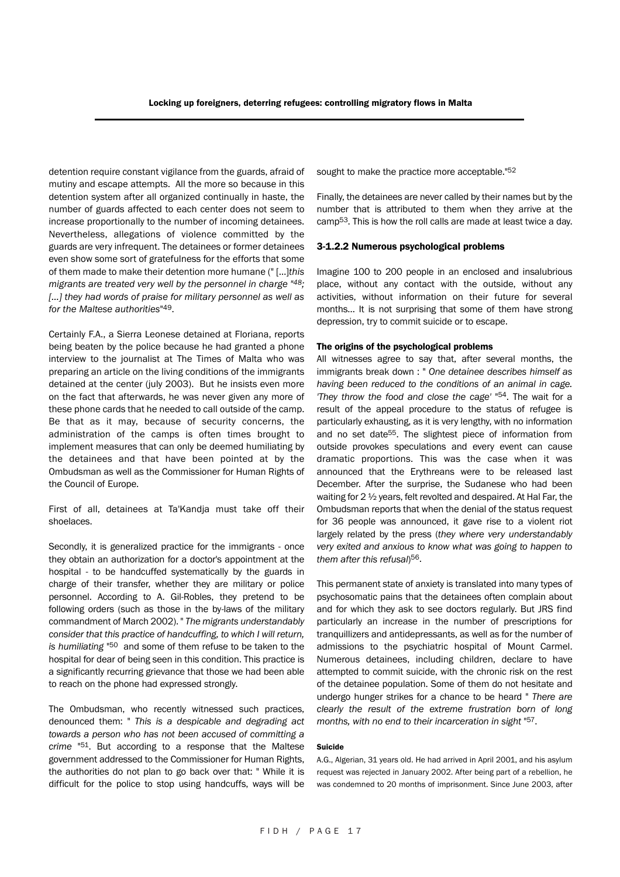detention require constant vigilance from the guards, afraid of mutiny and escape attempts. All the more so because in this detention system after all organized continually in haste, the number of guards affected to each center does not seem to increase proportionally to the number of incoming detainees. Nevertheless, allegations of violence committed by the guards are very infrequent. The detainees or former detainees even show some sort of gratefulness for the efforts that some of them made to make their detention more humane (" [...]*this migrants are treated very well by the personnel in charge "*[48]*; [...] they had words of praise for military personnel as well as for the Maltese authorities*"[49].

Certainly F.A., a Sierra Leonese detained at Floriana, reports being beaten by the police because he had granted a phone interview to the journalist at The Times of Malta who was preparing an article on the living conditions of the immigrants detained at the center (july 2003). But he insists even more on the fact that afterwards, he was never given any more of these phone cards that he needed to call outside of the camp. Be that as it may, because of security concerns, the administration of the camps is often times brought to implement measures that can only be deemed humiliating by the detainees and that have been pointed at by the Ombudsman as well as the Commissioner for Human Rights of the Council of Europe.

First of all, detainees at Ta'Kandja must take off their shoelaces.

Secondly, it is generalized practice for the immigrants - once they obtain an authorization for a doctor's appointment at the hospital - to be handcuffed systematically by the guards in charge of their transfer, whether they are military or police personnel. According to A. Gil-Robles, they pretend to be following orders (such as those in the by-laws of the military commandment of March 2002). " *The migrants understandably consider that this practice of handcuffing, to which I will return, is humiliating* "[50] and some of them refuse to be taken to the hospital for dear of being seen in this condition. This practice is a significantly recurring grievance that those we had been able to reach on the phone had expressed strongly.

The Ombudsman, who recently witnessed such practices, denounced them: " *This is a despicable and degrading act towards a person who has not been accused of committing a crime* "[51]. But according to a response that the Maltese government addressed to the Commissioner for Human Rights, the authorities do not plan to go back over that: " While it is difficult for the police to stop using handcuffs, ways will be sought to make the practice more acceptable."[52]

Finally, the detainees are never called by their names but by the number that is attributed to them when they arrive at the camp[53]. This is how the roll calls are made at least twice a day.

### 3-1.2.2 Numerous psychological problems

Imagine 100 to 200 people in an enclosed and insalubrious place, without any contact with the outside, without any activities, without information on their future for several months... It is not surprising that some of them have strong depression, try to commit suicide or to escape.

#### The origins of the psychological problems

All witnesses agree to say that, after several months, the immigrants break down : " *One detainee describes himself as having been reduced to the conditions of an animal in cage. 'They throw the food and close the cage'* "[54]. The wait for a result of the appeal procedure to the status of refugee is particularly exhausting, as it is very lengthy, with no information and no set date[55]. The slightest piece of information from outside provokes speculations and every event can cause dramatic proportions. This was the case when it was announced that the Erythreans were to be released last December. After the surprise, the Sudanese who had been waiting for 2 ½ years, felt revolted and despaired. At Hal Far, the Ombudsman reports that when the denial of the status request for 36 people was announced, it gave rise to a violent riot largely related by the press (*they where very understandably very exited and anxious to know what was going to happen to them after this refusal*)[56].

This permanent state of anxiety is translated into many types of psychosomatic pains that the detainees often complain about and for which they ask to see doctors regularly. But JRS find particularly an increase in the number of prescriptions for tranquillizers and antidepressants, as well as for the number of admissions to the psychiatric hospital of Mount Carmel. Numerous detainees, including children, declare to have attempted to commit suicide, with the chronic risk on the rest of the detainee population. Some of them do not hesitate and undergo hunger strikes for a chance to be heard " *There are clearly the result of the extreme frustration born of long months, with no end to their incarceration in sight* "[57].

##### Suicide

A.G., Algerian, 31 years old. He had arrived in April 2001, and his asylum request was rejected in January 2002. After being part of a rebellion, he was condemned to 20 months of imprisonment. Since June 2003, after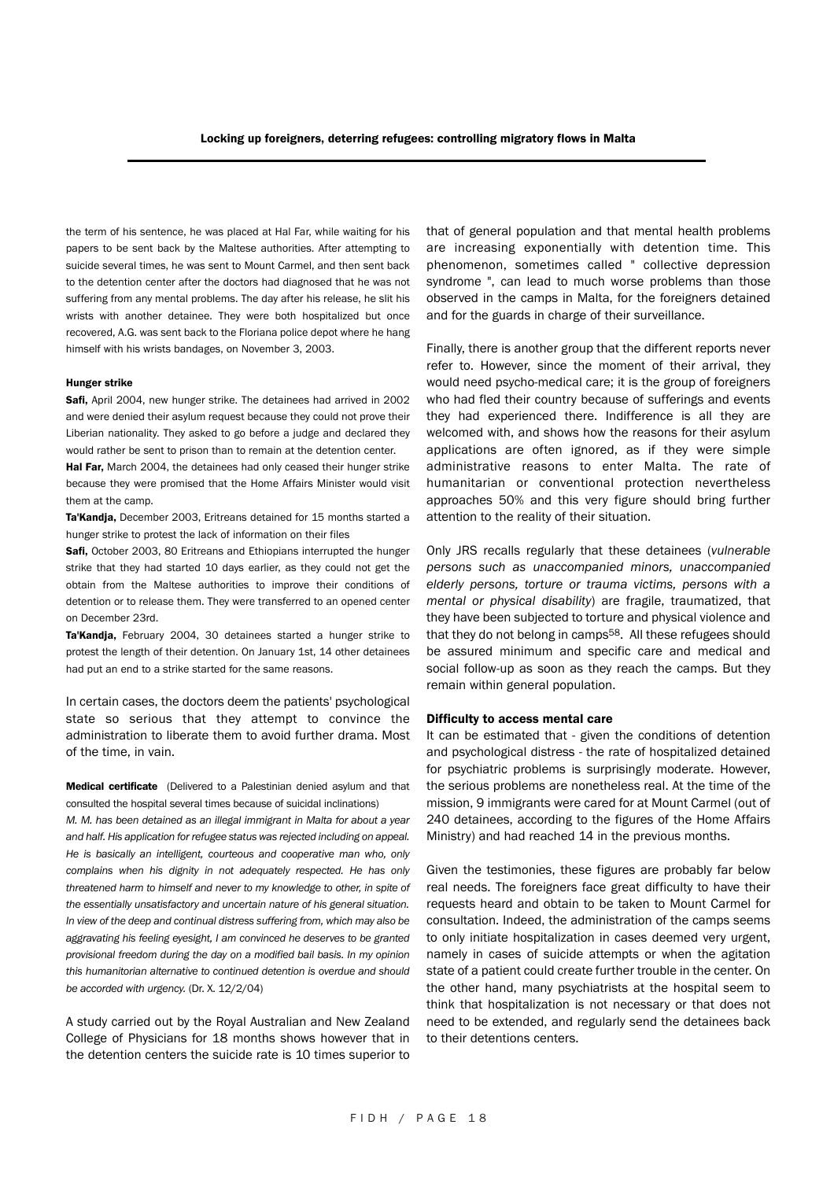the term of his sentence, he was placed at Hal Far, while waiting for his papers to be sent back by the Maltese authorities. After attempting to suicide several times, he was sent to Mount Carmel, and then sent back to the detention center after the doctors had diagnosed that he was not suffering from any mental problems. The day after his release, he slit his wrists with another detainee. They were both hospitalized but once recovered, A.G. was sent back to the Floriana police depot where he hang himself with his wrists bandages, on November 3, 2003.

#### Hunger strike

**Safi,** April 2004, new hunger strike. The detainees had arrived in 2002 and were denied their asylum request because they could not prove their Liberian nationality. They asked to go before a judge and declared they would rather be sent to prison than to remain at the detention center.

**Hal Far,** March 2004, the detainees had only ceased their hunger strike because they were promised that the Home Affairs Minister would visit them at the camp.

**Ta'Kandja,** December 2003, Eritreans detained for 15 months started a hunger strike to protest the lack of information on their files

**Safi,** October 2003, 80 Eritreans and Ethiopians interrupted the hunger strike that they had started 10 days earlier, as they could not get the obtain from the Maltese authorities to improve their conditions of detention or to release them. They were transferred to an opened center on December 23rd.

**Ta'Kandja,** February 2004, 30 detainees started a hunger strike to protest the length of their detention. On January 1st, 14 other detainees had put an end to a strike started for the same reasons.

In certain cases, the doctors deem the patients' psychological state so serious that they attempt to convince the administration to liberate them to avoid further drama. Most of the time, in vain.

**Medical certificate** (Delivered to a Palestinian denied asylum and that consulted the hospital several times because of suicidal inclinations)

*M. M. has been detained as an illegal immigrant in Malta for about a year and half. His application for refugee status was rejected including on appeal. He is basically an intelligent, courteous and cooperative man who, only complains when his dignity in not adequately respected. He has only threatened harm to himself and never to my knowledge to other, in spite of the essentially unsatisfactory and uncertain nature of his general situation. In view of the deep and continual distress suffering from, which may also be aggravating his feeling eyesight, I am convinced he deserves to be granted provisional freedom during the day on a modified bail basis. In my opinion this humanitorian alternative to continued detention is overdue and should be accorded with urgency.* (Dr. X. 12/2/04)

A study carried out by the Royal Australian and New Zealand College of Physicians for 18 months shows however that in the detention centers the suicide rate is 10 times superior to that of general population and that mental health problems are increasing exponentially with detention time. This phenomenon, sometimes called " collective depression syndrome ", can lead to much worse problems than those observed in the camps in Malta, for the foreigners detained and for the guards in charge of their surveillance.

Finally, there is another group that the different reports never refer to. However, since the moment of their arrival, they would need psycho-medical care; it is the group of foreigners who had fled their country because of sufferings and events they had experienced there. Indifference is all they are welcomed with, and shows how the reasons for their asylum applications are often ignored, as if they were simple administrative reasons to enter Malta. The rate of humanitarian or conventional protection nevertheless approaches 50% and this very figure should bring further attention to the reality of their situation.

Only JRS recalls regularly that these detainees (*vulnerable persons such as unaccompanied minors, unaccompanied elderly persons, torture or trauma victims, persons with a mental or physical disability*) are fragile, traumatized, that they have been subjected to torture and physical violence and that they do not belong in camps[58]. All these refugees should be assured minimum and specific care and medical and social follow-up as soon as they reach the camps. But they remain within general population.

#### Difficulty to access mental care

It can be estimated that - given the conditions of detention and psychological distress - the rate of hospitalized detained for psychiatric problems is surprisingly moderate. However, the serious problems are nonetheless real. At the time of the mission, 9 immigrants were cared for at Mount Carmel (out of 240 detainees, according to the figures of the Home Affairs Ministry) and had reached 14 in the previous months.

Given the testimonies, these figures are probably far below real needs. The foreigners face great difficulty to have their requests heard and obtain to be taken to Mount Carmel for consultation. Indeed, the administration of the camps seems to only initiate hospitalization in cases deemed very urgent, namely in cases of suicide attempts or when the agitation state of a patient could create further trouble in the center. On the other hand, many psychiatrists at the hospital seem to think that hospitalization is not necessary or that does not need to be extended, and regularly send the detainees back to their detentions centers.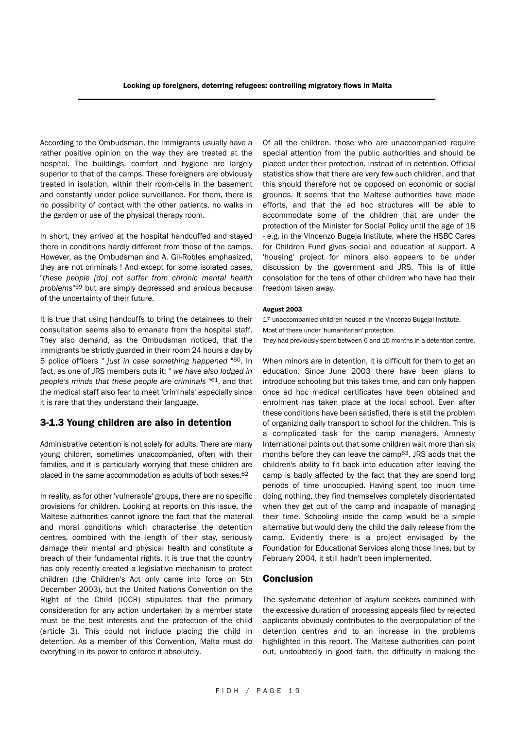According to the Ombudsman, the immigrants usually have a rather positive opinion on the way they are treated at the hospital. The buildings, comfort and hygiene are largely superior to that of the camps. These foreigners are obviously treated in isolation, within their room-cells in the basement and constantly under police surveillance. For them, there is no possibility of contact with the other patients, no walks in the garden or use of the physical therapy room.

In short, they arrived at the hospital handcuffed and stayed there in conditions hardly different from those of the camps. However, as the Ombudsman and A. Gil-Robles emphasized, they are not criminals ! And except for some isolated cases, "*these people [do] not suffer from chronic mental health problems*"[59] but are simply depressed and anxious because of the uncertainty of their future.

It is true that using handcuffs to bring the detainees to their consultation seems also to emanate from the hospital staff. They also demand, as the Ombudsman noticed, that the immigrants be strictly guarded in their room 24 hours a day by 5 police officers " *just in case something happened* "[60]. In fact, as one of JRS members puts it: " *we have also lodged in people's minds that these people are criminals* "[61], and that the medical staff also fear to meet 'criminals' especially since it is rare that they understand their language.

### 3-1.3 Young children are also in detention

Administrative detention is not solely for adults. There are many young children, sometimes unaccompanied, often with their families, and it is particularly worrying that these children are placed in the same accommodation as adults of both sexes.[62]

In reality, as for other 'vulnerable' groups, there are no specific provisions for children. Looking at reports on this issue, the Maltese authorities cannot ignore the fact that the material and moral conditions which characterise the detention centres, combined with the length of their stay, seriously damage their mental and physical health and constitute a breach of their fundamental rights. It is true that the country has only recently created a legislative mechanism to protect children (the Children's Act only came into force on 5th December 2003), but the United Nations Convention on the Right of the Child (ICCR) stipulates that the primary consideration for any action undertaken by a member state must be the best interests and the protection of the child (article 3). This could not include placing the child in detention. As a member of this Convention, Malta must do everything in its power to enforce it absolutely.

Of all the children, those who are unaccompanied require special attention from the public authorities and should be placed under their protection, instead of in detention. Official statistics show that there are very few such children, and that this should therefore not be opposed on economic or social grounds. It seems that the Maltese authorities have made efforts, and that the ad hoc structures will be able to accommodate some of the children that are under the protection of the Minister for Social Policy until the age of 18 - e.g. in the Vincenzo Bugeja Institute, where the HSBC Cares for Children Fund gives social and education al support. A 'housing' project for minors also appears to be under discussion by the government and JRS. This is of little consolation for the tens of other children who have had their freedom taken away.

**August 2003**

17 unaccompanied children housed in the Vincenzo Bugejal Institute.
Most of these under 'humanitarian' protection.
They had previously spent between 6 and 15 months in a detention centre.

When minors are in detention, it is difficult for them to get an education. Since June 2003 there have been plans to introduce schooling but this takes time, and can only happen once ad hoc medical certificates have been obtained and enrolment has taken place at the local school. Even after these conditions have been satisfied, there is still the problem of organizing daily transport to school for the children. This is a complicated task for the camp managers. Amnesty International points out that some children wait more than six months before they can leave the camp[63]. JRS adds that the children's ability to fit back into education after leaving the camp is badly affected by the fact that they are spend long periods of time unoccupied. Having spent too much time doing nothing, they find themselves completely disorientated when they get out of the camp and incapable of managing their time. Schooling inside the camp would be a simple alternative but would deny the child the daily release from the camp. Evidently there is a project envisaged by the Foundation for Educational Services along those lines, but by February 2004, it still hadn't been implemented.

## Conclusion

The systematic detention of asylum seekers combined with the excessive duration of processing appeals filed by rejected applicants obviously contributes to the overpopulation of the detention centres and to an increase in the problems highlighted in this report. The Maltese authorities can point out, undoubtedly in good faith, the difficulty in making the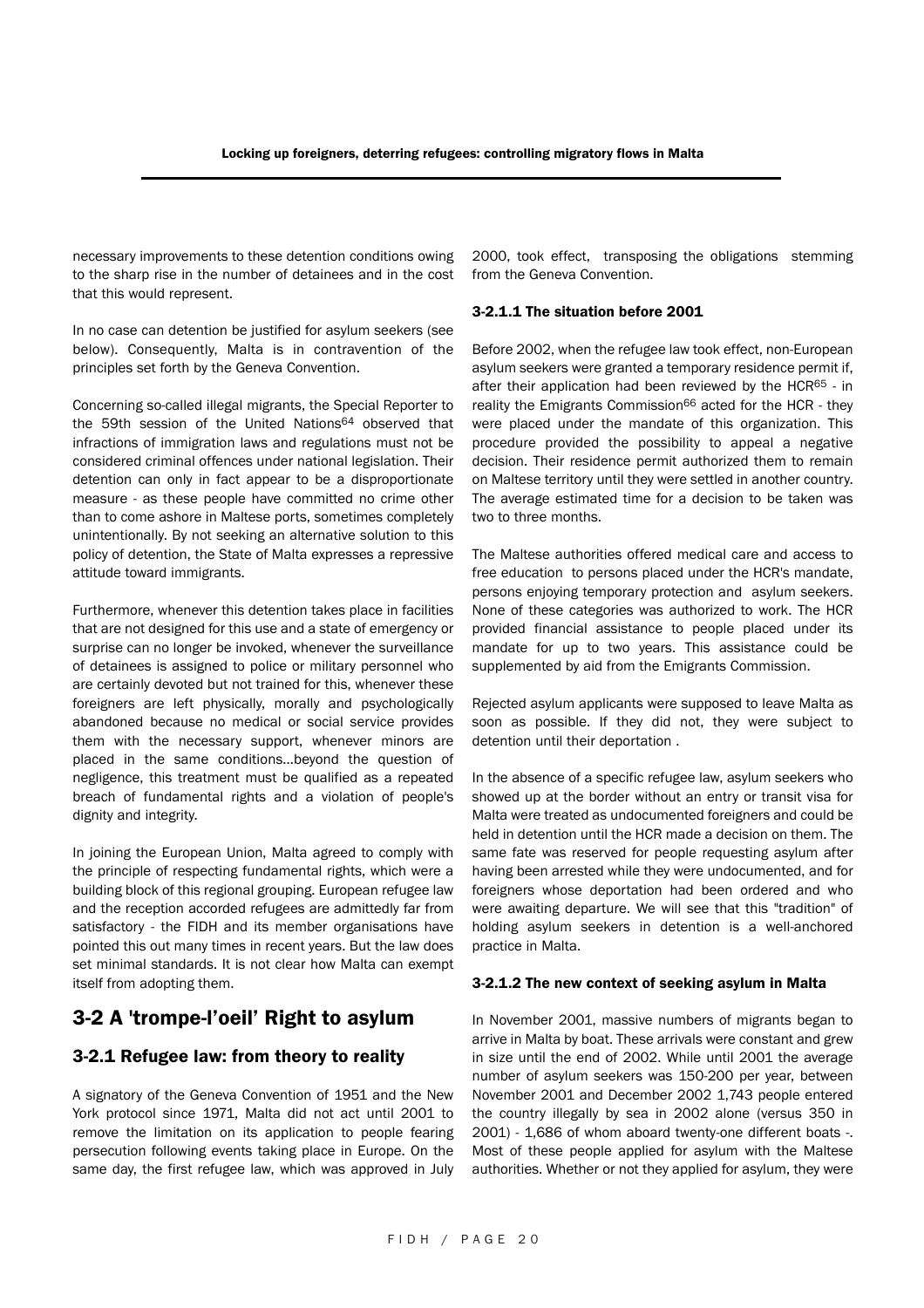necessary improvements to these detention conditions owing to the sharp rise in the number of detainees and in the cost that this would represent.

In no case can detention be justified for asylum seekers (see below). Consequently, Malta is in contravention of the principles set forth by the Geneva Convention.

Concerning so-called illegal migrants, the Special Reporter to the 59th session of the United Nations[64] observed that infractions of immigration laws and regulations must not be considered criminal offences under national legislation. Their detention can only in fact appear to be a disproportionate measure - as these people have committed no crime other than to come ashore in Maltese ports, sometimes completely unintentionally. By not seeking an alternative solution to this policy of detention, the State of Malta expresses a repressive attitude toward immigrants.

Furthermore, whenever this detention takes place in facilities that are not designed for this use and a state of emergency or surprise can no longer be invoked, whenever the surveillance of detainees is assigned to police or military personnel who are certainly devoted but not trained for this, whenever these foreigners are left physically, morally and psychologically abandoned because no medical or social service provides them with the necessary support, whenever minors are placed in the same conditions...beyond the question of negligence, this treatment must be qualified as a repeated breach of fundamental rights and a violation of people's dignity and integrity.

In joining the European Union, Malta agreed to comply with the principle of respecting fundamental rights, which were a building block of this regional grouping. European refugee law and the reception accorded refugees are admittedly far from satisfactory - the FIDH and its member organisations have pointed this out many times in recent years. But the law does set minimal standards. It is not clear how Malta can exempt itself from adopting them.

## 3-2 A 'trompe-l'oeil' Right to asylum

### 3-2.1 Refugee law: from theory to reality

A signatory of the Geneva Convention of 1951 and the New York protocol since 1971, Malta did not act until 2001 to remove the limitation on its application to people fearing persecution following events taking place in Europe. On the same day, the first refugee law, which was approved in July 2000, took effect, transposing the obligations stemming from the Geneva Convention.

#### 3-2.1.1 The situation before 2001

Before 2002, when the refugee law took effect, non-European asylum seekers were granted a temporary residence permit if, after their application had been reviewed by the HCR[65] - in reality the Emigrants Commission[66] acted for the HCR - they were placed under the mandate of this organization. This procedure provided the possibility to appeal a negative decision. Their residence permit authorized them to remain on Maltese territory until they were settled in another country. The average estimated time for a decision to be taken was two to three months.

The Maltese authorities offered medical care and access to free education to persons placed under the HCR's mandate, persons enjoying temporary protection and asylum seekers. None of these categories was authorized to work. The HCR provided financial assistance to people placed under its mandate for up to two years. This assistance could be supplemented by aid from the Emigrants Commission.

Rejected asylum applicants were supposed to leave Malta as soon as possible. If they did not, they were subject to detention until their deportation .

In the absence of a specific refugee law, asylum seekers who showed up at the border without an entry or transit visa for Malta were treated as undocumented foreigners and could be held in detention until the HCR made a decision on them. The same fate was reserved for people requesting asylum after having been arrested while they were undocumented, and for foreigners whose deportation had been ordered and who were awaiting departure. We will see that this "tradition" of holding asylum seekers in detention is a well-anchored practice in Malta.

#### 3-2.1.2 The new context of seeking asylum in Malta

In November 2001, massive numbers of migrants began to arrive in Malta by boat. These arrivals were constant and grew in size until the end of 2002. While until 2001 the average number of asylum seekers was 150-200 per year, between November 2001 and December 2002 1,743 people entered the country illegally by sea in 2002 alone (versus 350 in 2001) - 1,686 of whom aboard twenty-one different boats -. Most of these people applied for asylum with the Maltese authorities. Whether or not they applied for asylum, they were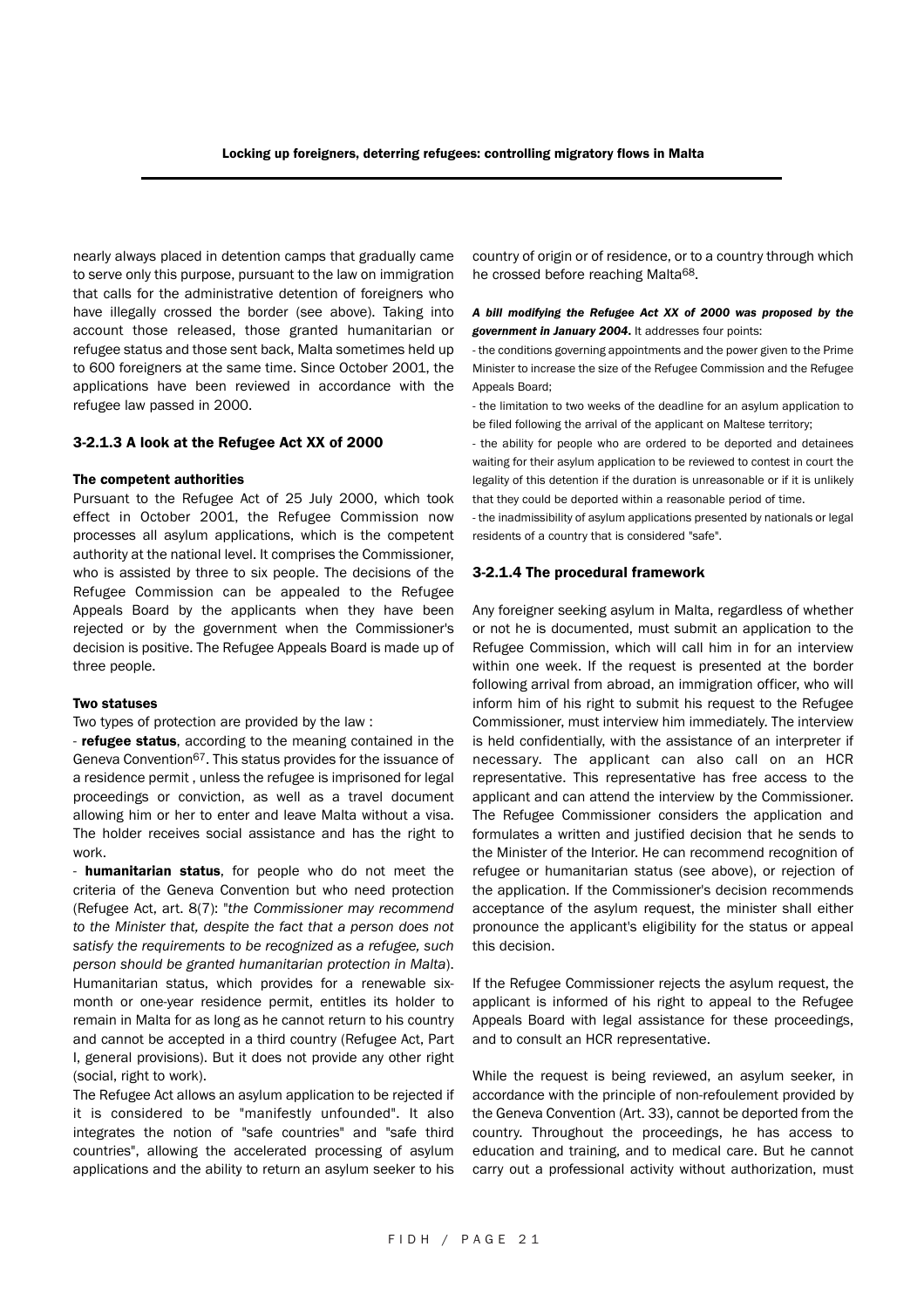nearly always placed in detention camps that gradually came to serve only this purpose, pursuant to the law on immigration that calls for the administrative detention of foreigners who have illegally crossed the border (see above). Taking into account those released, those granted humanitarian or refugee status and those sent back, Malta sometimes held up to 600 foreigners at the same time. Since October 2001, the applications have been reviewed in accordance with the refugee law passed in 2000.

### 3-2.1.3 A look at the Refugee Act XX of 2000

#### The competent authorities

Pursuant to the Refugee Act of 25 July 2000, which took effect in October 2001, the Refugee Commission now processes all asylum applications, which is the competent authority at the national level. It comprises the Commissioner, who is assisted by three to six people. The decisions of the Refugee Commission can be appealed to the Refugee Appeals Board by the applicants when they have been rejected or by the government when the Commissioner's decision is positive. The Refugee Appeals Board is made up of three people.

#### Two statuses

Two types of protection are provided by the law :

- **refugee status**, according to the meaning contained in the Geneva Convention[67]. This status provides for the issuance of a residence permit , unless the refugee is imprisoned for legal proceedings or conviction, as well as a travel document allowing him or her to enter and leave Malta without a visa. The holder receives social assistance and has the right to work.
- **humanitarian status**, for people who do not meet the criteria of the Geneva Convention but who need protection (Refugee Act, art. 8(7): "*the Commissioner may recommend to the Minister that, despite the fact that a person does not satisfy the requirements to be recognized as a refugee, such person should be granted humanitarian protection in Malta*). Humanitarian status, which provides for a renewable six-month or one-year residence permit, entitles its holder to remain in Malta for as long as he cannot return to his country and cannot be accepted in a third country (Refugee Act, Part I, general provisions). But it does not provide any other right (social, right to work).

The Refugee Act allows an asylum application to be rejected if it is considered to be "manifestly unfounded". It also integrates the notion of "safe countries" and "safe third countries", allowing the accelerated processing of asylum applications and the ability to return an asylum seeker to his country of origin or of residence, or to a country through which he crossed before reaching Malta[68].

***A bill modifying the Refugee Act XX of 2000 was proposed by the government in January 2004.*** It addresses four points:

- the conditions governing appointments and the power given to the Prime Minister to increase the size of the Refugee Commission and the Refugee Appeals Board;
- the limitation to two weeks of the deadline for an asylum application to be filed following the arrival of the applicant on Maltese territory;
- the ability for people who are ordered to be deported and detainees waiting for their asylum application to be reviewed to contest in court the legality of this detention if the duration is unreasonable or if it is unlikely that they could be deported within a reasonable period of time.
- the inadmissibility of asylum applications presented by nationals or legal residents of a country that is considered "safe".

### 3-2.1.4 The procedural framework

Any foreigner seeking asylum in Malta, regardless of whether or not he is documented, must submit an application to the Refugee Commission, which will call him in for an interview within one week. If the request is presented at the border following arrival from abroad, an immigration officer, who will inform him of his right to submit his request to the Refugee Commissioner, must interview him immediately. The interview is held confidentially, with the assistance of an interpreter if necessary. The applicant can also call on an HCR representative. This representative has free access to the applicant and can attend the interview by the Commissioner. The Refugee Commissioner considers the application and formulates a written and justified decision that he sends to the Minister of the Interior. He can recommend recognition of refugee or humanitarian status (see above), or rejection of the application. If the Commissioner's decision recommends acceptance of the asylum request, the minister shall either pronounce the applicant's eligibility for the status or appeal this decision.

If the Refugee Commissioner rejects the asylum request, the applicant is informed of his right to appeal to the Refugee Appeals Board with legal assistance for these proceedings, and to consult an HCR representative.

While the request is being reviewed, an asylum seeker, in accordance with the principle of non-refoulement provided by the Geneva Convention (Art. 33), cannot be deported from the country. Throughout the proceedings, he has access to education and training, and to medical care. But he cannot carry out a professional activity without authorization, must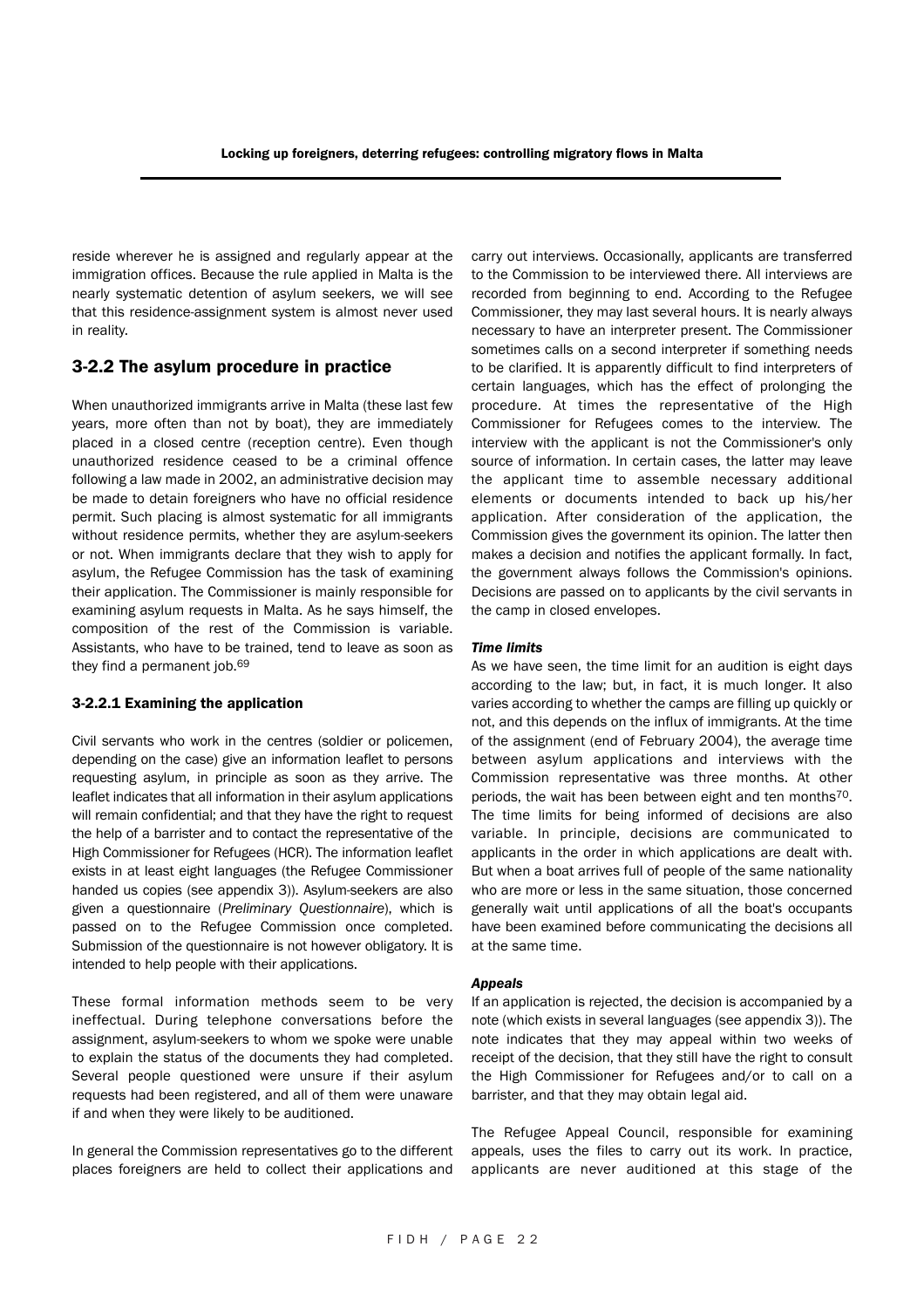reside wherever he is assigned and regularly appear at the immigration offices. Because the rule applied in Malta is the nearly systematic detention of asylum seekers, we will see that this residence-assignment system is almost never used in reality.

## 3-2.2 The asylum procedure in practice

When unauthorized immigrants arrive in Malta (these last few years, more often than not by boat), they are immediately placed in a closed centre (reception centre). Even though unauthorized residence ceased to be a criminal offence following a law made in 2002, an administrative decision may be made to detain foreigners who have no official residence permit. Such placing is almost systematic for all immigrants without residence permits, whether they are asylum-seekers or not. When immigrants declare that they wish to apply for asylum, the Refugee Commission has the task of examining their application. The Commissioner is mainly responsible for examining asylum requests in Malta. As he says himself, the composition of the rest of the Commission is variable. Assistants, who have to be trained, tend to leave as soon as they find a permanent job.[69]

### 3-2.2.1 Examining the application

Civil servants who work in the centres (soldier or policemen, depending on the case) give an information leaflet to persons requesting asylum, in principle as soon as they arrive. The leaflet indicates that all information in their asylum applications will remain confidential; and that they have the right to request the help of a barrister and to contact the representative of the High Commissioner for Refugees (HCR). The information leaflet exists in at least eight languages (the Refugee Commissioner handed us copies (see appendix 3)). Asylum-seekers are also given a questionnaire (*Preliminary Questionnaire*), which is passed on to the Refugee Commission once completed. Submission of the questionnaire is not however obligatory. It is intended to help people with their applications.

These formal information methods seem to be very ineffectual. During telephone conversations before the assignment, asylum-seekers to whom we spoke were unable to explain the status of the documents they had completed. Several people questioned were unsure if their asylum requests had been registered, and all of them were unaware if and when they were likely to be auditioned.

In general the Commission representatives go to the different places foreigners are held to collect their applications and carry out interviews. Occasionally, applicants are transferred to the Commission to be interviewed there. All interviews are recorded from beginning to end. According to the Refugee Commissioner, they may last several hours. It is nearly always necessary to have an interpreter present. The Commissioner sometimes calls on a second interpreter if something needs to be clarified. It is apparently difficult to find interpreters of certain languages, which has the effect of prolonging the procedure. At times the representative of the High Commissioner for Refugees comes to the interview. The interview with the applicant is not the Commissioner's only source of information. In certain cases, the latter may leave the applicant time to assemble necessary additional elements or documents intended to back up his/her application. After consideration of the application, the Commission gives the government its opinion. The latter then makes a decision and notifies the applicant formally. In fact, the government always follows the Commission's opinions. Decisions are passed on to applicants by the civil servants in the camp in closed envelopes.

#### *Time limits*

As we have seen, the time limit for an audition is eight days according to the law; but, in fact, it is much longer. It also varies according to whether the camps are filling up quickly or not, and this depends on the influx of immigrants. At the time of the assignment (end of February 2004), the average time between asylum applications and interviews with the Commission representative was three months. At other periods, the wait has been between eight and ten months[70]. The time limits for being informed of decisions are also variable. In principle, decisions are communicated to applicants in the order in which applications are dealt with. But when a boat arrives full of people of the same nationality who are more or less in the same situation, those concerned generally wait until applications of all the boat's occupants have been examined before communicating the decisions all at the same time.

#### *Appeals*

If an application is rejected, the decision is accompanied by a note (which exists in several languages (see appendix 3)). The note indicates that they may appeal within two weeks of receipt of the decision, that they still have the right to consult the High Commissioner for Refugees and/or to call on a barrister, and that they may obtain legal aid.

The Refugee Appeal Council, responsible for examining appeals, uses the files to carry out its work. In practice, applicants are never auditioned at this stage of the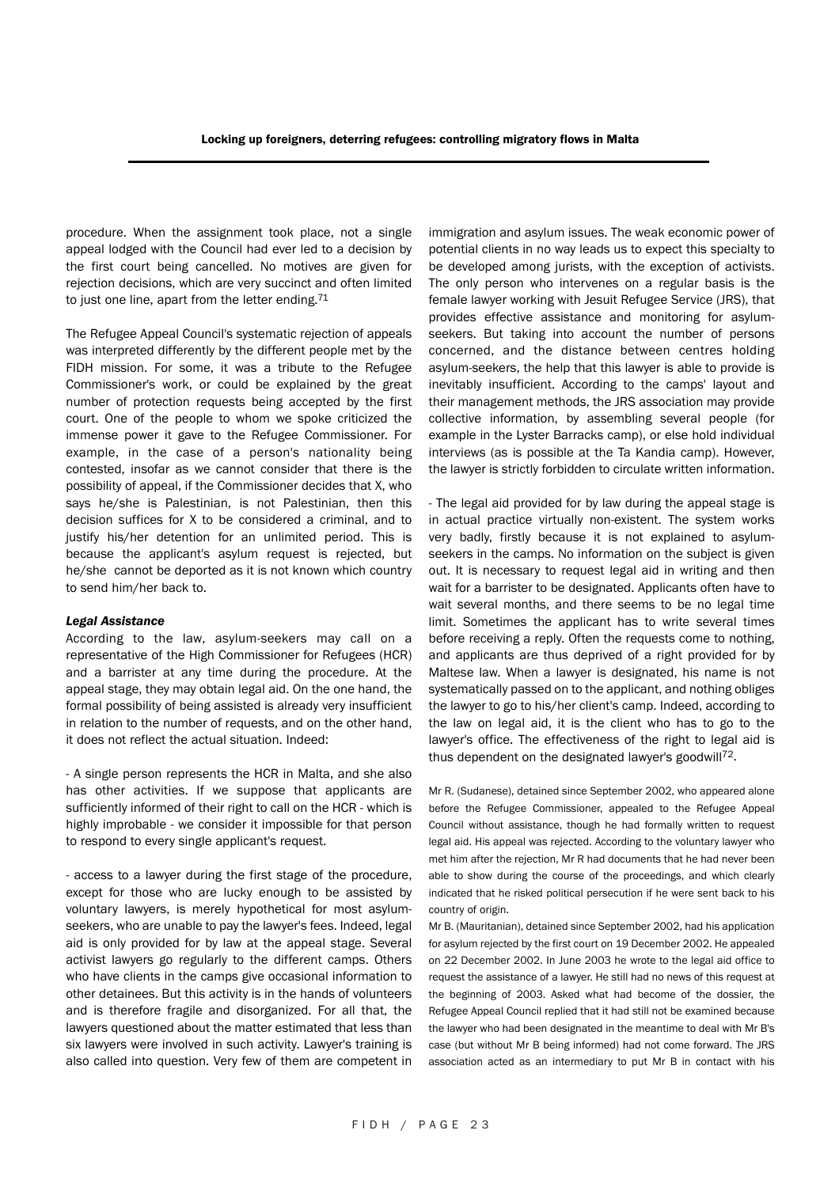procedure. When the assignment took place, not a single appeal lodged with the Council had ever led to a decision by the first court being cancelled. No motives are given for rejection decisions, which are very succinct and often limited to just one line, apart from the letter ending.[71]

The Refugee Appeal Council's systematic rejection of appeals was interpreted differently by the different people met by the FIDH mission. For some, it was a tribute to the Refugee Commissioner's work, or could be explained by the great number of protection requests being accepted by the first court. One of the people to whom we spoke criticized the immense power it gave to the Refugee Commissioner. For example, in the case of a person's nationality being contested, insofar as we cannot consider that there is the possibility of appeal, if the Commissioner decides that X, who says he/she is Palestinian, is not Palestinian, then this decision suffices for X to be considered a criminal, and to justify his/her detention for an unlimited period. This is because the applicant's asylum request is rejected, but he/she cannot be deported as it is not known which country to send him/her back to.

***Legal Assistance***

According to the law, asylum-seekers may call on a representative of the High Commissioner for Refugees (HCR) and a barrister at any time during the procedure. At the appeal stage, they may obtain legal aid. On the one hand, the formal possibility of being assisted is already very insufficient in relation to the number of requests, and on the other hand, it does not reflect the actual situation. Indeed:

- A single person represents the HCR in Malta, and she also has other activities. If we suppose that applicants are sufficiently informed of their right to call on the HCR - which is highly improbable - we consider it impossible for that person to respond to every single applicant's request.

- access to a lawyer during the first stage of the procedure, except for those who are lucky enough to be assisted by voluntary lawyers, is merely hypothetical for most asylum-seekers, who are unable to pay the lawyer's fees. Indeed, legal aid is only provided for by law at the appeal stage. Several activist lawyers go regularly to the different camps. Others who have clients in the camps give occasional information to other detainees. But this activity is in the hands of volunteers and is therefore fragile and disorganized. For all that, the lawyers questioned about the matter estimated that less than six lawyers were involved in such activity. Lawyer's training is also called into question. Very few of them are competent in immigration and asylum issues. The weak economic power of potential clients in no way leads us to expect this specialty to be developed among jurists, with the exception of activists. The only person who intervenes on a regular basis is the female lawyer working with Jesuit Refugee Service (JRS), that provides effective assistance and monitoring for asylum-seekers. But taking into account the number of persons concerned, and the distance between centres holding asylum-seekers, the help that this lawyer is able to provide is inevitably insufficient. According to the camps' layout and their management methods, the JRS association may provide collective information, by assembling several people (for example in the Lyster Barracks camp), or else hold individual interviews (as is possible at the Ta Kandia camp). However, the lawyer is strictly forbidden to circulate written information.

- The legal aid provided for by law during the appeal stage is in actual practice virtually non-existent. The system works very badly, firstly because it is not explained to asylum-seekers in the camps. No information on the subject is given out. It is necessary to request legal aid in writing and then wait for a barrister to be designated. Applicants often have to wait several months, and there seems to be no legal time limit. Sometimes the applicant has to write several times before receiving a reply. Often the requests come to nothing, and applicants are thus deprived of a right provided for by Maltese law. When a lawyer is designated, his name is not systematically passed on to the applicant, and nothing obliges the lawyer to go to his/her client's camp. Indeed, according to the law on legal aid, it is the client who has to go to the lawyer's office. The effectiveness of the right to legal aid is thus dependent on the designated lawyer's goodwill[72].

Mr R. (Sudanese), detained since September 2002, who appeared alone before the Refugee Commissioner, appealed to the Refugee Appeal Council without assistance, though he had formally written to request legal aid. His appeal was rejected. According to the voluntary lawyer who met him after the rejection, Mr R had documents that he had never been able to show during the course of the proceedings, and which clearly indicated that he risked political persecution if he were sent back to his country of origin.

Mr B. (Mauritanian), detained since September 2002, had his application for asylum rejected by the first court on 19 December 2002. He appealed on 22 December 2002. In June 2003 he wrote to the legal aid office to request the assistance of a lawyer. He still had no news of this request at the beginning of 2003. Asked what had become of the dossier, the Refugee Appeal Council replied that it had still not be examined because the lawyer who had been designated in the meantime to deal with Mr B's case (but without Mr B being informed) had not come forward. The JRS association acted as an intermediary to put Mr B in contact with his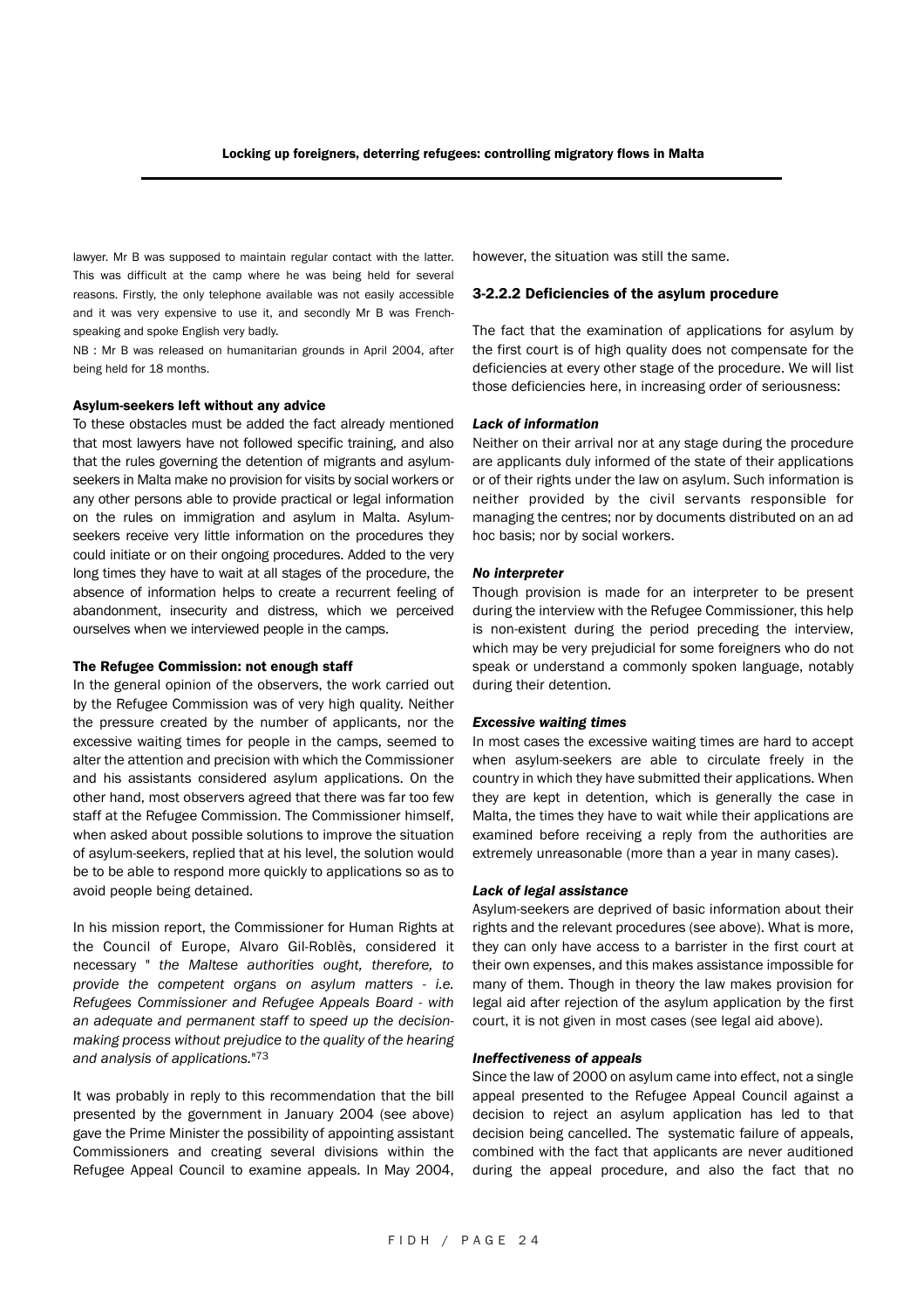lawyer. Mr B was supposed to maintain regular contact with the latter. This was difficult at the camp where he was being held for several reasons. Firstly, the only telephone available was not easily accessible and it was very expensive to use it, and secondly Mr B was French-speaking and spoke English very badly.

NB : Mr B was released on humanitarian grounds in April 2004, after being held for 18 months.

**Asylum-seekers left without any advice**

To these obstacles must be added the fact already mentioned that most lawyers have not followed specific training, and also that the rules governing the detention of migrants and asylum-seekers in Malta make no provision for visits by social workers or any other persons able to provide practical or legal information on the rules on immigration and asylum in Malta. Asylum-seekers receive very little information on the procedures they could initiate or on their ongoing procedures. Added to the very long times they have to wait at all stages of the procedure, the absence of information helps to create a recurrent feeling of abandonment, insecurity and distress, which we perceived ourselves when we interviewed people in the camps.

**The Refugee Commission: not enough staff**

In the general opinion of the observers, the work carried out by the Refugee Commission was of very high quality. Neither the pressure created by the number of applicants, nor the excessive waiting times for people in the camps, seemed to alter the attention and precision with which the Commissioner and his assistants considered asylum applications. On the other hand, most observers agreed that there was far too few staff at the Refugee Commission. The Commissioner himself, when asked about possible solutions to improve the situation of asylum-seekers, replied that at his level, the solution would be to be able to respond more quickly to applications so as to avoid people being detained.

In his mission report, the Commissioner for Human Rights at the Council of Europe, Alvaro Gil-Roblès, considered it necessary " *the Maltese authorities ought, therefore, to provide the competent organs on asylum matters - i.e. Refugees Commissioner and Refugee Appeals Board - with an adequate and permanent staff to speed up the decision-making process without prejudice to the quality of the hearing and analysis of applications.*"[73]

It was probably in reply to this recommendation that the bill presented by the government in January 2004 (see above) gave the Prime Minister the possibility of appointing assistant Commissioners and creating several divisions within the Refugee Appeal Council to examine appeals. In May 2004, however, the situation was still the same.

### 3-2.2.2 Deficiencies of the asylum procedure

The fact that the examination of applications for asylum by the first court is of high quality does not compensate for the deficiencies at every other stage of the procedure. We will list those deficiencies here, in increasing order of seriousness:

***Lack of information***

Neither on their arrival nor at any stage during the procedure are applicants duly informed of the state of their applications or of their rights under the law on asylum. Such information is neither provided by the civil servants responsible for managing the centres; nor by documents distributed on an ad hoc basis; nor by social workers.

***No interpreter***

Though provision is made for an interpreter to be present during the interview with the Refugee Commissioner, this help is non-existent during the period preceding the interview, which may be very prejudicial for some foreigners who do not speak or understand a commonly spoken language, notably during their detention.

***Excessive waiting times***

In most cases the excessive waiting times are hard to accept when asylum-seekers are able to circulate freely in the country in which they have submitted their applications. When they are kept in detention, which is generally the case in Malta, the times they have to wait while their applications are examined before receiving a reply from the authorities are extremely unreasonable (more than a year in many cases).

***Lack of legal assistance***

Asylum-seekers are deprived of basic information about their rights and the relevant procedures (see above). What is more, they can only have access to a barrister in the first court at their own expenses, and this makes assistance impossible for many of them. Though in theory the law makes provision for legal aid after rejection of the asylum application by the first court, it is not given in most cases (see legal aid above).

***Ineffectiveness of appeals***

Since the law of 2000 on asylum came into effect, not a single appeal presented to the Refugee Appeal Council against a decision to reject an asylum application has led to that decision being cancelled. The systematic failure of appeals, combined with the fact that applicants are never auditioned during the appeal procedure, and also the fact that no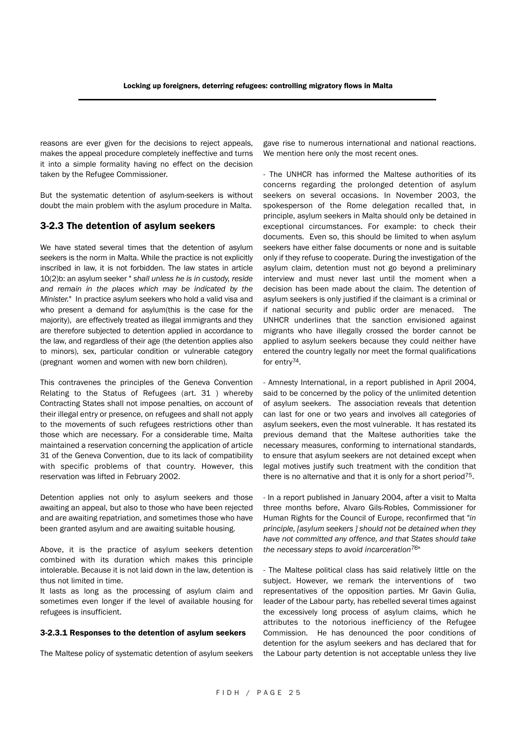reasons are ever given for the decisions to reject appeals, makes the appeal procedure completely ineffective and turns it into a simple formality having no effect on the decision taken by the Refugee Commissioner.

But the systematic detention of asylum-seekers is without doubt the main problem with the asylum procedure in Malta.

## 3-2.3 The detention of asylum seekers

We have stated several times that the detention of asylum seekers is the norm in Malta. While the practice is not explicitly inscribed in law, it is not forbidden. The law states in article 10(2)b: an asylum seeker " *shall unless he is in custody, reside and remain in the places which may be indicated by the Minister.*" In practice asylum seekers who hold a valid visa and who present a demand for asylum(this is the case for the majority), are effectively treated as illegal immigrants and they are therefore subjected to detention applied in accordance to the law, and regardless of their age (the detention applies also to minors), sex, particular condition or vulnerable category (pregnant women and women with new born children).

This contravenes the principles of the Geneva Convention Relating to the Status of Refugees (art. 31 ) whereby Contracting States shall not impose penalties, on account of their illegal entry or presence, on refugees and shall not apply to the movements of such refugees restrictions other than those which are necessary. For a considerable time, Malta maintained a reservation concerning the application of article 31 of the Geneva Convention, due to its lack of compatibility with specific problems of that country. However, this reservation was lifted in February 2002.

Detention applies not only to asylum seekers and those awaiting an appeal, but also to those who have been rejected and are awaiting repatriation, and sometimes those who have been granted asylum and are awaiting suitable housing.

Above, it is the practice of asylum seekers detention combined with its duration which makes this principle intolerable. Because it is not laid down in the law, detention is thus not limited in time.

It lasts as long as the processing of asylum claim and sometimes even longer if the level of available housing for refugees is insufficient.

### 3-2.3.1 Responses to the detention of asylum seekers

The Maltese policy of systematic detention of asylum seekers gave rise to numerous international and national reactions. We mention here only the most recent ones.

- The UNHCR has informed the Maltese authorities of its concerns regarding the prolonged detention of asylum seekers on several occasions. In November 2003, the spokesperson of the Rome delegation recalled that, in principle, asylum seekers in Malta should only be detained in exceptional circumstances. For example: to check their documents. Even so, this should be limited to when asylum seekers have either false documents or none and is suitable only if they refuse to cooperate. During the investigation of the asylum claim, detention must not go beyond a preliminary interview and must never last until the moment when a decision has been made about the claim. The detention of asylum seekers is only justified if the claimant is a criminal or if national security and public order are menaced. The UNHCR underlines that the sanction envisioned against migrants who have illegally crossed the border cannot be applied to asylum seekers because they could neither have entered the country legally nor meet the formal qualifications for entry[74].

- Amnesty International, in a report published in April 2004, said to be concerned by the policy of the unlimited detention of asylum seekers. The association reveals that detention can last for one or two years and involves all categories of asylum seekers, even the most vulnerable. It has restated its previous demand that the Maltese authorities take the necessary measures, conforming to international standards, to ensure that asylum seekers are not detained except when legal motives justify such treatment with the condition that there is no alternative and that it is only for a short period[75].

- In a report published in January 2004, after a visit to Malta three months before, Alvaro Gils-Robles, Commissioner for Human Rights for the Council of Europe, reconfirmed that "*in principle, [asylum seekers ] should not be detained when they have not committed any offence, and that States should take the necessary steps to avoid incarceration*[76]"

- The Maltese political class has said relatively little on the subject. However, we remark the interventions of two representatives of the opposition parties. Mr Gavin Gulia, leader of the Labour party, has rebelled several times against the excessively long process of asylum claims, which he attributes to the notorious inefficiency of the Refugee Commission. He has denounced the poor conditions of detention for the asylum seekers and has declared that for the Labour party detention is not acceptable unless they live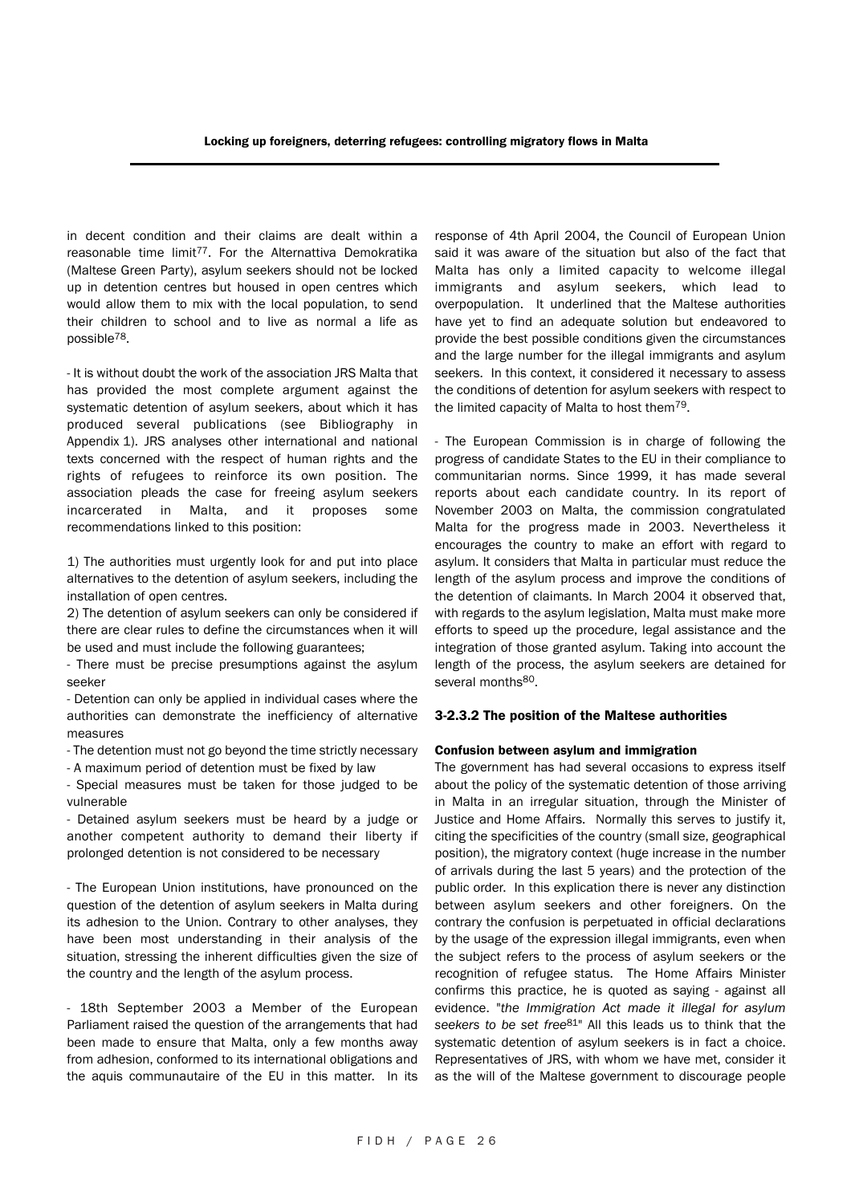in decent condition and their claims are dealt within a reasonable time limit[77]. For the Alternattiva Demokratika (Maltese Green Party), asylum seekers should not be locked up in detention centres but housed in open centres which would allow them to mix with the local population, to send their children to school and to live as normal a life as possible[78].

- It is without doubt the work of the association JRS Malta that has provided the most complete argument against the systematic detention of asylum seekers, about which it has produced several publications (see Bibliography in Appendix 1). JRS analyses other international and national texts concerned with the respect of human rights and the rights of refugees to reinforce its own position. The association pleads the case for freeing asylum seekers incarcerated in Malta, and it proposes some recommendations linked to this position:

1) The authorities must urgently look for and put into place alternatives to the detention of asylum seekers, including the installation of open centres.

2) The detention of asylum seekers can only be considered if there are clear rules to define the circumstances when it will be used and must include the following guarantees;

- There must be precise presumptions against the asylum seeker
- Detention can only be applied in individual cases where the authorities can demonstrate the inefficiency of alternative measures
- The detention must not go beyond the time strictly necessary
- A maximum period of detention must be fixed by law
- Special measures must be taken for those judged to be vulnerable
- Detained asylum seekers must be heard by a judge or another competent authority to demand their liberty if prolonged detention is not considered to be necessary

- The European Union institutions, have pronounced on the question of the detention of asylum seekers in Malta during its adhesion to the Union. Contrary to other analyses, they have been most understanding in their analysis of the situation, stressing the inherent difficulties given the size of the country and the length of the asylum process.

- 18th September 2003 a Member of the European Parliament raised the question of the arrangements that had been made to ensure that Malta, only a few months away from adhesion, conformed to its international obligations and the aquis communautaire of the EU in this matter. In its response of 4th April 2004, the Council of European Union said it was aware of the situation but also of the fact that Malta has only a limited capacity to welcome illegal immigrants and asylum seekers, which lead to overpopulation. It underlined that the Maltese authorities have yet to find an adequate solution but endeavored to provide the best possible conditions given the circumstances and the large number for the illegal immigrants and asylum seekers. In this context, it considered it necessary to assess the conditions of detention for asylum seekers with respect to the limited capacity of Malta to host them[79].

- The European Commission is in charge of following the progress of candidate States to the EU in their compliance to communitarian norms. Since 1999, it has made several reports about each candidate country. In its report of November 2003 on Malta, the commission congratulated Malta for the progress made in 2003. Nevertheless it encourages the country to make an effort with regard to asylum. It considers that Malta in particular must reduce the length of the asylum process and improve the conditions of the detention of claimants. In March 2004 it observed that, with regards to the asylum legislation, Malta must make more efforts to speed up the procedure, legal assistance and the integration of those granted asylum. Taking into account the length of the process, the asylum seekers are detained for several months[80].

### 3-2.3.2 The position of the Maltese authorities

#### Confusion between asylum and immigration

The government has had several occasions to express itself about the policy of the systematic detention of those arriving in Malta in an irregular situation, through the Minister of Justice and Home Affairs. Normally this serves to justify it, citing the specificities of the country (small size, geographical position), the migratory context (huge increase in the number of arrivals during the last 5 years) and the protection of the public order. In this explication there is never any distinction between asylum seekers and other foreigners. On the contrary the confusion is perpetuated in official declarations by the usage of the expression illegal immigrants, even when the subject refers to the process of asylum seekers or the recognition of refugee status. The Home Affairs Minister confirms this practice, he is quoted as saying - against all evidence. "*the Immigration Act made it illegal for asylum seekers to be set free*[81]" All this leads us to think that the systematic detention of asylum seekers is in fact a choice. Representatives of JRS, with whom we have met, consider it as the will of the Maltese government to discourage people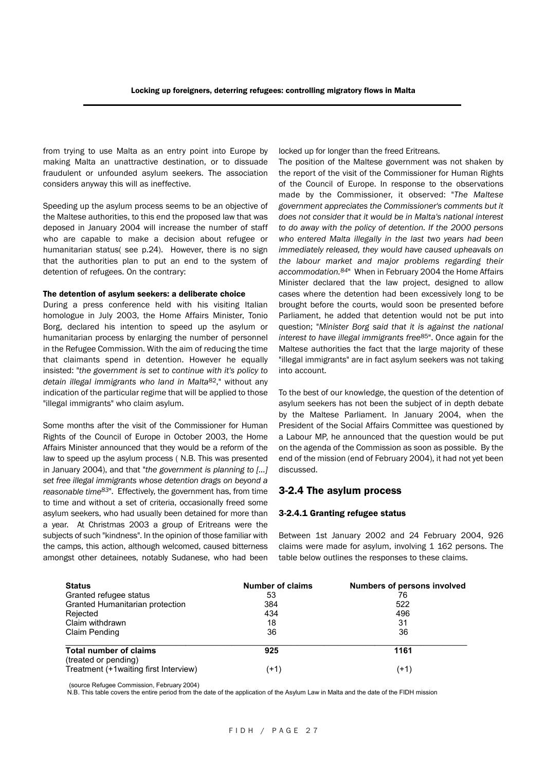from trying to use Malta as an entry point into Europe by making Malta an unattractive destination, or to dissuade fraudulent or unfounded asylum seekers. The association considers anyway this will as ineffective.

Speeding up the asylum process seems to be an objective of the Maltese authorities, to this end the proposed law that was deposed in January 2004 will increase the number of staff who are capable to make a decision about refugee or humanitarian status( see p.24). However, there is no sign that the authorities plan to put an end to the system of detention of refugees. On the contrary:

#### The detention of asylum seekers: a deliberate choice

During a press conference held with his visiting Italian homologue in July 2003, the Home Affairs Minister, Tonio Borg, declared his intention to speed up the asylum or humanitarian process by enlarging the number of personnel in the Refugee Commission. With the aim of reducing the time that claimants spend in detention. However he equally insisted: "*the government is set to continue with it's policy to detain illegal immigrants who land in Malta*[82]," without any indication of the particular regime that will be applied to those "illegal immigrants" who claim asylum.

Some months after the visit of the Commissioner for Human Rights of the Council of Europe in October 2003, the Home Affairs Minister announced that they would be a reform of the law to speed up the asylum process ( N.B. This was presented in January 2004), and that "*the government is planning to [...] set free illegal immigrants whose detention drags on beyond a reasonable time*[83]". Effectively, the government has, from time to time and without a set of criteria, occasionally freed some asylum seekers, who had usually been detained for more than a year. At Christmas 2003 a group of Eritreans were the subjects of such "kindness". In the opinion of those familiar with the camps, this action, although welcomed, caused bitterness amongst other detainees, notably Sudanese, who had been locked up for longer than the freed Eritreans.

The position of the Maltese government was not shaken by the report of the visit of the Commissioner for Human Rights of the Council of Europe. In response to the observations made by the Commissioner, it observed: "*The Maltese government appreciates the Commissioner's comments but it does not consider that it would be in Malta's national interest to do away with the policy of detention. If the 2000 persons who entered Malta illegally in the last two years had been immediately released, they would have caused upheavals on the labour market and major problems regarding their accommodation.*[84]" When in February 2004 the Home Affairs Minister declared that the law project, designed to allow cases where the detention had been excessively long to be brought before the courts, would soon be presented before Parliament, he added that detention would not be put into question; "*Minister Borg said that it is against the national interest to have illegal immigrants free*[85]". Once again for the Maltese authorities the fact that the large majority of these "illegal immigrants" are in fact asylum seekers was not taking into account.

To the best of our knowledge, the question of the detention of asylum seekers has not been the subject of in depth debate by the Maltese Parliament. In January 2004, when the President of the Social Affairs Committee was questioned by a Labour MP, he announced that the question would be put on the agenda of the Commission as soon as possible. By the end of the mission (end of February 2004), it had not yet been discussed.

## 3-2.4 The asylum process

### 3-2.4.1 Granting refugee status

Between 1st January 2002 and 24 February 2004, 926 claims were made for asylum, involving 1 162 persons. The table below outlines the responses to these claims.

| Status | Number of claims | Numbers of persons involved |
|---|---|---|
| Granted refugee status | 53 | 76 |
| Granted Humanitarian protection | 384 | 522 |
| Rejected | 434 | 496 |
| Claim withdrawn | 18 | 31 |
| Claim Pending | 36 | 36 |
| **Total number of claims** (treated or pending) | **925** | **1161** |
| Treatment (+1waiting first Interview) | (+1) | (+1) |

(source Refugee Commission, February 2004)

N.B. This table covers the entire period from the date of the application of the Asylum Law in Malta and the date of the FIDH mission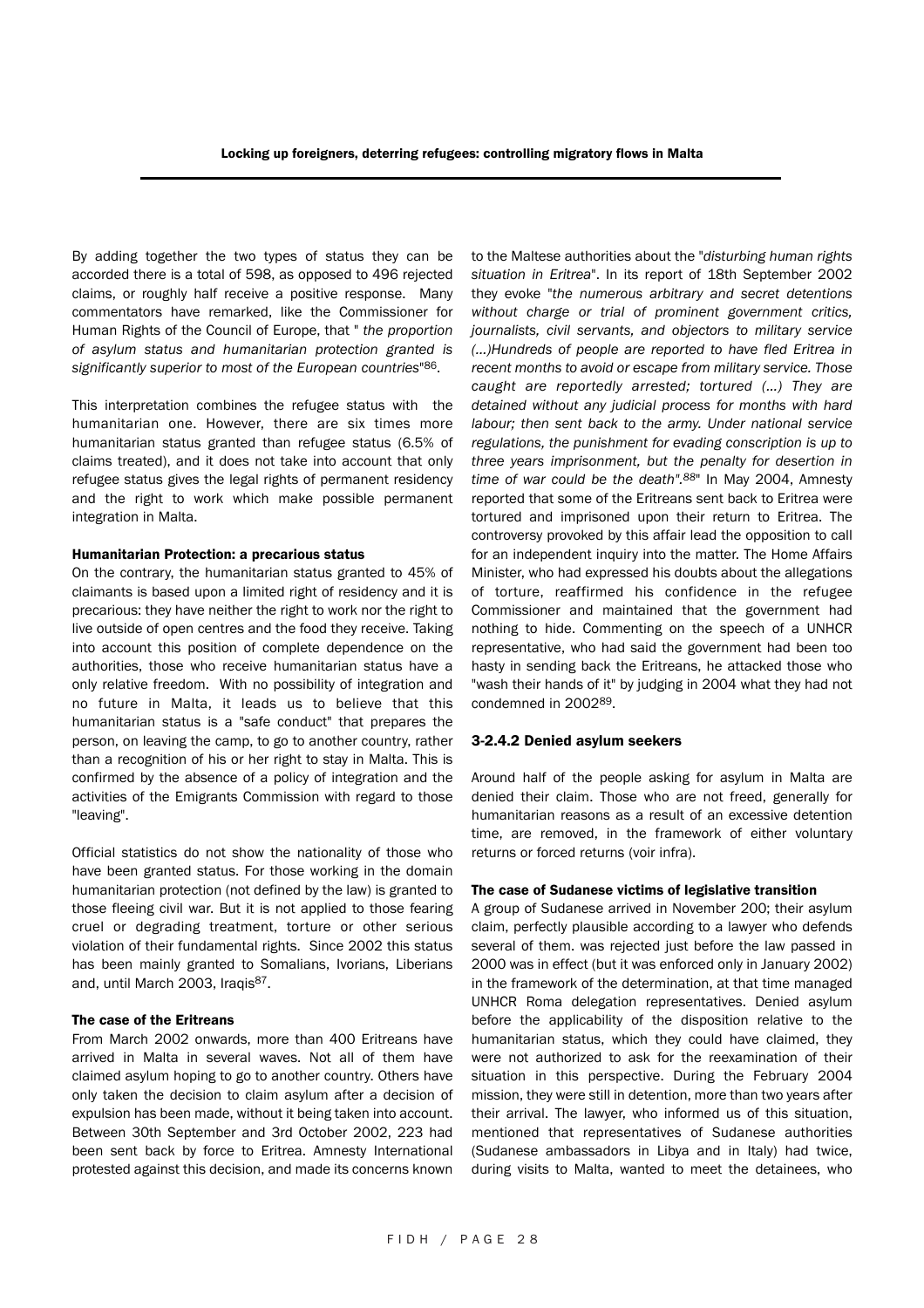By adding together the two types of status they can be accorded there is a total of 598, as opposed to 496 rejected claims, or roughly half receive a positive response. Many commentators have remarked, like the Commissioner for Human Rights of the Council of Europe, that " *the proportion of asylum status and humanitarian protection granted is significantly superior to most of the European countries*"[86].

This interpretation combines the refugee status with the humanitarian one. However, there are six times more humanitarian status granted than refugee status (6.5% of claims treated), and it does not take into account that only refugee status gives the legal rights of permanent residency and the right to work which make possible permanent integration in Malta.

#### Humanitarian Protection: a precarious status

On the contrary, the humanitarian status granted to 45% of claimants is based upon a limited right of residency and it is precarious: they have neither the right to work nor the right to live outside of open centres and the food they receive. Taking into account this position of complete dependence on the authorities, those who receive humanitarian status have a only relative freedom. With no possibility of integration and no future in Malta, it leads us to believe that this humanitarian status is a "safe conduct" that prepares the person, on leaving the camp, to go to another country, rather than a recognition of his or her right to stay in Malta. This is confirmed by the absence of a policy of integration and the activities of the Emigrants Commission with regard to those "leaving".

Official statistics do not show the nationality of those who have been granted status. For those working in the domain humanitarian protection (not defined by the law) is granted to those fleeing civil war. But it is not applied to those fearing cruel or degrading treatment, torture or other serious violation of their fundamental rights. Since 2002 this status has been mainly granted to Somalians, Ivorians, Liberians and, until March 2003, Iraqis[87].

#### The case of the Eritreans

From March 2002 onwards, more than 400 Eritreans have arrived in Malta in several waves. Not all of them have claimed asylum hoping to go to another country. Others have only taken the decision to claim asylum after a decision of expulsion has been made, without it being taken into account. Between 30th September and 3rd October 2002, 223 had been sent back by force to Eritrea. Amnesty International protested against this decision, and made its concerns known to the Maltese authorities about the "*disturbing human rights situation in Eritrea*". In its report of 18th September 2002 they evoke "*the numerous arbitrary and secret detentions without charge or trial of prominent government critics, journalists, civil servants, and objectors to military service (...)Hundreds of people are reported to have fled Eritrea in recent months to avoid or escape from military service. Those caught are reportedly arrested; tortured (...) They are detained without any judicial process for months with hard labour; then sent back to the army. Under national service regulations, the punishment for evading conscription is up to three years imprisonment, but the penalty for desertion in time of war could be the death*".[88]" In May 2004, Amnesty reported that some of the Eritreans sent back to Eritrea were tortured and imprisoned upon their return to Eritrea. The controversy provoked by this affair lead the opposition to call for an independent inquiry into the matter. The Home Affairs Minister, who had expressed his doubts about the allegations of torture, reaffirmed his confidence in the refugee Commissioner and maintained that the government had nothing to hide. Commenting on the speech of a UNHCR representative, who had said the government had been too hasty in sending back the Eritreans, he attacked those who "wash their hands of it" by judging in 2004 what they had not condemned in 2002[89].

### 3-2.4.2 Denied asylum seekers

Around half of the people asking for asylum in Malta are denied their claim. Those who are not freed, generally for humanitarian reasons as a result of an excessive detention time, are removed, in the framework of either voluntary returns or forced returns (voir infra).

#### The case of Sudanese victims of legislative transition

A group of Sudanese arrived in November 200; their asylum claim, perfectly plausible according to a lawyer who defends several of them. was rejected just before the law passed in 2000 was in effect (but it was enforced only in January 2002) in the framework of the determination, at that time managed UNHCR Roma delegation representatives. Denied asylum before the applicability of the disposition relative to the humanitarian status, which they could have claimed, they were not authorized to ask for the reexamination of their situation in this perspective. During the February 2004 mission, they were still in detention, more than two years after their arrival. The lawyer, who informed us of this situation, mentioned that representatives of Sudanese authorities (Sudanese ambassadors in Libya and in Italy) had twice, during visits to Malta, wanted to meet the detainees, who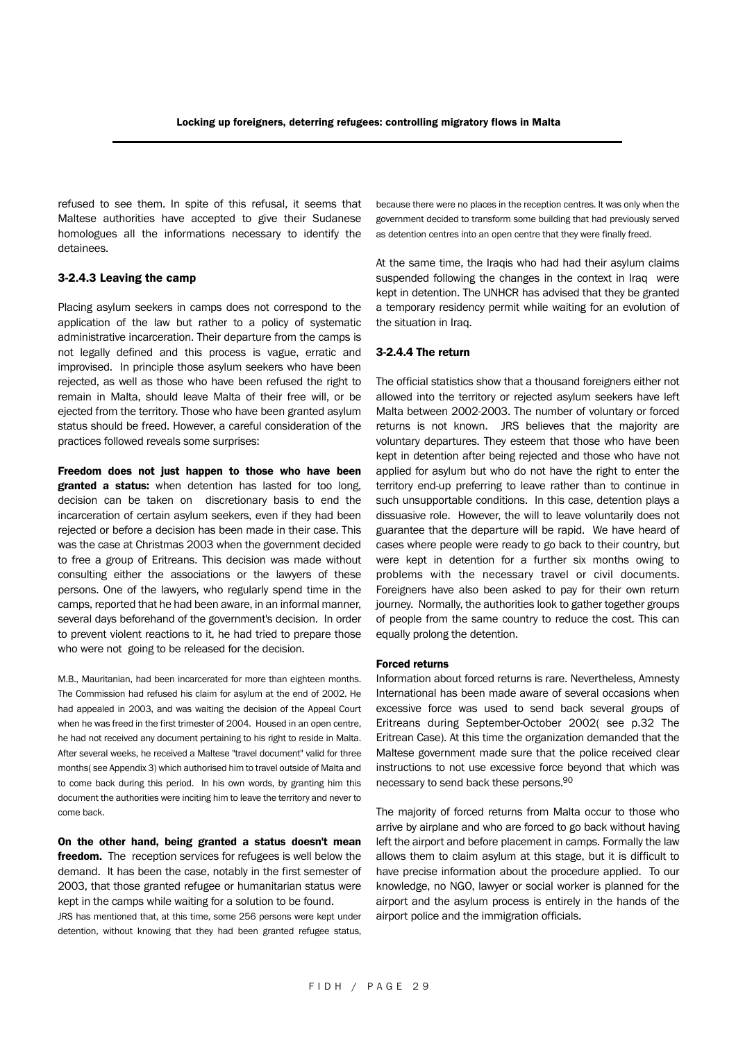refused to see them. In spite of this refusal, it seems that Maltese authorities have accepted to give their Sudanese homologues all the informations necessary to identify the detainees.

### 3-2.4.3 Leaving the camp

Placing asylum seekers in camps does not correspond to the application of the law but rather to a policy of systematic administrative incarceration. Their departure from the camps is not legally defined and this process is vague, erratic and improvised. In principle those asylum seekers who have been rejected, as well as those who have been refused the right to remain in Malta, should leave Malta of their free will, or be ejected from the territory. Those who have been granted asylum status should be freed. However, a careful consideration of the practices followed reveals some surprises:

**Freedom does not just happen to those who have been granted a status:** when detention has lasted for too long, decision can be taken on discretionary basis to end the incarceration of certain asylum seekers, even if they had been rejected or before a decision has been made in their case. This was the case at Christmas 2003 when the government decided to free a group of Eritreans. This decision was made without consulting either the associations or the lawyers of these persons. One of the lawyers, who regularly spend time in the camps, reported that he had been aware, in an informal manner, several days beforehand of the government's decision. In order to prevent violent reactions to it, he had tried to prepare those who were not going to be released for the decision.

M.B., Mauritanian, had been incarcerated for more than eighteen months. The Commission had refused his claim for asylum at the end of 2002. He had appealed in 2003, and was waiting the decision of the Appeal Court when he was freed in the first trimester of 2004. Housed in an open centre, he had not received any document pertaining to his right to reside in Malta. After several weeks, he received a Maltese "travel document" valid for three months( see Appendix 3) which authorised him to travel outside of Malta and to come back during this period. In his own words, by granting him this document the authorities were inciting him to leave the territory and never to come back.

**On the other hand, being granted a status doesn't mean freedom.** The reception services for refugees is well below the demand. It has been the case, notably in the first semester of 2003, that those granted refugee or humanitarian status were kept in the camps while waiting for a solution to be found.

JRS has mentioned that, at this time, some 256 persons were kept under detention, without knowing that they had been granted refugee status, because there were no places in the reception centres. It was only when the government decided to transform some building that had previously served as detention centres into an open centre that they were finally freed.

At the same time, the Iraqis who had had their asylum claims suspended following the changes in the context in Iraq were kept in detention. The UNHCR has advised that they be granted a temporary residency permit while waiting for an evolution of the situation in Iraq.

### 3-2.4.4 The return

The official statistics show that a thousand foreigners either not allowed into the territory or rejected asylum seekers have left Malta between 2002-2003. The number of voluntary or forced returns is not known. JRS believes that the majority are voluntary departures. They esteem that those who have been kept in detention after being rejected and those who have not applied for asylum but who do not have the right to enter the territory end-up preferring to leave rather than to continue in such unsupportable conditions. In this case, detention plays a dissuasive role. However, the will to leave voluntarily does not guarantee that the departure will be rapid. We have heard of cases where people were ready to go back to their country, but were kept in detention for a further six months owing to problems with the necessary travel or civil documents. Foreigners have also been asked to pay for their own return journey. Normally, the authorities look to gather together groups of people from the same country to reduce the cost. This can equally prolong the detention.

#### Forced returns

Information about forced returns is rare. Nevertheless, Amnesty International has been made aware of several occasions when excessive force was used to send back several groups of Eritreans during September-October 2002( see p.32 The Eritrean Case). At this time the organization demanded that the Maltese government made sure that the police received clear instructions to not use excessive force beyond that which was necessary to send back these persons.[90]

The majority of forced returns from Malta occur to those who arrive by airplane and who are forced to go back without having left the airport and before placement in camps. Formally the law allows them to claim asylum at this stage, but it is difficult to have precise information about the procedure applied. To our knowledge, no NGO, lawyer or social worker is planned for the airport and the asylum process is entirely in the hands of the airport police and the immigration officials.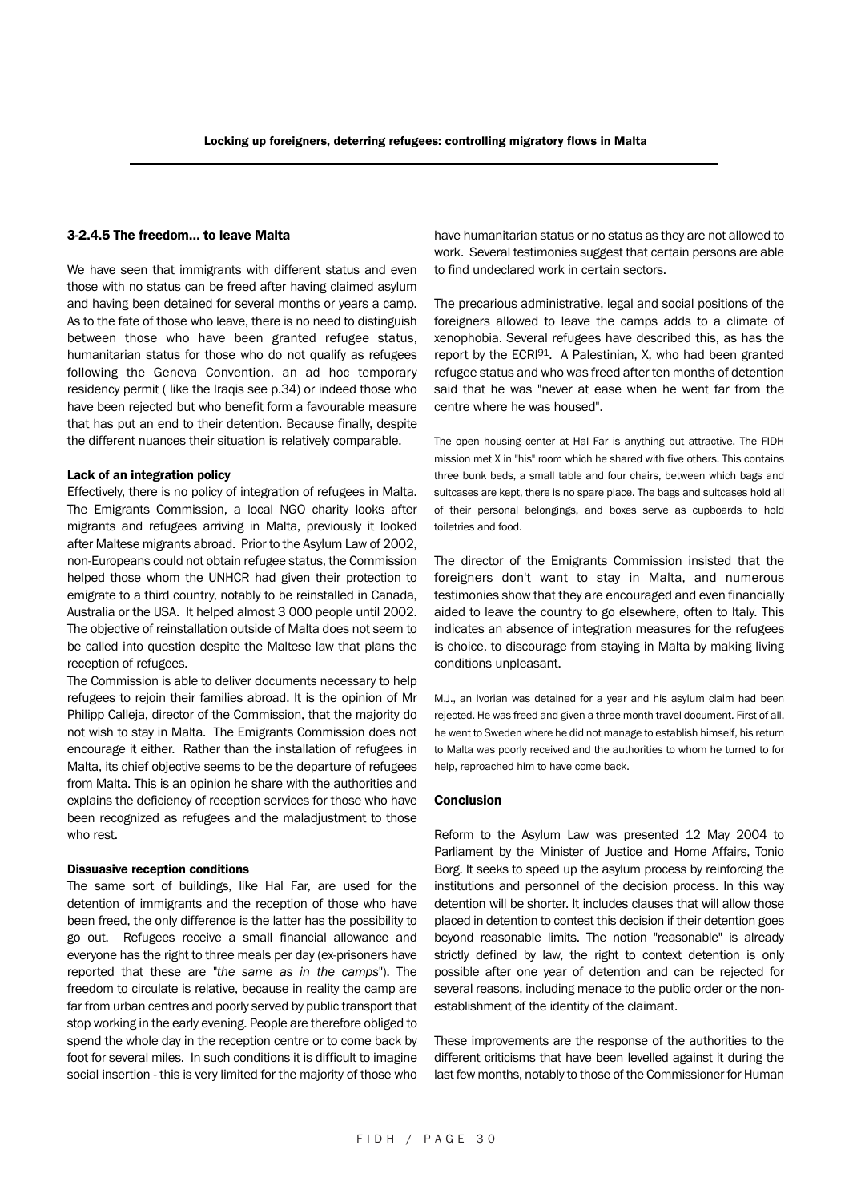### 3-2.4.5 The freedom... to leave Malta

We have seen that immigrants with different status and even those with no status can be freed after having claimed asylum and having been detained for several months or years a camp. As to the fate of those who leave, there is no need to distinguish between those who have been granted refugee status, humanitarian status for those who do not qualify as refugees following the Geneva Convention, an ad hoc temporary residency permit ( like the Iraqis see p.34) or indeed those who have been rejected but who benefit form a favourable measure that has put an end to their detention. Because finally, despite the different nuances their situation is relatively comparable.

#### Lack of an integration policy

Effectively, there is no policy of integration of refugees in Malta. The Emigrants Commission, a local NGO charity looks after migrants and refugees arriving in Malta, previously it looked after Maltese migrants abroad. Prior to the Asylum Law of 2002, non-Europeans could not obtain refugee status, the Commission helped those whom the UNHCR had given their protection to emigrate to a third country, notably to be reinstalled in Canada, Australia or the USA. It helped almost 3 000 people until 2002. The objective of reinstallation outside of Malta does not seem to be called into question despite the Maltese law that plans the reception of refugees.

The Commission is able to deliver documents necessary to help refugees to rejoin their families abroad. It is the opinion of Mr Philipp Calleja, director of the Commission, that the majority do not wish to stay in Malta. The Emigrants Commission does not encourage it either. Rather than the installation of refugees in Malta, its chief objective seems to be the departure of refugees from Malta. This is an opinion he share with the authorities and explains the deficiency of reception services for those who have been recognized as refugees and the maladjustment to those who rest.

#### Dissuasive reception conditions

The same sort of buildings, like Hal Far, are used for the detention of immigrants and the reception of those who have been freed, the only difference is the latter has the possibility to go out. Refugees receive a small financial allowance and everyone has the right to three meals per day (ex-prisoners have reported that these are "*the same as in the camps*"). The freedom to circulate is relative, because in reality the camp are far from urban centres and poorly served by public transport that stop working in the early evening. People are therefore obliged to spend the whole day in the reception centre or to come back by foot for several miles. In such conditions it is difficult to imagine social insertion - this is very limited for the majority of those who have humanitarian status or no status as they are not allowed to work. Several testimonies suggest that certain persons are able to find undeclared work in certain sectors.

The precarious administrative, legal and social positions of the foreigners allowed to leave the camps adds to a climate of xenophobia. Several refugees have described this, as has the report by the ECRI[91]. A Palestinian, X, who had been granted refugee status and who was freed after ten months of detention said that he was "never at ease when he went far from the centre where he was housed".

The open housing center at Hal Far is anything but attractive. The FIDH mission met X in "his" room which he shared with five others. This contains three bunk beds, a small table and four chairs, between which bags and suitcases are kept, there is no spare place. The bags and suitcases hold all of their personal belongings, and boxes serve as cupboards to hold toiletries and food.

The director of the Emigrants Commission insisted that the foreigners don't want to stay in Malta, and numerous testimonies show that they are encouraged and even financially aided to leave the country to go elsewhere, often to Italy. This indicates an absence of integration measures for the refugees is choice, to discourage from staying in Malta by making living conditions unpleasant.

M.J., an Ivorian was detained for a year and his asylum claim had been rejected. He was freed and given a three month travel document. First of all, he went to Sweden where he did not manage to establish himself, his return to Malta was poorly received and the authorities to whom he turned to for help, reproached him to have come back.

#### Conclusion

Reform to the Asylum Law was presented 12 May 2004 to Parliament by the Minister of Justice and Home Affairs, Tonio Borg. It seeks to speed up the asylum process by reinforcing the institutions and personnel of the decision process. In this way detention will be shorter. It includes clauses that will allow those placed in detention to contest this decision if their detention goes beyond reasonable limits. The notion "reasonable" is already strictly defined by law, the right to context detention is only possible after one year of detention and can be rejected for several reasons, including menace to the public order or the non-establishment of the identity of the claimant.

These improvements are the response of the authorities to the different criticisms that have been levelled against it during the last few months, notably to those of the Commissioner for Human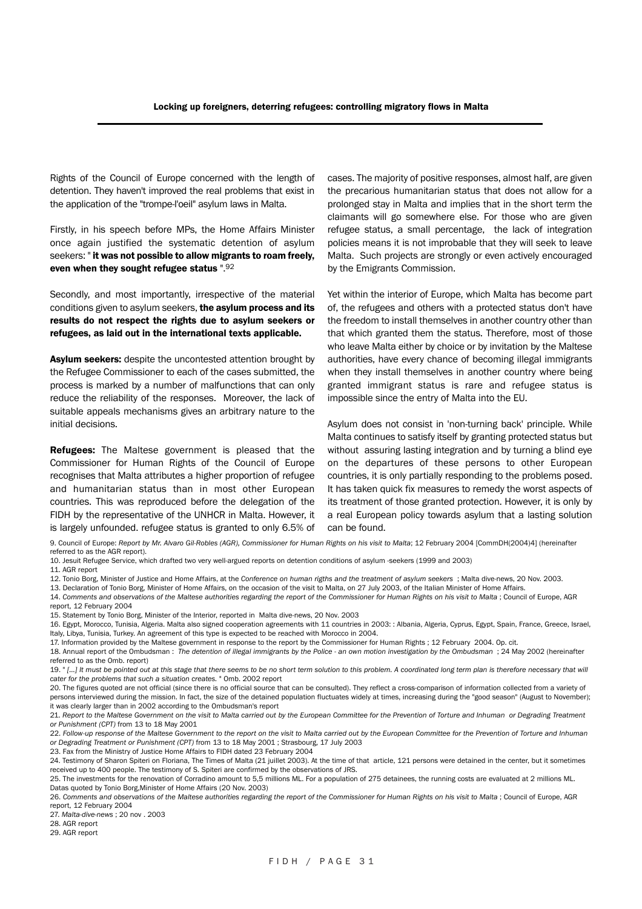Rights of the Council of Europe concerned with the length of detention. They haven't improved the real problems that exist in the application of the "trompe-l'oeil" asylum laws in Malta.

Firstly, in his speech before MPs, the Home Affairs Minister once again justified the systematic detention of asylum seekers: " **it was not possible to allow migrants to roam freely, even when they sought refugee status** ".[92]

Secondly, and most importantly, irrespective of the material conditions given to asylum seekers, **the asylum process and its results do not respect the rights due to asylum seekers or refugees, as laid out in the international texts applicable.**

**Asylum seekers:** despite the uncontested attention brought by the Refugee Commissioner to each of the cases submitted, the process is marked by a number of malfunctions that can only reduce the reliability of the responses. Moreover, the lack of suitable appeals mechanisms gives an arbitrary nature to the initial decisions.

**Refugees:** The Maltese government is pleased that the Commissioner for Human Rights of the Council of Europe recognises that Malta attributes a higher proportion of refugee and humanitarian status than in most other European countries. This was reproduced before the delegation of the FIDH by the representative of the UNHCR in Malta. However, it is largely unfounded. refugee status is granted to only 6.5% of cases. The majority of positive responses, almost half, are given the precarious humanitarian status that does not allow for a prolonged stay in Malta and implies that in the short term the claimants will go somewhere else. For those who are given refugee status, a small percentage, the lack of integration policies means it is not improbable that they will seek to leave Malta. Such projects are strongly or even actively encouraged by the Emigrants Commission.

Yet within the interior of Europe, which Malta has become part of, the refugees and others with a protected status don't have the freedom to install themselves in another country other than that which granted them the status. Therefore, most of those who leave Malta either by choice or by invitation by the Maltese authorities, have every chance of becoming illegal immigrants when they install themselves in another country where being granted immigrant status is rare and refugee status is impossible since the entry of Malta into the EU.

Asylum does not consist in 'non-turning back' principle. While Malta continues to satisfy itself by granting protected status but without assuring lasting integration and by turning a blind eye on the departures of these persons to other European countries, it is only partially responding to the problems posed. It has taken quick fix measures to remedy the worst aspects of its treatment of those granted protection. However, it is only by a real European policy towards asylum that a lasting solution can be found.

9. Council of Europe: *Report by Mr. Alvaro Gil-Robles (AGR), Commissioner for Human Rights on his visit to Malta*; 12 February 2004 [CommDH(2004)4] (hereinafter referred to as the AGR report).

10. Jesuit Refugee Service, which drafted two very well-argued reports on detention conditions of asylum -seekers (1999 and 2003)

11. AGR report

12. Tonio Borg, Minister of Justice and Home Affairs, at the *Conference on human rigths and the treatment of asylum seekers* ; Malta dive-news, 20 Nov. 2003.

13. Declaration of Tonio Borg, Minister of Home Affairs, on the occasion of the visit to Malta, on 27 July 2003, of the Italian Minister of Home Affairs.

14. *Comments and observations of the Maltese authorities regarding the report of the Commissioner for Human Rights on his visit to Malta* ; Council of Europe, AGR report, 12 February 2004

15. Statement by Tonio Borg, Minister of the Interior, reported in Malta dive-news, 20 Nov. 2003

16. Egypt, Morocco, Tunisia, Algeria. Malta also signed cooperation agreements with 11 countries in 2003: : Albania, Algeria, Cyprus, Egypt, Spain, France, Greece, Israel, Italy, Libya, Tunisia, Turkey. An agreement of this type is expected to be reached with Morocco in 2004.

17. Information provided by the Maltese government in response to the report by the Commissioner for Human Rights ; 12 February 2004. Op. cit.

18. Annual report of the Ombudsman : *The detention of illegal immigrants by the Police - an own motion investigation by the Ombudsman* ; 24 May 2002 (hereinafter referred to as the Omb. report)

19. " *[...] It must be pointed out at this stage that there seems to be no short term solution to this problem. A coordinated long term plan is therefore necessary that will cater for the problems that such a situation creates.* " Omb. 2002 report

20. The figures quoted are not official (since there is no official source that can be consulted). They reflect a cross-comparison of information collected from a variety of persons interviewed during the mission. In fact, the size of the detained population fluctuates widely at times, increasing during the "good season" (August to November); it was clearly larger than in 2002 according to the Ombudsman's report

21. *Report to the Maltese Government on the visit to Malta carried out by the European Committee for the Prevention of Torture and Inhuman or Degrading Treatment or Punishment (CPT)* from 13 to 18 May 2001

22. *Follow-up response of the Maltese Government to the report on the visit to Malta carried out by the European Committee for the Prevention of Torture and Inhuman or Degrading Treatment or Punishment (CPT)* from 13 to 18 May 2001 ; Strasbourg, 17 July 2003

23. Fax from the Ministry of Justice Home Affairs to FIDH dated 23 February 2004

24. Testimony of Sharon Spiteri on Floriana, The Times of Malta (21 juillet 2003). At the time of that article, 121 persons were detained in the center, but it sometimes received up to 400 people. The testimony of S. Spiteri are confirmed by the observations of JRS.

25. The investments for the renovation of Corradino amount to 5,5 millions ML. For a population of 275 detainees, the running costs are evaluated at 2 millions ML. Datas quoted by Tonio Borg,Minister of Home Affairs (20 Nov. 2003)

26. *Comments and observations of the Maltese authorities regarding the report of the Commissioner for Human Rights on his visit to Malta* ; Council of Europe, AGR report, 12 February 2004

27. *Malta-dive-news* ; 20 nov . 2003

28. AGR report

29. AGR report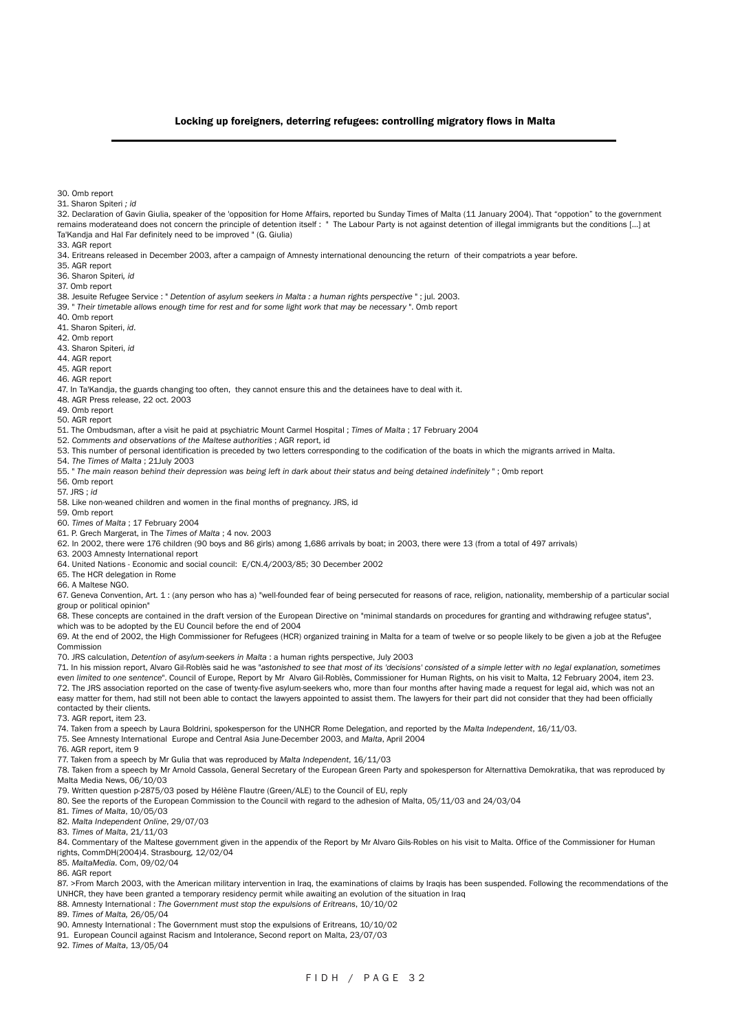30. Omb report

31. Sharon Spiteri *; id*

32. Declaration of Gavin Giulia, speaker of the 'opposition for Home Affairs, reported bu Sunday Times of Malta (11 January 2004). That "oppotion" to the government remains moderateand does not concern the principle of detention itself : " The Labour Party is not against detention of illegal immigrants but the conditions [...] at Ta'Kandja and Hal Far definitely need to be improved " (G. Giulia)

33. AGR report

34. Eritreans released in December 2003, after a campaign of Amnesty international denouncing the return of their compatriots a year before.

35. AGR report

36. Sharon Spiteri, *id*

37. Omb report

38. Jesuite Refugee Service : " *Detention of asylum seekers in Malta : a human rights perspective* " ; jul. 2003.

39. " *Their timetable allows enough time for rest and for some light work that may be necessary* ". Omb report

40. Omb report

41. Sharon Spiteri, *id*.

42. Omb report

43. Sharon Spiteri, *id*

44. AGR report

45. AGR report

46. AGR report

47. In Ta'Kandja, the guards changing too often, they cannot ensure this and the detainees have to deal with it.

48. AGR Press release, 22 oct. 2003

49. Omb report

50. AGR report

51. The Ombudsman, after a visit he paid at psychiatric Mount Carmel Hospital ; *Times of Malta* ; 17 February 2004

52. *Comments and observations of the Maltese authorities* ; AGR report, id

53. This number of personal identification is preceded by two letters corresponding to the codification of the boats in which the migrants arrived in Malta.

54. *The Times of Malta* ; 21July 2003

55. " *The main reason behind their depression was being left in dark about their status and being detained indefinitely* " ; Omb report

56. Omb report

57. JRS ; *id*

58. Like non-weaned children and women in the final months of pregnancy. JRS, id

59. Omb report

60. *Times of Malta* ; 17 February 2004

61. P. Grech Margerat, in The *Times of Malta* ; 4 nov. 2003

62. In 2002, there were 176 children (90 boys and 86 girls) among 1,686 arrivals by boat; in 2003, there were 13 (from a total of 497 arrivals)

63. 2003 Amnesty International report

64. United Nations - Economic and social council: E/CN.4/2003/85; 30 December 2002

65. The HCR delegation in Rome

66. A Maltese NGO.

67. Geneva Convention, Art. 1 : (any person who has a) "well-founded fear of being persecuted for reasons of race, religion, nationality, membership of a particular social group or political opinion"

68. These concepts are contained in the draft version of the European Directive on "minimal standards on procedures for granting and withdrawing refugee status", which was to be adopted by the EU Council before the end of 2004

69. At the end of 2002, the High Commissioner for Refugees (HCR) organized training in Malta for a team of twelve or so people likely to be given a job at the Refugee Commission

70. JRS calculation, *Detention of asylum-seekers in Malta* : a human rights perspective, July 2003

71. In his mission report, Alvaro Gil-Roblès said he was "*astonished to see that most of its 'decisions' consisted of a simple letter with no legal explanation, sometimes even limited to one sentence*". Council of Europe, Report by Mr Alvaro Gil-Roblès, Commissioner for Human Rights, on his visit to Malta, 12 February 2004, item 23.

72. The JRS association reported on the case of twenty-five asylum-seekers who, more than four months after having made a request for legal aid, which was not an easy matter for them, had still not been able to contact the lawyers appointed to assist them. The lawyers for their part did not consider that they had been officially contacted by their clients.

73. AGR report, item 23.

74. Taken from a speech by Laura Boldrini, spokesperson for the UNHCR Rome Delegation, and reported by the *Malta Independent*, 16/11/03.

75. See Amnesty International Europe and Central Asia June-December 2003, and *Malta*, April 2004

76. AGR report, item 9

77. Taken from a speech by Mr Gulia that was reproduced by *Malta Independent*, 16/11/03

78. Taken from a speech by Mr Arnold Cassola, General Secretary of the European Green Party and spokesperson for Alternattiva Demokratika, that was reproduced by Malta Media News, 06/10/03

79. Written question p-2875/03 posed by Hélène Flautre (Green/ALE) to the Council of EU, reply

80. See the reports of the European Commission to the Council with regard to the adhesion of Malta, 05/11/03 and 24/03/04

81. *Times of Malta*, 10/05/03

82. *Malta Independent Online*, 29/07/03

83. *Times of Malta*, 21/11/03

84. Commentary of the Maltese government given in the appendix of the Report by Mr Alvaro Gils-Robles on his visit to Malta. Office of the Commissioner for Human rights, CommDH(2004)4. Strasbourg, 12/02/04

85. *MaltaMedia*. Com, 09/02/04

86. AGR report

87. >From March 2003, with the American military intervention in Iraq, the examinations of claims by Iraqis has been suspended. Following the recommendations of the UNHCR, they have been granted a temporary residency permit while awaiting an evolution of the situation in Iraq

88. Amnesty International : *The Government must stop the expulsions of Eritreans*, 10/10/02

89. *Times of Malta*, 26/05/04

90. Amnesty International : The Government must stop the expulsions of Eritreans, 10/10/02

91. European Council against Racism and Intolerance, Second report on Malta, 23/07/03

92. *Times of Malta*, 13/05/04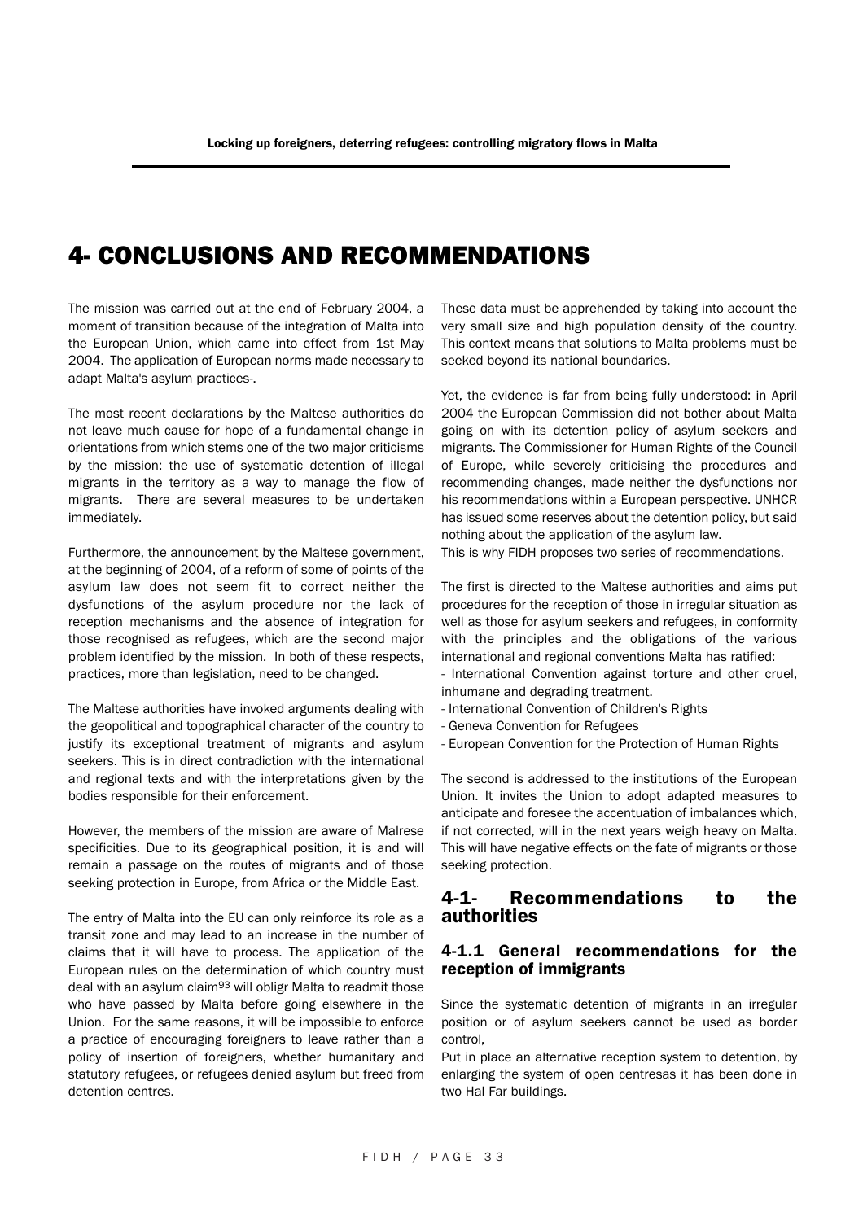# 4- CONCLUSIONS AND RECOMMENDATIONS

The mission was carried out at the end of February 2004, a moment of transition because of the integration of Malta into the European Union, which came into effect from 1st May 2004. The application of European norms made necessary to adapt Malta's asylum practices-.

The most recent declarations by the Maltese authorities do not leave much cause for hope of a fundamental change in orientations from which stems one of the two major criticisms by the mission: the use of systematic detention of illegal migrants in the territory as a way to manage the flow of migrants. There are several measures to be undertaken immediately.

Furthermore, the announcement by the Maltese government, at the beginning of 2004, of a reform of some of points of the asylum law does not seem fit to correct neither the dysfunctions of the asylum procedure nor the lack of reception mechanisms and the absence of integration for those recognised as refugees, which are the second major problem identified by the mission. In both of these respects, practices, more than legislation, need to be changed.

The Maltese authorities have invoked arguments dealing with the geopolitical and topographical character of the country to justify its exceptional treatment of migrants and asylum seekers. This is in direct contradiction with the international and regional texts and with the interpretations given by the bodies responsible for their enforcement.

However, the members of the mission are aware of Malrese specificities. Due to its geographical position, it is and will remain a passage on the routes of migrants and of those seeking protection in Europe, from Africa or the Middle East.

The entry of Malta into the EU can only reinforce its role as a transit zone and may lead to an increase in the number of claims that it will have to process. The application of the European rules on the determination of which country must deal with an asylum claim[93] will obligr Malta to readmit those who have passed by Malta before going elsewhere in the Union. For the same reasons, it will be impossible to enforce a practice of encouraging foreigners to leave rather than a policy of insertion of foreigners, whether humanitary and statutory refugees, or refugees denied asylum but freed from detention centres.

These data must be apprehended by taking into account the very small size and high population density of the country. This context means that solutions to Malta problems must be seeked beyond its national boundaries.

Yet, the evidence is far from being fully understood: in April 2004 the European Commission did not bother about Malta going on with its detention policy of asylum seekers and migrants. The Commissioner for Human Rights of the Council of Europe, while severely criticising the procedures and recommending changes, made neither the dysfunctions nor his recommendations within a European perspective. UNHCR has issued some reserves about the detention policy, but said nothing about the application of the asylum law.
This is why FIDH proposes two series of recommendations.

The first is directed to the Maltese authorities and aims put procedures for the reception of those in irregular situation as well as those for asylum seekers and refugees, in conformity with the principles and the obligations of the various international and regional conventions Malta has ratified:
- International Convention against torture and other cruel, inhumane and degrading treatment.
- International Convention of Children's Rights
- Geneva Convention for Refugees
- European Convention for the Protection of Human Rights

The second is addressed to the institutions of the European Union. It invites the Union to adopt adapted measures to anticipate and foresee the accentuation of imbalances which, if not corrected, will in the next years weigh heavy on Malta. This will have negative effects on the fate of migrants or those seeking protection.

## 4-1- Recommendations to the authorities

### 4-1.1 General recommendations for the reception of immigrants

Since the systematic detention of migrants in an irregular position or of asylum seekers cannot be used as border control,
Put in place an alternative reception system to detention, by enlarging the system of open centresas it has been done in two Hal Far buildings.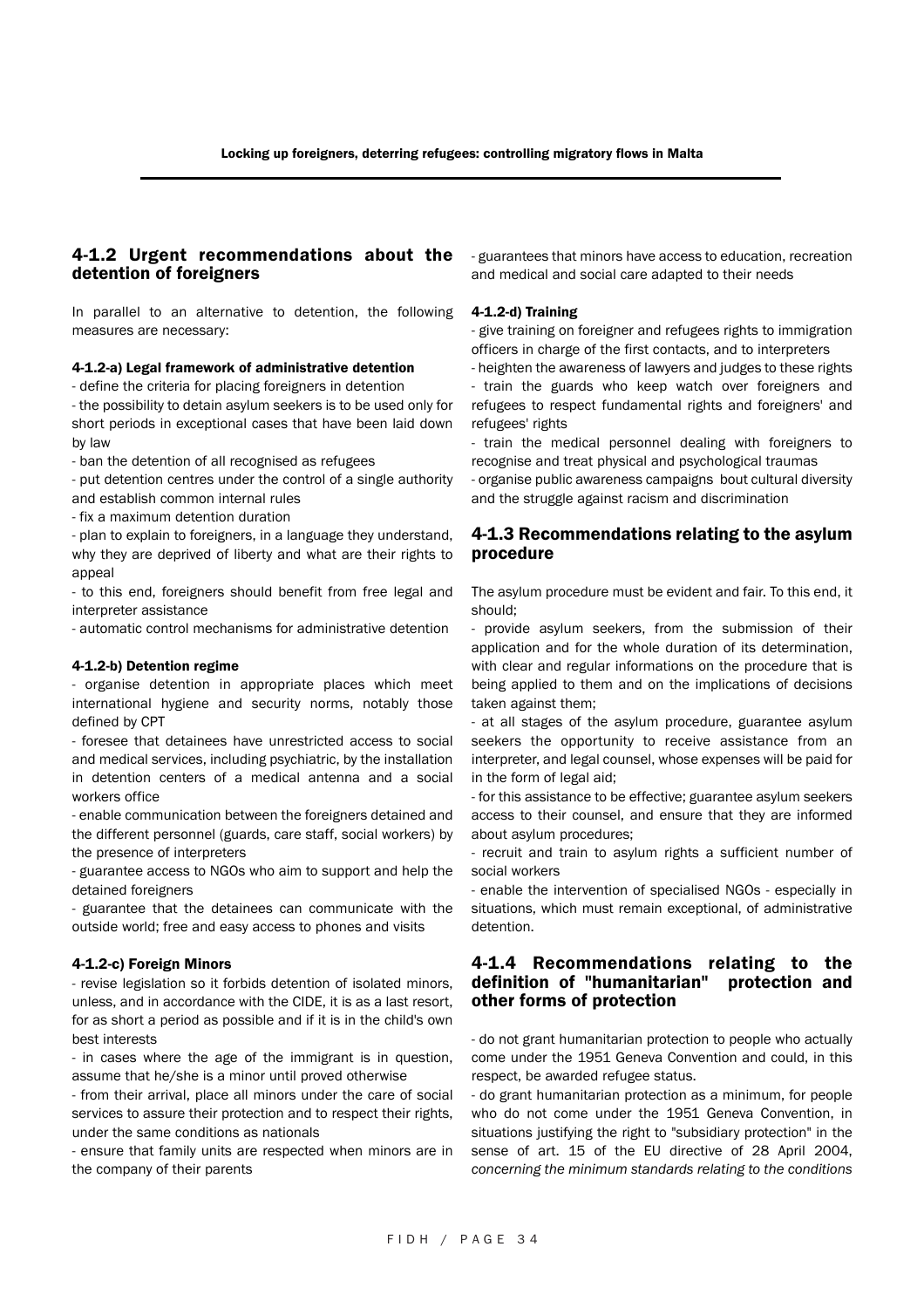## 4-1.2 Urgent recommendations about the detention of foreigners

In parallel to an alternative to detention, the following measures are necessary:

#### 4-1.2-a) Legal framework of administrative detention

- define the criteria for placing foreigners in detention
- the possibility to detain asylum seekers is to be used only for short periods in exceptional cases that have been laid down by law
- ban the detention of all recognised as refugees
- put detention centres under the control of a single authority and establish common internal rules
- fix a maximum detention duration
- plan to explain to foreigners, in a language they understand, why they are deprived of liberty and what are their rights to appeal
- to this end, foreigners should benefit from free legal and interpreter assistance
- automatic control mechanisms for administrative detention

#### 4-1.2-b) Detention regime

- organise detention in appropriate places which meet international hygiene and security norms, notably those defined by CPT
- foresee that detainees have unrestricted access to social and medical services, including psychiatric, by the installation in detention centers of a medical antenna and a social workers office
- enable communication between the foreigners detained and the different personnel (guards, care staff, social workers) by the presence of interpreters
- guarantee access to NGOs who aim to support and help the detained foreigners
- guarantee that the detainees can communicate with the outside world; free and easy access to phones and visits

#### 4-1.2-c) Foreign Minors

- revise legislation so it forbids detention of isolated minors, unless, and in accordance with the CIDE, it is as a last resort, for as short a period as possible and if it is in the child's own best interests
- in cases where the age of the immigrant is in question, assume that he/she is a minor until proved otherwise
- from their arrival, place all minors under the care of social services to assure their protection and to respect their rights, under the same conditions as nationals
- ensure that family units are respected when minors are in the company of their parents
- guarantees that minors have access to education, recreation and medical and social care adapted to their needs

#### 4-1.2-d) Training

- give training on foreigner and refugees rights to immigration officers in charge of the first contacts, and to interpreters
- heighten the awareness of lawyers and judges to these rights
- train the guards who keep watch over foreigners and refugees to respect fundamental rights and foreigners' and refugees' rights
- train the medical personnel dealing with foreigners to recognise and treat physical and psychological traumas
- organise public awareness campaigns bout cultural diversity and the struggle against racism and discrimination

## 4-1.3 Recommendations relating to the asylum procedure

The asylum procedure must be evident and fair. To this end, it should;

- provide asylum seekers, from the submission of their application and for the whole duration of its determination, with clear and regular informations on the procedure that is being applied to them and on the implications of decisions taken against them;
- at all stages of the asylum procedure, guarantee asylum seekers the opportunity to receive assistance from an interpreter, and legal counsel, whose expenses will be paid for in the form of legal aid;
- for this assistance to be effective; guarantee asylum seekers access to their counsel, and ensure that they are informed about asylum procedures;
- recruit and train to asylum rights a sufficient number of social workers
- enable the intervention of specialised NGOs - especially in situations, which must remain exceptional, of administrative detention.

## 4-1.4 Recommendations relating to the definition of "humanitarian" protection and other forms of protection

- do not grant humanitarian protection to people who actually come under the 1951 Geneva Convention and could, in this respect, be awarded refugee status.
- do grant humanitarian protection as a minimum, for people who do not come under the 1951 Geneva Convention, in situations justifying the right to "subsidiary protection" in the sense of art. 15 of the EU directive of 28 April 2004, *concerning the minimum standards relating to the conditions*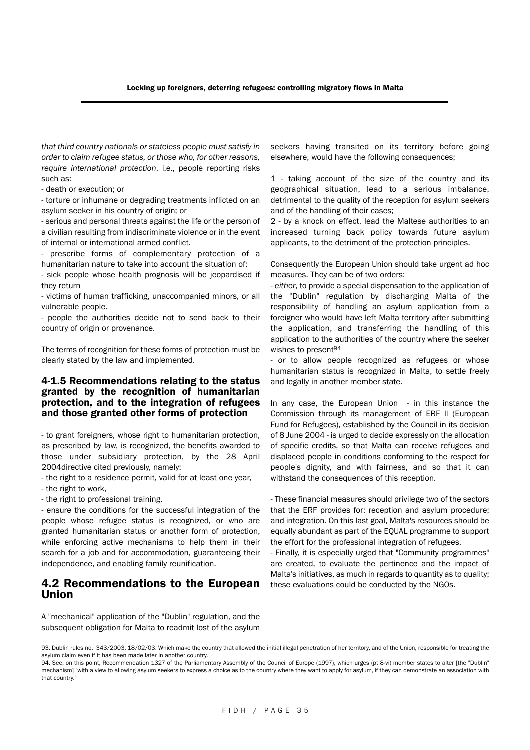*that third country nationals or stateless people must satisfy in order to claim refugee status, or those who, for other reasons, require international protection*, i.e., people reporting risks such as:

- death or execution; or
- torture or inhumane or degrading treatments inflicted on an asylum seeker in his country of origin; or
- serious and personal threats against the life or the person of a civilian resulting from indiscriminate violence or in the event of internal or international armed conflict.
- prescribe forms of complementary protection of a humanitarian nature to take into account the situation of:
- sick people whose health prognosis will be jeopardised if they return
- victims of human trafficking, unaccompanied minors, or all vulnerable people.
- people the authorities decide not to send back to their country of origin or provenance.

The terms of recognition for these forms of protection must be clearly stated by the law and implemented.

### 4-1.5 Recommendations relating to the status granted by the recognition of humanitarian protection, and to the integration of refugees and those granted other forms of protection

- to grant foreigners, whose right to humanitarian protection, as prescribed by law, is recognized, the benefits awarded to those under subsidiary protection, by the 28 April 2004directive cited previously, namely:
- the right to a residence permit, valid for at least one year,
- the right to work,
- the right to professional training.
- ensure the conditions for the successful integration of the people whose refugee status is recognized, or who are granted humanitarian status or another form of protection, while enforcing active mechanisms to help them in their search for a job and for accommodation, guaranteeing their independence, and enabling family reunification.

## 4.2 Recommendations to the European Union

A "mechanical" application of the "Dublin" regulation, and the subsequent obligation for Malta to readmit lost of the asylum seekers having transited on its territory before going elsewhere, would have the following consequences;

1 - taking account of the size of the country and its geographical situation, lead to a serious imbalance, detrimental to the quality of the reception for asylum seekers and of the handling of their cases;

2 - by a knock on effect, lead the Maltese authorities to an increased turning back policy towards future asylum applicants, to the detriment of the protection principles.

Consequently the European Union should take urgent ad hoc measures. They can be of two orders:

- *either*, to provide a special dispensation to the application of the "Dublin" regulation by discharging Malta of the responsibility of handling an asylum application from a foreigner who would have left Malta territory after submitting the application, and transferring the handling of this application to the authorities of the country where the seeker wishes to present[94]
- *or* to allow people recognized as refugees or whose humanitarian status is recognized in Malta, to settle freely and legally in another member state.

In any case, the European Union - in this instance the Commission through its management of ERF II (European Fund for Refugees), established by the Council in its decision of 8 June 2004 - is urged to decide expressly on the allocation of specific credits, so that Malta can receive refugees and displaced people in conditions conforming to the respect for people's dignity, and with fairness, and so that it can withstand the consequences of this reception.

- These financial measures should privilege two of the sectors that the ERF provides for: reception and asylum procedure; and integration. On this last goal, Malta's resources should be equally abundant as part of the EQUAL programme to support the effort for the professional integration of refugees.
- Finally, it is especially urged that "Community programmes" are created, to evaluate the pertinence and the impact of Malta's initiatives, as much in regards to quantity as to quality; these evaluations could be conducted by the NGOs.

---

93. Dublin rules no. 343/2003, 18/02/03. Which make the country that allowed the initial illegal penetration of her territory, and of the Union, responsible for treating the asylum claim even if it has been made later in another country.

94. See, on this point, Recommendation 1327 of the Parliamentary Assembly of the Council of Europe (1997), which urges (pt 8-vi) member states to alter [the "Dublin" mechanism] "with a view to allowing asylum seekers to express a choice as to the country where they want to apply for asylum, if they can demonstrate an association with that country."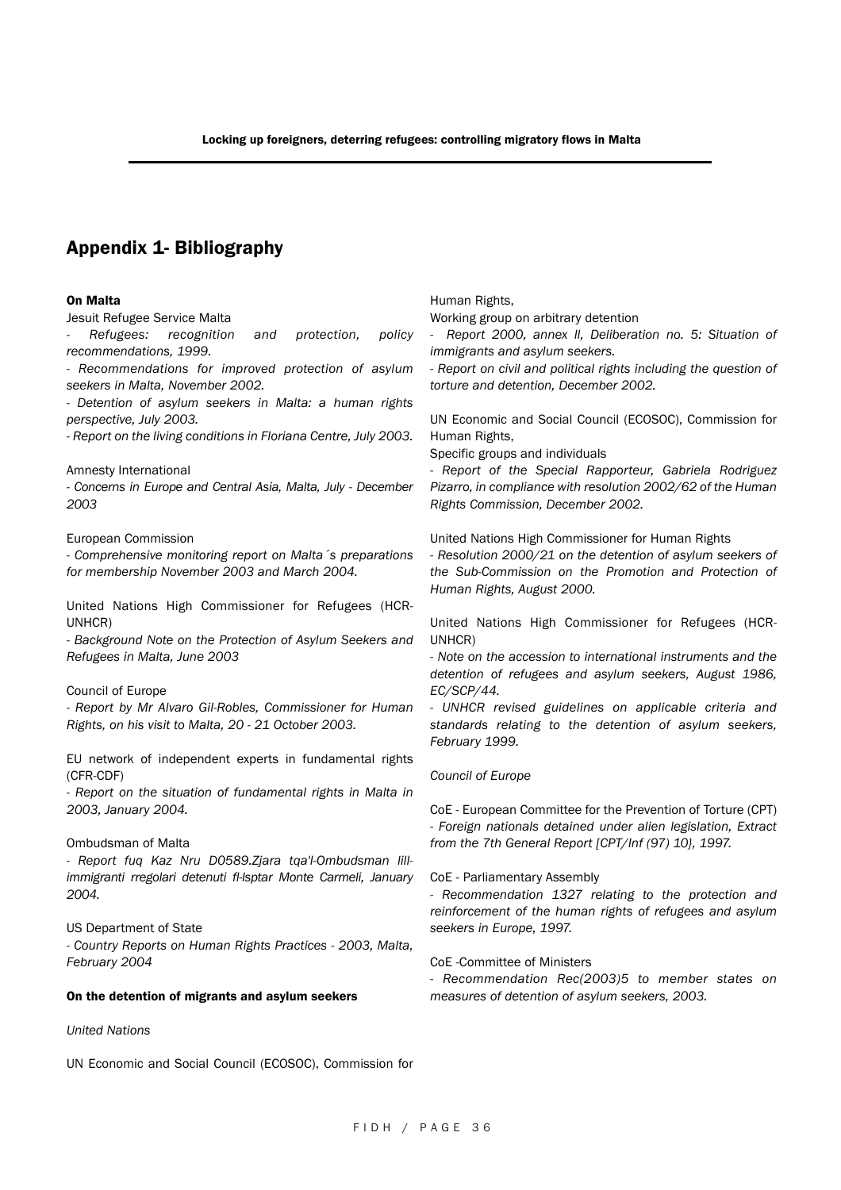## Appendix 1- Bibliography

**On Malta**

Jesuit Refugee Service Malta

- *Refugees: recognition and protection, policy recommendations, 1999.*
- *Recommendations for improved protection of asylum seekers in Malta, November 2002.*
- *Detention of asylum seekers in Malta: a human rights perspective, July 2003.*
- *Report on the living conditions in Floriana Centre, July 2003.*

Amnesty International

- *Concerns in Europe and Central Asia, Malta, July - December 2003*

European Commission

- *Comprehensive monitoring report on Malta´s preparations for membership November 2003 and March 2004.*

United Nations High Commissioner for Refugees (HCR-UNHCR)

- *Background Note on the Protection of Asylum Seekers and Refugees in Malta, June 2003*

Council of Europe

- *Report by Mr Alvaro Gil-Robles, Commissioner for Human Rights, on his visit to Malta, 20 - 21 October 2003.*

EU network of independent experts in fundamental rights (CFR-CDF)

- *Report on the situation of fundamental rights in Malta in 2003, January 2004.*

Ombudsman of Malta

- *Report fuq Kaz Nru D0589.Zjara tqa'l-Ombudsman lill-immigranti rregolari detenuti fl-Isptar Monte Carmeli, January 2004.*

US Department of State

- *Country Reports on Human Rights Practices - 2003, Malta, February 2004*

**On the detention of migrants and asylum seekers**

*United Nations*

UN Economic and Social Council (ECOSOC), Commission for Human Rights,

Working group on arbitrary detention

- *Report 2000, annex II, Deliberation no. 5: Situation of immigrants and asylum seekers.*
- *Report on civil and political rights including the question of torture and detention, December 2002.*

UN Economic and Social Council (ECOSOC), Commission for Human Rights,

Specific groups and individuals

- *Report of the Special Rapporteur, Gabriela Rodriguez Pizarro, in compliance with resolution 2002/62 of the Human Rights Commission, December 2002.*

United Nations High Commissioner for Human Rights

- *Resolution 2000/21 on the detention of asylum seekers of the Sub-Commission on the Promotion and Protection of Human Rights, August 2000.*

United Nations High Commissioner for Refugees (HCR-UNHCR)

- *Note on the accession to international instruments and the detention of refugees and asylum seekers, August 1986, EC/SCP/44.*
- *UNHCR revised guidelines on applicable criteria and standards relating to the detention of asylum seekers, February 1999.*

*Council of Europe*

CoE - European Committee for the Prevention of Torture (CPT)

- *Foreign nationals detained under alien legislation, Extract from the 7th General Report [CPT/Inf (97) 10], 1997.*

CoE - Parliamentary Assembly

- *Recommendation 1327 relating to the protection and reinforcement of the human rights of refugees and asylum seekers in Europe, 1997.*

CoE -Committee of Ministers

- *Recommendation Rec(2003)5 to member states on measures of detention of asylum seekers, 2003.*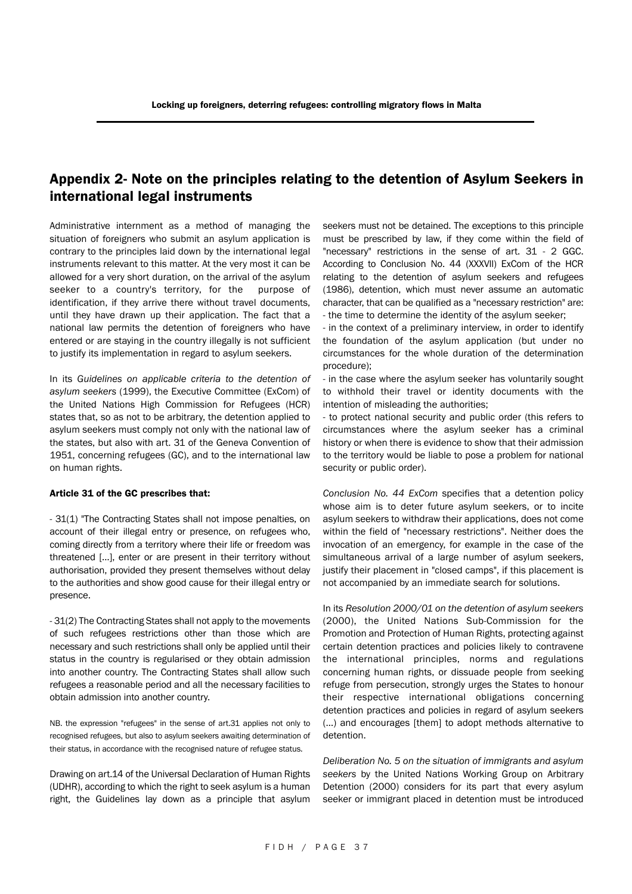## Appendix 2- Note on the principles relating to the detention of Asylum Seekers in international legal instruments

Administrative internment as a method of managing the situation of foreigners who submit an asylum application is contrary to the principles laid down by the international legal instruments relevant to this matter. At the very most it can be allowed for a very short duration, on the arrival of the asylum seeker to a country's territory, for the purpose of identification, if they arrive there without travel documents, until they have drawn up their application. The fact that a national law permits the detention of foreigners who have entered or are staying in the country illegally is not sufficient to justify its implementation in regard to asylum seekers.

In its *Guidelines on applicable criteria to the detention of asylum seekers* (1999), the Executive Committee (ExCom) of the United Nations High Commission for Refugees (HCR) states that, so as not to be arbitrary, the detention applied to asylum seekers must comply not only with the national law of the states, but also with art. 31 of the Geneva Convention of 1951, concerning refugees (GC), and to the international law on human rights.

**Article 31 of the GC prescribes that:**

- 31(1) "The Contracting States shall not impose penalties, on account of their illegal entry or presence, on refugees who, coming directly from a territory where their life or freedom was threatened [...], enter or are present in their territory without authorisation, provided they present themselves without delay to the authorities and show good cause for their illegal entry or presence.

- 31(2) The Contracting States shall not apply to the movements of such refugees restrictions other than those which are necessary and such restrictions shall only be applied until their status in the country is regularised or they obtain admission into another country. The Contracting States shall allow such refugees a reasonable period and all the necessary facilities to obtain admission into another country.

NB. the expression "refugees" in the sense of art.31 applies not only to recognised refugees, but also to asylum seekers awaiting determination of their status, in accordance with the recognised nature of refugee status.

Drawing on art.14 of the Universal Declaration of Human Rights (UDHR), according to which the right to seek asylum is a human right, the Guidelines lay down as a principle that asylum seekers must not be detained. The exceptions to this principle must be prescribed by law, if they come within the field of "necessary" restrictions in the sense of art. 31 - 2 GGC. According to Conclusion No. 44 (XXXVII) ExCom of the HCR relating to the detention of asylum seekers and refugees (1986), detention, which must never assume an automatic character, that can be qualified as a "necessary restriction" are:

- the time to determine the identity of the asylum seeker;
- in the context of a preliminary interview, in order to identify the foundation of the asylum application (but under no circumstances for the whole duration of the determination procedure);
- in the case where the asylum seeker has voluntarily sought to withhold their travel or identity documents with the intention of misleading the authorities;
- to protect national security and public order (this refers to circumstances where the asylum seeker has a criminal history or when there is evidence to show that their admission to the territory would be liable to pose a problem for national security or public order).

*Conclusion No. 44 ExCom* specifies that a detention policy whose aim is to deter future asylum seekers, or to incite asylum seekers to withdraw their applications, does not come within the field of "necessary restrictions". Neither does the invocation of an emergency, for example in the case of the simultaneous arrival of a large number of asylum seekers, justify their placement in "closed camps", if this placement is not accompanied by an immediate search for solutions.

In its *Resolution 2000/01 on the detention of asylum seekers* (2000), the United Nations Sub-Commission for the Promotion and Protection of Human Rights, protecting against certain detention practices and policies likely to contravene the international principles, norms and regulations concerning human rights, or dissuade people from seeking refuge from persecution, strongly urges the States to honour their respective international obligations concerning detention practices and policies in regard of asylum seekers (...) and encourages [them] to adopt methods alternative to detention.

*Deliberation No. 5 on the situation of immigrants and asylum seekers* by the United Nations Working Group on Arbitrary Detention (2000) considers for its part that every asylum seeker or immigrant placed in detention must be introduced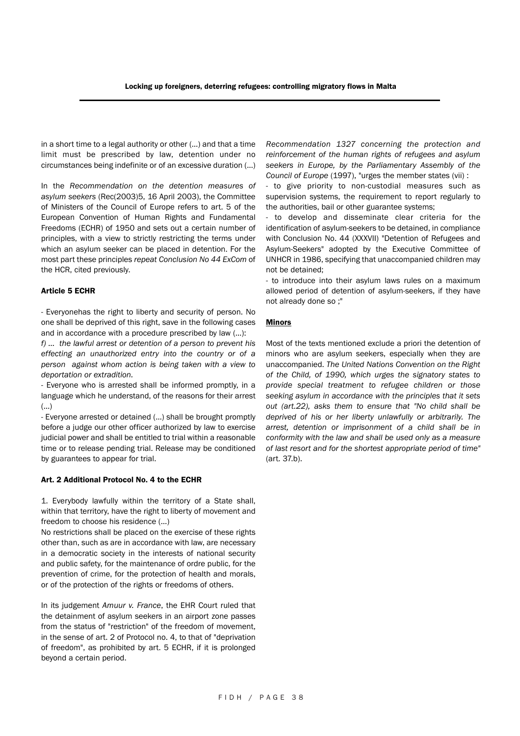in a short time to a legal authority or other (...) and that a time limit must be prescribed by law, detention under no circumstances being indefinite or of an excessive duration (...)

In the *Recommendation on the detention measures of asylum seekers* (Rec(2003)5, 16 April 2003), the Committee of Ministers of the Council of Europe refers to art. 5 of the European Convention of Human Rights and Fundamental Freedoms (ECHR) of 1950 and sets out a certain number of principles, with a view to strictly restricting the terms under which an asylum seeker can be placed in detention. For the most part these principles *repeat Conclusion No 44 ExCom* of the HCR, cited previously.

#### Article 5 ECHR

- Everyonehas the right to liberty and security of person. No one shall be deprived of this right, save in the following cases and in accordance with a procedure prescribed by law (...):

*f) ... the lawful arrest or detention of a person to prevent his effecting an unauthorized entry into the country or of a person against whom action is being taken with a view to deportation or extradition.*

- Everyone who is arrested shall be informed promptly, in a language which he understand, of the reasons for their arrest (...)
- Everyone arrested or detained (...) shall be brought promptly before a judge our other officer authorized by law to exercise judicial power and shall be entitled to trial within a reasonable time or to release pending trial. Release may be conditioned by guarantees to appear for trial.

#### Art. 2 Additional Protocol No. 4 to the ECHR

1. Everybody lawfully within the territory of a State shall, within that territory, have the right to liberty of movement and freedom to choose his residence (...)

No restrictions shall be placed on the exercise of these rights other than, such as are in accordance with law, are necessary in a democratic society in the interests of national security and public safety, for the maintenance of ordre public, for the prevention of crime, for the protection of health and morals, or of the protection of the rights or freedoms of others.

In its judgement *Amuur v. France*, the EHR Court ruled that the detainment of asylum seekers in an airport zone passes from the status of "restriction" of the freedom of movement, in the sense of art. 2 of Protocol no. 4, to that of "deprivation of freedom", as prohibited by art. 5 ECHR, if it is prolonged beyond a certain period.

*Recommendation 1327 concerning the protection and reinforcement of the human rights of refugees and asylum seekers in Europe, by the Parliamentary Assembly of the Council of Europe* (1997), "urges the member states (vii) :

- to give priority to non-custodial measures such as supervision systems, the requirement to report regularly to the authorities, bail or other guarantee systems;
- to develop and disseminate clear criteria for the identification of asylum-seekers to be detained, in compliance with Conclusion No. 44 (XXXVII) "Detention of Refugees and Asylum-Seekers" adopted by the Executive Committee of UNHCR in 1986, specifying that unaccompanied children may not be detained;
- to introduce into their asylum laws rules on a maximum allowed period of detention of asylum-seekers, if they have not already done so ;"

#### Minors

Most of the texts mentioned exclude a priori the detention of minors who are asylum seekers, especially when they are unaccompanied. *The United Nations Convention on the Right of the Child, of 1990, which urges the signatory states to provide special treatment to refugee children or those seeking asylum in accordance with the principles that it sets out (art.22), asks them to ensure that "No child shall be deprived of his or her liberty unlawfully or arbitrarily. The arrest, detention or imprisonment of a child shall be in conformity with the law and shall be used only as a measure of last resort and for the shortest appropriate period of time"* (art. 37.b).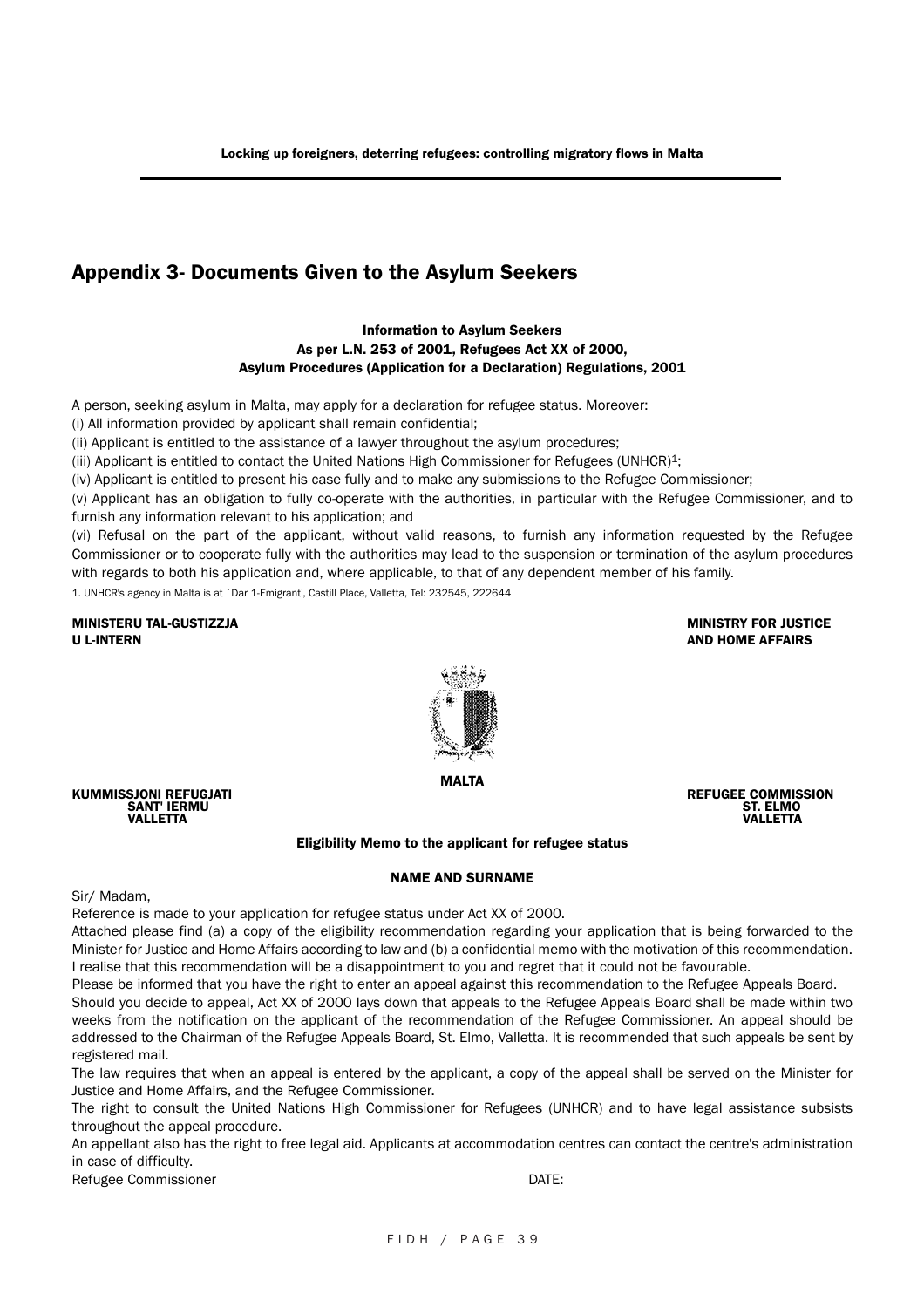# Appendix 3- Documents Given to the Asylum Seekers

**Information to Asylum Seekers**
**As per L.N. 253 of 2001, Refugees Act XX of 2000,**
**Asylum Procedures (Application for a Declaration) Regulations, 2001**

A person, seeking asylum in Malta, may apply for a declaration for refugee status. Moreover:

(i) All information provided by applicant shall remain confidential;

(ii) Applicant is entitled to the assistance of a lawyer throughout the asylum procedures;

(iii) Applicant is entitled to contact the United Nations High Commissioner for Refugees (UNHCR)[1];

(iv) Applicant is entitled to present his case fully and to make any submissions to the Refugee Commissioner;

(v) Applicant has an obligation to fully co-operate with the authorities, in particular with the Refugee Commissioner, and to furnish any information relevant to his application; and

(vi) Refusal on the part of the applicant, without valid reasons, to furnish any information requested by the Refugee Commissioner or to cooperate fully with the authorities may lead to the suspension or termination of the asylum procedures with regards to both his application and, where applicable, to that of any dependent member of his family.

1. UNHCR's agency in Malta is at `Dar 1-Emigrant', Castill Place, Valletta, Tel: 232545, 222644

**MINISTERU TAL-GUSTIZZJA U L-INTERN** — **MINISTRY FOR JUSTICE AND HOME AFFAIRS**

**MALTA**

**KUMMISSJONI REFUGJATI**
**SANT' IERMU**
**VALLETTA**

**REFUGEE COMMISSION**
**ST. ELMO**
**VALLETTA**

**Eligibility Memo to the applicant for refugee status**

**NAME AND SURNAME**

Sir/ Madam,

Reference is made to your application for refugee status under Act XX of 2000.

Attached please find (a) a copy of the eligibility recommendation regarding your application that is being forwarded to the Minister for Justice and Home Affairs according to law and (b) a confidential memo with the motivation of this recommendation. I realise that this recommendation will be a disappointment to you and regret that it could not be favourable.

Please be informed that you have the right to enter an appeal against this recommendation to the Refugee Appeals Board.

Should you decide to appeal, Act XX of 2000 lays down that appeals to the Refugee Appeals Board shall be made within two weeks from the notification on the applicant of the recommendation of the Refugee Commissioner. An appeal should be addressed to the Chairman of the Refugee Appeals Board, St. Elmo, Valletta. It is recommended that such appeals be sent by registered mail.

The law requires that when an appeal is entered by the applicant, a copy of the appeal shall be served on the Minister for Justice and Home Affairs, and the Refugee Commissioner.

The right to consult the United Nations High Commissioner for Refugees (UNHCR) and to have legal assistance subsists throughout the appeal procedure.

An appellant also has the right to free legal aid. Applicants at accommodation centres can contact the centre's administration in case of difficulty.

Refugee Commissioner — DATE: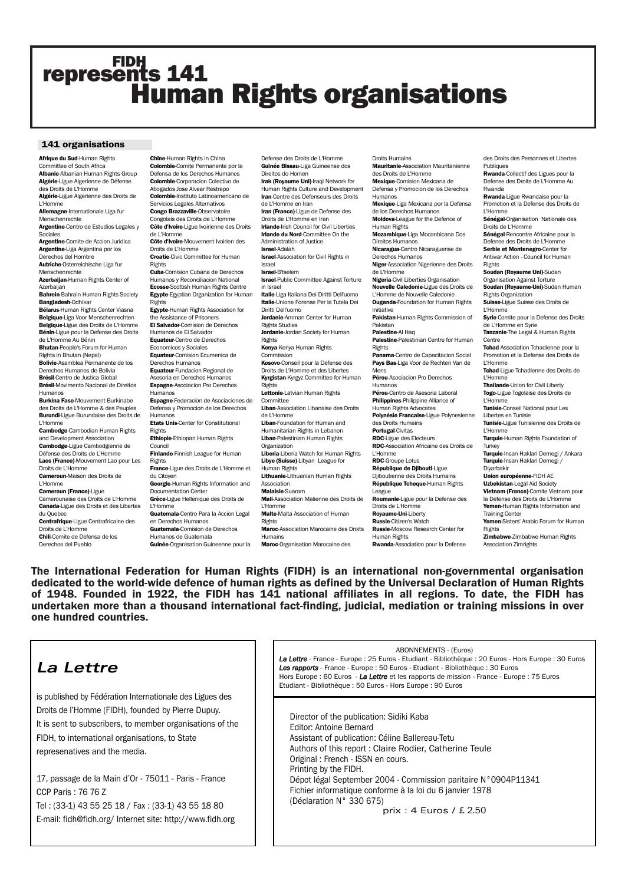# FIDH represents 141 Human Rights organisations

## 141 organisations

**Afrique du Sud**-Human Rights Committee of South Africa
**Albanie**-Albanian Human Rights Group
**Algérie**-Ligue Algerienne de Défense des Droits de L'Homme
**Algérie**-Ligue Algerienne des Droits de L'Homme
**Allemagne**-Internationale Liga fur Menschenrechte
**Argentine**-Centro de Estudios Legales y Sociales
**Argentine**-Comite de Accion Juridica
**Argentine**-Liga Argentina por los Derechos del Hombre
**Autriche**-Osterreichische Liga fur Menschenrechte
**Azerbaijan**-Human Rights Center of Azerbaijan
**Bahrein**-Bahrain Human Rights Society
**Bangladesh**-Odhikar
**Bélarus**-Human Rights Center Viasna
**Belgique**-Liga Voor Menschenrechten
**Belgique**-Ligue des Droits de L'Homme
**Bénin**-Ligue pour la Defense des Droits de L'Homme Au Bénin
**Bhutan**-People's Forum for Human Rights in Bhutan (Nepal)
**Bolivie**-Asamblea Permanente de los Derechos Humanos de Bolivia
**Brésil**-Centro de Justica Global
**Brésil**-Movimento Nacional de Direitos Humanos
**Burkina Faso**-Mouvement Burkinabe des Droits de L'Homme & des Peuples
**Burundi**-Ligue Burundaise des Droits de L'Homme
**Cambodge**-Cambodian Human Rights and Development Association
**Cambodge**-Ligue Cambodgienne de Défense des Droits de L'Homme
**Laos (France)**-Mouvement Lao pour Les Droits de L'Homme
**Cameroun**-Maison des Droits de L'Homme
**Cameroun (France)**-Ligue Camerounaise des Droits de L'Homme
**Canada**-Ligue des Droits et des Libertes du Quebec
**Centrafrique**-Ligue Centrafricaine des Droits de L'Homme
**Chili**-Comite de Defensa de los Derechos del Pueblo
**Chine**-Human Rights in China
**Colombie**-Comite Permanente por la Defensa de los Derechos Humanos
**Colombie**-Corporacion Colectivo de Abogados Jose Alvear Restrepo
**Colombie**-Instituto Latinoamericano de Servicios Legales Alternativos
**Congo Brazzaville**-Observatoire Congolais des Droits de L'Homme
**Côte d'Ivoire**-Ligue Ivoirienne des Droits de L'Homme
**Côte d'Ivoire**-Mouvement Ivoirien des Droits de L'Homme
**Croatie**-Civic Committee for Human Rights
**Cuba**-Comision Cubana de Derechos Humanos y Reconciliacion National
**Ecosse**-Scottish Human Rights Centre
**Egypte**-Egyptian Organization for Human Rights
**Egypte**-Human Rights Association for the Assistance of Prisoners
**El Salvador**-Comision de Derechos Humanos de El Salvador
**Equateur**-Centro de Derechos Economicos y Sociales
**Equateur**-Comision Ecumenica de Derechos Humanos
**Equateur**-Fundacion Regional de Asesoria en Derechos Humanos
**Espagne**-Asociacion Pro Derechos Humanos
**Espagne**-Federacion de Asociaciones de Defensa y Promocion de los Derechos Humanos
**Etats Unis**-Center for Constitutional Rights
**Ethiopie**-Ethiopan Human Rights Council
**Finlande**-Finnish League for Human Rights
**France**-Ligue des Droits de L'Homme et du Citoyen
**Georgie**-Human Rights Information and Documentation Center
**Grèce**-Ligue Hellenique des Droits de L'Homme
**Guatemala**-Centro Para la Accion Legal en Derechos Humanos
**Guatemala**-Comision de Derechos Humanos de Guatemala
**Guinée**-Organisation Guineenne pour la Defense des Droits de L'Homme
**Guinée Bissau**-Liga Guineense dos Direitos do Homen
**Irak (Royaume Uni)**-Iraqi Network for Human Rights Culture and Development
**Iran**-Centre des Defenseurs des Droits de L'Homme en Iran
**Iran (France)**-Ligue de Defense des Droits de L'Homme en Iran
**Irlande**-Irish Council for Civil Liberties
**Irlande du Nord**-Committee On the Administration of Justice
**Israel**-Adalah
**Israel**-Association for Civil Rights in Israel
**Israel**-B'tselem
**Israel**-Public Committee Against Torture in Israel
**Italie**-Liga Italiana Dei Diritti Dell'uomo
**Italie**-Unione Forense Per la Tutela Dei Diritti Dell'uomo
**Jordanie**-Amman Center for Human Rights Studies
**Jordanie**-Jordan Society for Human Rights
**Kenya**-Kenya Human Rights Commission
**Kosovo**-Conseil pour la Defense des Droits de L'Homme et des Libertes
**Kyrgistan**-Kyrgyz Committee for Human Rights
**Lettonie**-Latvian Human Rights Committee
**Liban**-Association Libanaise des Droits de L'Homme
**Liban**-Foundation for Human and Humanitarian Rights in Lebanon
**Liban**-Palestinian Human Rights Organization
**Liberia**-Liberia Watch for Human Rights
**Libye (Suisse)**-Libyan League for Human Rights
**Lithuanie**-Lithuanian Human Rights Association
**Malaisie**-Suaram
**Mali**-Association Malienne des Droits de L'Homme
**Malte**-Malta Association of Human Rights
**Maroc**-Association Marocaine des Droits Humains
**Maroc**-Organisation Marocaine des Droits Humains
**Mauritanie**-Association Mauritanienne des Droits de L'Homme
**Mexique**-Comision Mexicana de Defensa y Promocion de los Derechos Humanos
**Mexique**-Liga Mexicana por la Defensa de los Derechos Humanos
**Moldova**-League for the Defence of Human Rights
**Mozambique**-Liga Mocanbicana Dos Direitos Humanos
**Nicaragua**-Centro Nicaraguense de Derechos Humanos
**Niger**-Association Nigerienne des Droits de L'Homme
**Nigeria**-Civil Liberties Organisation
**Nouvelle Caledonie**-Ligue des Droits de L'Homme de Nouvelle Caledonie
**Ouganda**-Foundation for Human Rights Initiative
**Pakistan**-Human Rights Commission of Pakistan
**Palestine**-Al Haq
**Palestine**-Palestinian Centre for Human Rights
**Panama**-Centro de Capacitacion Social
**Pays Bas**-Liga Voor de Rechten Van de Mens
**Pérou**-Asociacion Pro Derechos Humanos
**Pérou**-Centro de Asesoria Laboral
**Philippines**-Philippine Alliance of Human Rights Advocates
**Polynésie Francaise**-Ligue Polynesienne des Droits Humains
**Portugal**-Civitas
**RDC**-Ligue des Electeurs
**RDC**-Association Africaine des Droits de L'Homme
**RDC**-Groupe Lotus
**République de Djibouti**-Ligue Djiboutienne des Droits Humains
**République Tcheque**-Human Rights League
**Roumanie**-Ligue pour la Defense des Droits de L'Homme
**Royaume-Uni**-Liberty
**Russie**-Citizen's Watch
**Russie**-Moscow Research Center for Human Rights
**Rwanda**-Association pour la Defense des Droits des Personnes et Libertes Publiques
**Rwanda**-Collectif des Ligues pour la Defense des Droits de L'Homme Au Rwanda
**Rwanda**-Ligue Rwandaise pour la Promotion et la Defense des Droits de L'Homme
**Sénégal**-Organisation Nationale des Droits de L'Homme
**Sénégal**-Rencontre Africaine pour la Defense des Droits de L'Homme
**Serbie et Montenegro**-Center for Antiwar Action - Council for Human Rights
**Soudan (Royaume Uni)**-Sudan Organisation Against Torture
**Soudan (Royaume-Uni)**-Sudan Human Rights Organization
**Suisse**-Ligue Suisse des Droits de L'Homme
**Syrie**-Comite pour la Defense des Droits de L'Homme en Syrie
**Tanzanie**-The Legal & Human Rights Centre
**Tchad**-Association Tchadienne pour la Promotion et la Defense des Droits de L'Homme
**Tchad**-Ligue Tchadienne des Droits de L'Homme
**Thailande**-Union for Civil Liberty
**Togo**-Ligue Togolaise des Droits de L'Homme
**Tunisie**-Conseil National pour Les Libertes en Tunisie
**Tunisie**-Ligue Tunisienne des Droits de L'Homme
**Turquie**-Human Rights Foundation of Turkey
**Turquie**-Insan Haklari Dernegi / Ankara
**Turquie**-Insan Haklari Dernegi / Diyarbakir
**Union européenne**-FIDH AE
**Uzbekistan**-Legal Aid Society
**Vietnam (France)**-Comite Vietnam pour la Defense des Droits de L'Homme
**Yemen**-Human Rights Information and Training Center
**Yemen**-Sisters' Arabic Forum for Human Rights
**Zimbabwe**-Zimbabwe Human Rights Association Zimrights

**The International Federation for Human Rights (FIDH) is an international non-governmental organisation dedicated to the world-wide defence of human rights as defined by the Universal Declaration of Human Rights of 1948. Founded in 1922, the FIDH has 141 national affiliates in all regions. To date, the FIDH has undertaken more than a thousand international fact-finding, judicial, mediation or training missions in over one hundred countries.**

## *La Lettre*

is published by Fédération Internationale des Ligues des Droits de l'Homme (FIDH), founded by Pierre Dupuy. It is sent to subscribers, to member organisations of the FIDH, to international organisations, to State represenatives and the media.

17, passage de la Main d'Or - 75011 - Paris - France
CCP Paris : 76 76 Z
Tel : (33-1) 43 55 25 18 / Fax : (33-1) 43 55 18 80
E-mail: fidh@fidh.org/ Internet site: http://www.fidh.org

ABONNEMENTS - (Euros)
*La Lettre* - France - Europe : 25 Euros - Etudiant - Bibliothèque : 20 Euros - Hors Europe : 30 Euros
*Les rapports* - France - Europe : 50 Euros - Etudiant - Bibliothèque : 30 Euros
Hors Europe : 60 Euros - *La Lettre* et les rapports de mission - France - Europe : 75 Euros
Etudiant - Bibliothèque : 50 Euros - Hors Europe : 90 Euros

Director of the publication: Sidiki Kaba
Editor: Antoine Bernard
Assistant of publication: Céline Ballereau-Tetu
Authors of this report : Claire Rodier, Catherine Teule
Original : French - ISSN en cours.
Printing by the FIDH.
Dépot légal September 2004 - Commission paritaire N°0904P11341
Fichier informatique conforme à la loi du 6 janvier 1978
(Déclaration N° 330 675)

prix : 4 Euros / £ 2.50